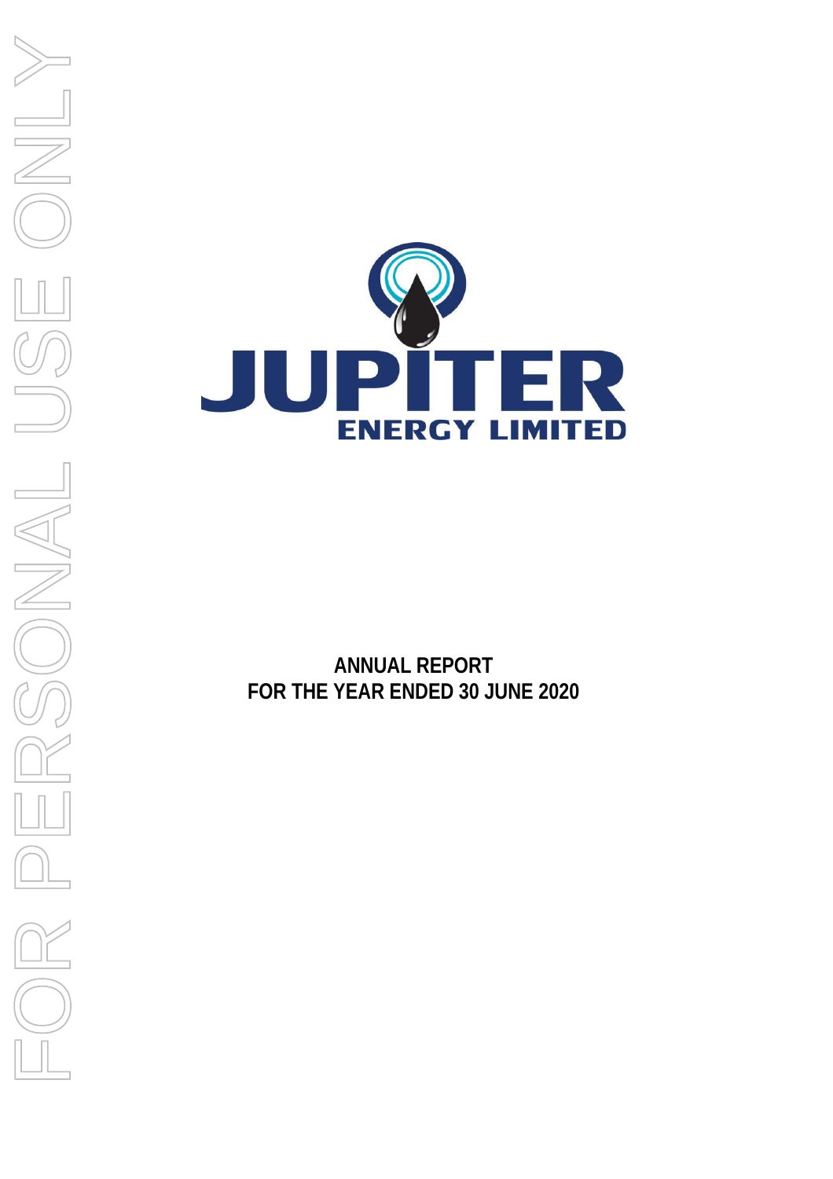# JUPITER ENERGY LIMITED

## ANNUAL REPORT
## FOR THE YEAR ENDED 30 JUNE 2020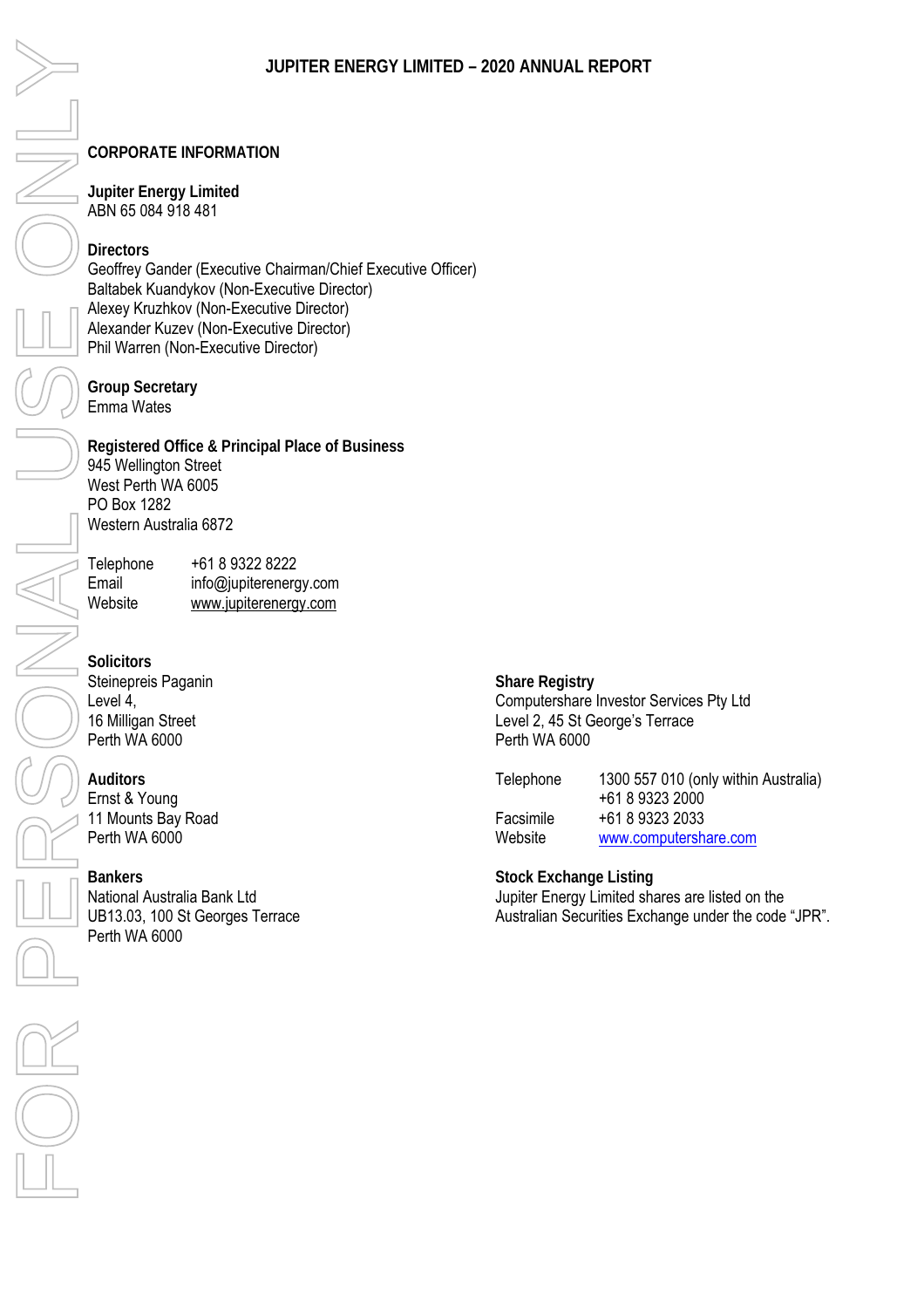## CORPORATE INFORMATION

**Jupiter Energy Limited**
ABN 65 084 918 481

**Directors**
Geoffrey Gander (Executive Chairman/Chief Executive Officer)
Baltabek Kuandykov (Non-Executive Director)
Alexey Kruzhkov (Non-Executive Director)
Alexander Kuzev (Non-Executive Director)
Phil Warren (Non-Executive Director)

**Group Secretary**
Emma Wates

**Registered Office & Principal Place of Business**
945 Wellington Street
West Perth WA 6005
PO Box 1282
Western Australia 6872

| | |
|---|---|
| Telephone | +61 8 9322 8222 |
| Email | info@jupiterenergy.com |
| Website | www.jupiterenergy.com |

**Solicitors**
Steinepreis Paganin
Level 4,
16 Milligan Street
Perth WA 6000

**Auditors**
Ernst & Young
11 Mounts Bay Road
Perth WA 6000

**Bankers**
National Australia Bank Ltd
UB13.03, 100 St Georges Terrace
Perth WA 6000

**Share Registry**
Computershare Investor Services Pty Ltd
Level 2, 45 St George's Terrace
Perth WA 6000

| | |
|---|---|
| Telephone | 1300 557 010 (only within Australia) |
| | +61 8 9323 2000 |
| Facsimile | +61 8 9323 2033 |
| Website | www.computershare.com |

**Stock Exchange Listing**
Jupiter Energy Limited shares are listed on the Australian Securities Exchange under the code "JPR".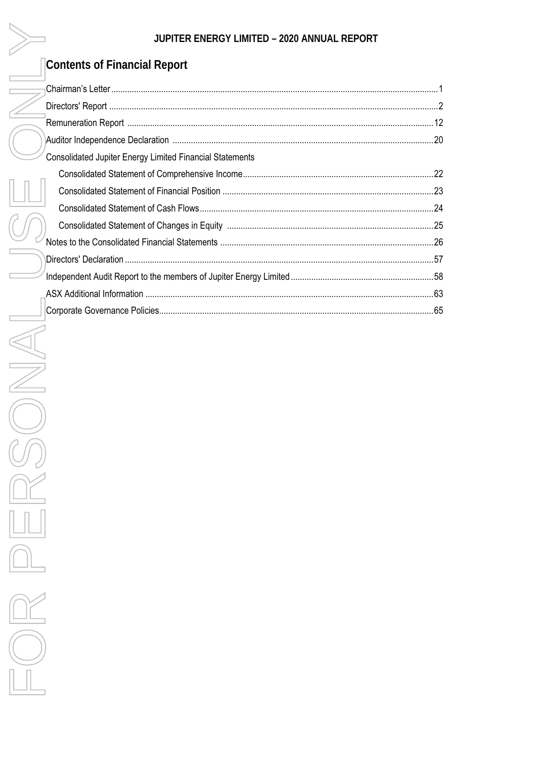## Contents of Financial Report

| | |
|---|---|
| Chairman's Letter | 1 |
| Directors' Report | 2 |
| Remuneration Report | 12 |
| Auditor Independence Declaration | 20 |
| Consolidated Jupiter Energy Limited Financial Statements | |
| Consolidated Statement of Comprehensive Income | 22 |
| Consolidated Statement of Financial Position | 23 |
| Consolidated Statement of Cash Flows | 24 |
| Consolidated Statement of Changes in Equity | 25 |
| Notes to the Consolidated Financial Statements | 26 |
| Directors' Declaration | 57 |
| Independent Audit Report to the members of Jupiter Energy Limited | 58 |
| ASX Additional Information | 63 |
| Corporate Governance Policies | 65 |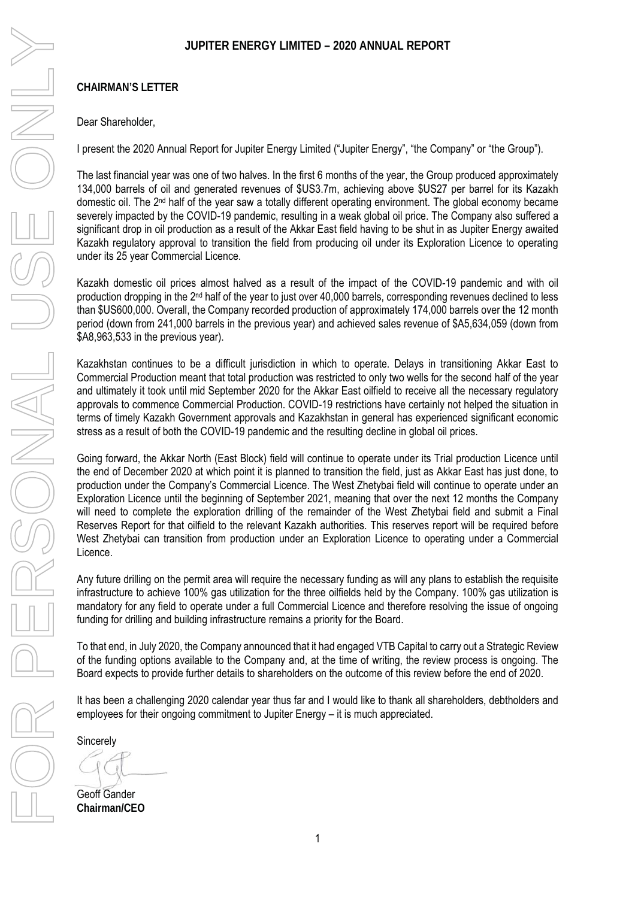## CHAIRMAN'S LETTER

Dear Shareholder,

I present the 2020 Annual Report for Jupiter Energy Limited ("Jupiter Energy", "the Company" or "the Group").

The last financial year was one of two halves. In the first 6 months of the year, the Group produced approximately 134,000 barrels of oil and generated revenues of $US3.7m, achieving above $US27 per barrel for its Kazakh domestic oil. The 2nd half of the year saw a totally different operating environment. The global economy became severely impacted by the COVID-19 pandemic, resulting in a weak global oil price. The Company also suffered a significant drop in oil production as a result of the Akkar East field having to be shut in as Jupiter Energy awaited Kazakh regulatory approval to transition the field from producing oil under its Exploration Licence to operating under its 25 year Commercial Licence.

Kazakh domestic oil prices almost halved as a result of the impact of the COVID-19 pandemic and with oil production dropping in the 2nd half of the year to just over 40,000 barrels, corresponding revenues declined to less than $US600,000. Overall, the Company recorded production of approximately 174,000 barrels over the 12 month period (down from 241,000 barrels in the previous year) and achieved sales revenue of $A5,634,059 (down from $A8,963,533 in the previous year).

Kazakhstan continues to be a difficult jurisdiction in which to operate. Delays in transitioning Akkar East to Commercial Production meant that total production was restricted to only two wells for the second half of the year and ultimately it took until mid September 2020 for the Akkar East oilfield to receive all the necessary regulatory approvals to commence Commercial Production. COVID-19 restrictions have certainly not helped the situation in terms of timely Kazakh Government approvals and Kazakhstan in general has experienced significant economic stress as a result of both the COVID-19 pandemic and the resulting decline in global oil prices.

Going forward, the Akkar North (East Block) field will continue to operate under its Trial production Licence until the end of December 2020 at which point it is planned to transition the field, just as Akkar East has just done, to production under the Company's Commercial Licence. The West Zhetybai field will continue to operate under an Exploration Licence until the beginning of September 2021, meaning that over the next 12 months the Company will need to complete the exploration drilling of the remainder of the West Zhetybai field and submit a Final Reserves Report for that oilfield to the relevant Kazakh authorities. This reserves report will be required before West Zhetybai can transition from production under an Exploration Licence to operating under a Commercial Licence.

Any future drilling on the permit area will require the necessary funding as will any plans to establish the requisite infrastructure to achieve 100% gas utilization for the three oilfields held by the Company. 100% gas utilization is mandatory for any field to operate under a full Commercial Licence and therefore resolving the issue of ongoing funding for drilling and building infrastructure remains a priority for the Board.

To that end, in July 2020, the Company announced that it had engaged VTB Capital to carry out a Strategic Review of the funding options available to the Company and, at the time of writing, the review process is ongoing. The Board expects to provide further details to shareholders on the outcome of this review before the end of 2020.

It has been a challenging 2020 calendar year thus far and I would like to thank all shareholders, debtholders and employees for their ongoing commitment to Jupiter Energy – it is much appreciated.

Sincerely

Geoff Gander
**Chairman/CEO**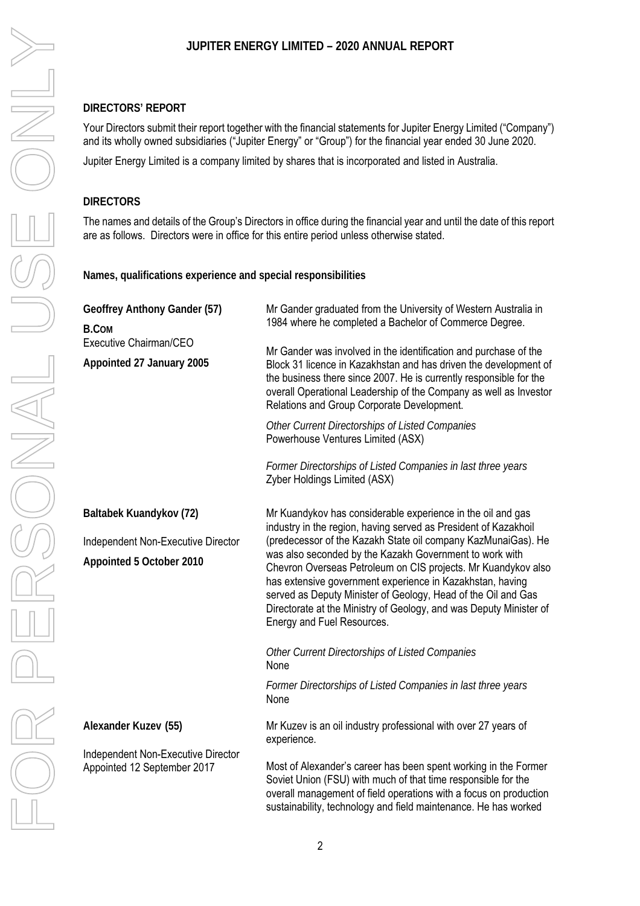**DIRECTORS' REPORT**

Your Directors submit their report together with the financial statements for Jupiter Energy Limited ("Company") and its wholly owned subsidiaries ("Jupiter Energy" or "Group") for the financial year ended 30 June 2020.

Jupiter Energy Limited is a company limited by shares that is incorporated and listed in Australia.

**DIRECTORS**

The names and details of the Group's Directors in office during the financial year and until the date of this report are as follows. Directors were in office for this entire period unless otherwise stated.

**Names, qualifications experience and special responsibilities**

**Geoffrey Anthony Gander (57)**
**B.COM**
Executive Chairman/CEO
**Appointed 27 January 2005**

Mr Gander graduated from the University of Western Australia in 1984 where he completed a Bachelor of Commerce Degree.

Mr Gander was involved in the identification and purchase of the Block 31 licence in Kazakhstan and has driven the development of the business there since 2007. He is currently responsible for the overall Operational Leadership of the Company as well as Investor Relations and Group Corporate Development.

*Other Current Directorships of Listed Companies*
Powerhouse Ventures Limited (ASX)

*Former Directorships of Listed Companies in last three years*
Zyber Holdings Limited (ASX)

**Baltabek Kuandykov (72)**

Independent Non-Executive Director

**Appointed 5 October 2010**

Mr Kuandykov has considerable experience in the oil and gas industry in the region, having served as President of Kazakhoil (predecessor of the Kazakh State oil company KazMunaiGas). He was also seconded by the Kazakh Government to work with Chevron Overseas Petroleum on CIS projects. Mr Kuandykov also has extensive government experience in Kazakhstan, having served as Deputy Minister of Geology, Head of the Oil and Gas Directorate at the Ministry of Geology, and was Deputy Minister of Energy and Fuel Resources.

*Other Current Directorships of Listed Companies*
None

*Former Directorships of Listed Companies in last three years*
None

**Alexander Kuzev (55)**

Independent Non-Executive Director
Appointed 12 September 2017

Mr Kuzev is an oil industry professional with over 27 years of experience.

Most of Alexander's career has been spent working in the Former Soviet Union (FSU) with much of that time responsible for the overall management of field operations with a focus on production sustainability, technology and field maintenance. He has worked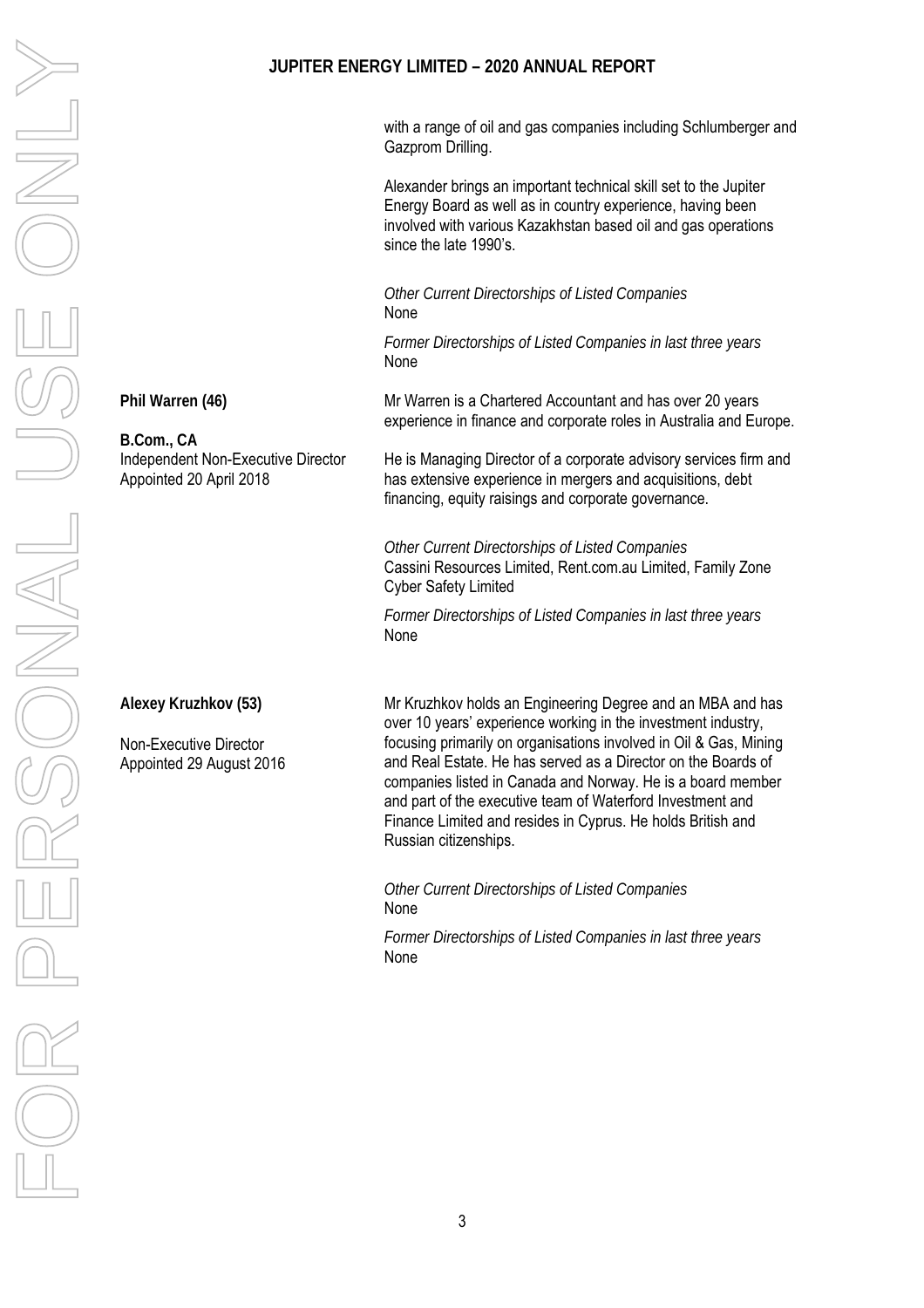with a range of oil and gas companies including Schlumberger and Gazprom Drilling.

Alexander brings an important technical skill set to the Jupiter Energy Board as well as in country experience, having been involved with various Kazakhstan based oil and gas operations since the late 1990's.

*Other Current Directorships of Listed Companies*
None

*Former Directorships of Listed Companies in last three years*
None

**Phil Warren (46)**

**B.Com., CA**
Independent Non-Executive Director
Appointed 20 April 2018

Mr Warren is a Chartered Accountant and has over 20 years experience in finance and corporate roles in Australia and Europe.

He is Managing Director of a corporate advisory services firm and has extensive experience in mergers and acquisitions, debt financing, equity raisings and corporate governance.

*Other Current Directorships of Listed Companies*
Cassini Resources Limited, Rent.com.au Limited, Family Zone Cyber Safety Limited

*Former Directorships of Listed Companies in last three years*
None

**Alexey Kruzhkov (53)**

Non-Executive Director
Appointed 29 August 2016

Mr Kruzhkov holds an Engineering Degree and an MBA and has over 10 years' experience working in the investment industry, focusing primarily on organisations involved in Oil & Gas, Mining and Real Estate. He has served as a Director on the Boards of companies listed in Canada and Norway. He is a board member and part of the executive team of Waterford Investment and Finance Limited and resides in Cyprus. He holds British and Russian citizenships.

*Other Current Directorships of Listed Companies*
None

*Former Directorships of Listed Companies in last three years*
None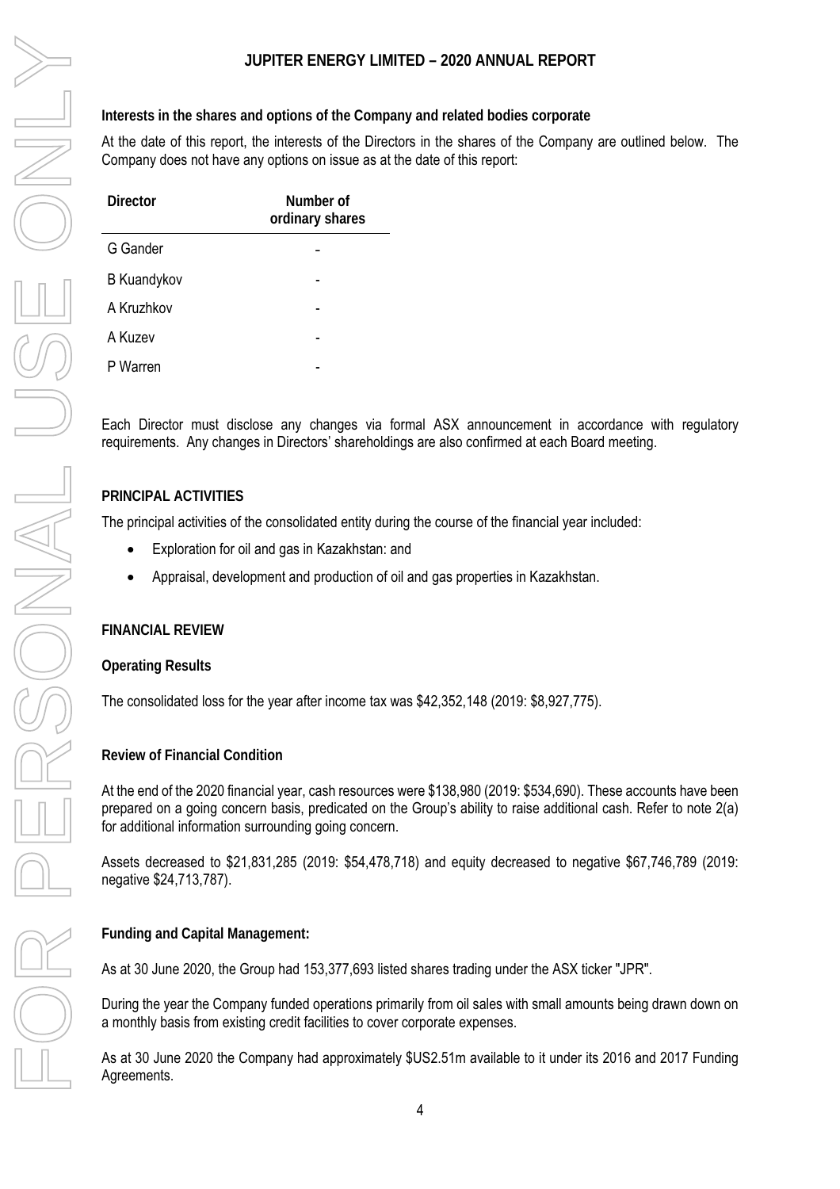**Interests in the shares and options of the Company and related bodies corporate**

At the date of this report, the interests of the Directors in the shares of the Company are outlined below. The Company does not have any options on issue as at the date of this report:

| Director | Number of ordinary shares |
|---|---|
| G Gander | - |
| B Kuandykov | - |
| A Kruzhkov | - |
| A Kuzev | - |
| P Warren | - |

Each Director must disclose any changes via formal ASX announcement in accordance with regulatory requirements. Any changes in Directors' shareholdings are also confirmed at each Board meeting.

## PRINCIPAL ACTIVITIES

The principal activities of the consolidated entity during the course of the financial year included:

- Exploration for oil and gas in Kazakhstan: and
- Appraisal, development and production of oil and gas properties in Kazakhstan.

## FINANCIAL REVIEW

### Operating Results

The consolidated loss for the year after income tax was $42,352,148 (2019: $8,927,775).

### Review of Financial Condition

At the end of the 2020 financial year, cash resources were $138,980 (2019: $534,690). These accounts have been prepared on a going concern basis, predicated on the Group's ability to raise additional cash. Refer to note 2(a) for additional information surrounding going concern.

Assets decreased to $21,831,285 (2019: $54,478,718) and equity decreased to negative $67,746,789 (2019: negative $24,713,787).

### Funding and Capital Management:

As at 30 June 2020, the Group had 153,377,693 listed shares trading under the ASX ticker "JPR".

During the year the Company funded operations primarily from oil sales with small amounts being drawn down on a monthly basis from existing credit facilities to cover corporate expenses.

As at 30 June 2020 the Company had approximately $US2.51m available to it under its 2016 and 2017 Funding Agreements.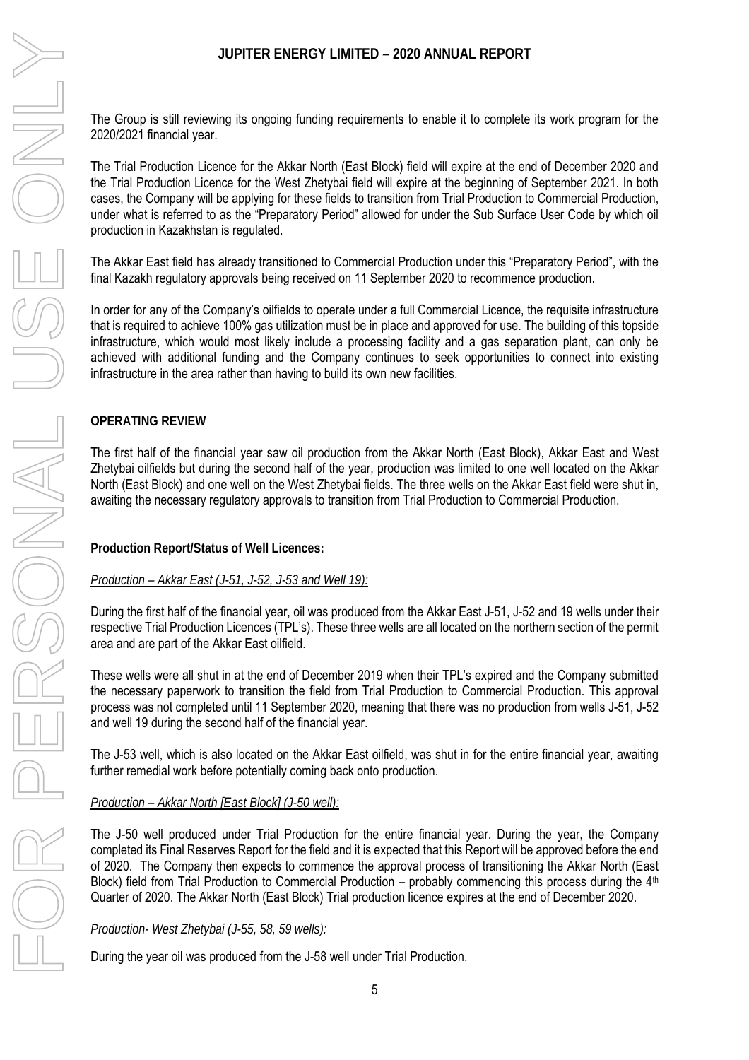The Group is still reviewing its ongoing funding requirements to enable it to complete its work program for the 2020/2021 financial year.

The Trial Production Licence for the Akkar North (East Block) field will expire at the end of December 2020 and the Trial Production Licence for the West Zhetybai field will expire at the beginning of September 2021. In both cases, the Company will be applying for these fields to transition from Trial Production to Commercial Production, under what is referred to as the "Preparatory Period" allowed for under the Sub Surface User Code by which oil production in Kazakhstan is regulated.

The Akkar East field has already transitioned to Commercial Production under this "Preparatory Period", with the final Kazakh regulatory approvals being received on 11 September 2020 to recommence production.

In order for any of the Company's oilfields to operate under a full Commercial Licence, the requisite infrastructure that is required to achieve 100% gas utilization must be in place and approved for use. The building of this topside infrastructure, which would most likely include a processing facility and a gas separation plant, can only be achieved with additional funding and the Company continues to seek opportunities to connect into existing infrastructure in the area rather than having to build its own new facilities.

## OPERATING REVIEW

The first half of the financial year saw oil production from the Akkar North (East Block), Akkar East and West Zhetybai oilfields but during the second half of the year, production was limited to one well located on the Akkar North (East Block) and one well on the West Zhetybai fields. The three wells on the Akkar East field were shut in, awaiting the necessary regulatory approvals to transition from Trial Production to Commercial Production.

### Production Report/Status of Well Licences:

*Production – Akkar East (J-51, J-52, J-53 and Well 19):*

During the first half of the financial year, oil was produced from the Akkar East J-51, J-52 and 19 wells under their respective Trial Production Licences (TPL's). These three wells are all located on the northern section of the permit area and are part of the Akkar East oilfield.

These wells were all shut in at the end of December 2019 when their TPL's expired and the Company submitted the necessary paperwork to transition the field from Trial Production to Commercial Production. This approval process was not completed until 11 September 2020, meaning that there was no production from wells J-51, J-52 and well 19 during the second half of the financial year.

The J-53 well, which is also located on the Akkar East oilfield, was shut in for the entire financial year, awaiting further remedial work before potentially coming back onto production.

*Production – Akkar North [East Block] (J-50 well):*

The J-50 well produced under Trial Production for the entire financial year. During the year, the Company completed its Final Reserves Report for the field and it is expected that this Report will be approved before the end of 2020. The Company then expects to commence the approval process of transitioning the Akkar North (East Block) field from Trial Production to Commercial Production – probably commencing this process during the 4th Quarter of 2020. The Akkar North (East Block) Trial production licence expires at the end of December 2020.

*Production- West Zhetybai (J-55, 58, 59 wells):*

During the year oil was produced from the J-58 well under Trial Production.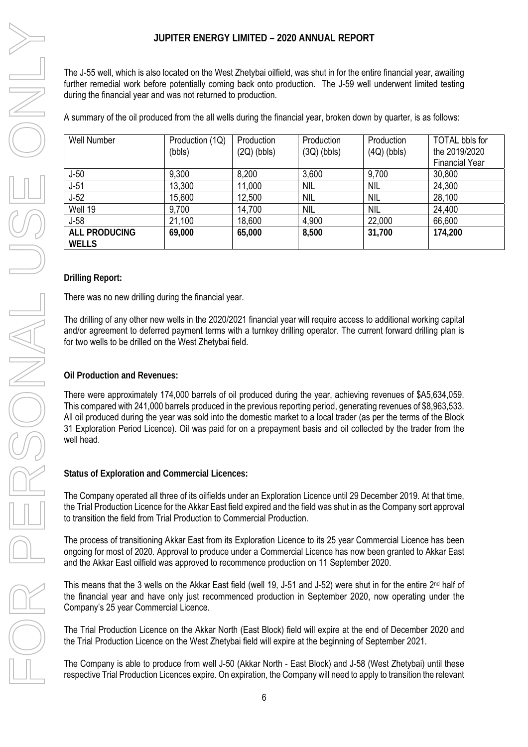The J-55 well, which is also located on the West Zhetybai oilfield, was shut in for the entire financial year, awaiting further remedial work before potentially coming back onto production. The J-59 well underwent limited testing during the financial year and was not returned to production.

A summary of the oil produced from the all wells during the financial year, broken down by quarter, is as follows:

| Well Number | Production (1Q) (bbls) | Production (2Q) (bbls) | Production (3Q) (bbls) | Production (4Q) (bbls) | TOTAL bbls for the 2019/2020 Financial Year |
|---|---|---|---|---|---|
| J-50 | 9,300 | 8,200 | 3,600 | 9,700 | 30,800 |
| J-51 | 13,300 | 11,000 | NIL | NIL | 24,300 |
| J-52 | 15,600 | 12,500 | NIL | NIL | 28,100 |
| Well 19 | 9,700 | 14,700 | NIL | NIL | 24,400 |
| J-58 | 21,100 | 18,600 | 4,900 | 22,000 | 66,600 |
| **ALL PRODUCING WELLS** | **69,000** | **65,000** | **8,500** | **31,700** | **174,200** |

**Drilling Report:**

There was no new drilling during the financial year.

The drilling of any other new wells in the 2020/2021 financial year will require access to additional working capital and/or agreement to deferred payment terms with a turnkey drilling operator. The current forward drilling plan is for two wells to be drilled on the West Zhetybai field.

**Oil Production and Revenues:**

There were approximately 174,000 barrels of oil produced during the year, achieving revenues of $A5,634,059. This compared with 241,000 barrels produced in the previous reporting period, generating revenues of $8,963,533. All oil produced during the year was sold into the domestic market to a local trader (as per the terms of the Block 31 Exploration Period Licence). Oil was paid for on a prepayment basis and oil collected by the trader from the well head.

**Status of Exploration and Commercial Licences:**

The Company operated all three of its oilfields under an Exploration Licence until 29 December 2019. At that time, the Trial Production Licence for the Akkar East field expired and the field was shut in as the Company sort approval to transition the field from Trial Production to Commercial Production.

The process of transitioning Akkar East from its Exploration Licence to its 25 year Commercial Licence has been ongoing for most of 2020. Approval to produce under a Commercial Licence has now been granted to Akkar East and the Akkar East oilfield was approved to recommence production on 11 September 2020.

This means that the 3 wells on the Akkar East field (well 19, J-51 and J-52) were shut in for the entire 2nd half of the financial year and have only just recommenced production in September 2020, now operating under the Company's 25 year Commercial Licence.

The Trial Production Licence on the Akkar North (East Block) field will expire at the end of December 2020 and the Trial Production Licence on the West Zhetybai field will expire at the beginning of September 2021.

The Company is able to produce from well J-50 (Akkar North - East Block) and J-58 (West Zhetybai) until these respective Trial Production Licences expire. On expiration, the Company will need to apply to transition the relevant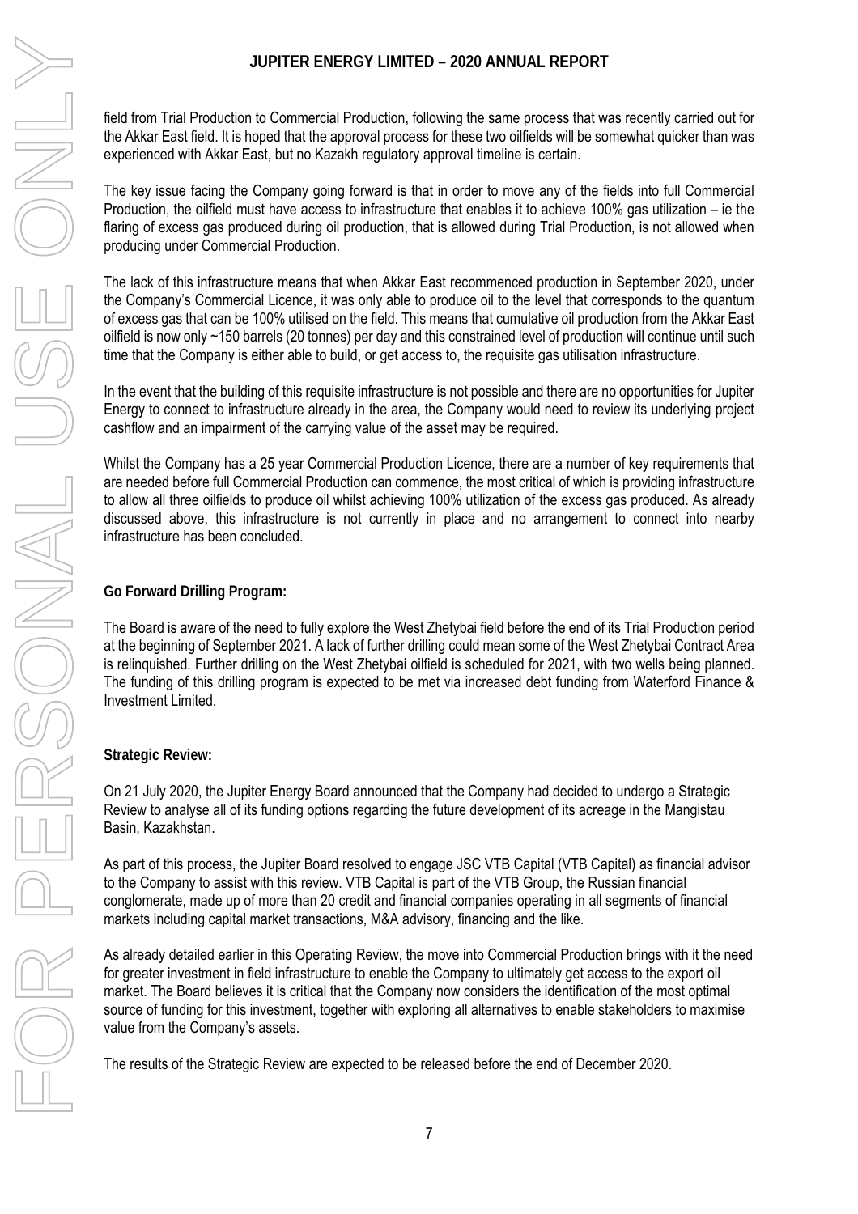field from Trial Production to Commercial Production, following the same process that was recently carried out for the Akkar East field. It is hoped that the approval process for these two oilfields will be somewhat quicker than was experienced with Akkar East, but no Kazakh regulatory approval timeline is certain.

The key issue facing the Company going forward is that in order to move any of the fields into full Commercial Production, the oilfield must have access to infrastructure that enables it to achieve 100% gas utilization – ie the flaring of excess gas produced during oil production, that is allowed during Trial Production, is not allowed when producing under Commercial Production.

The lack of this infrastructure means that when Akkar East recommenced production in September 2020, under the Company's Commercial Licence, it was only able to produce oil to the level that corresponds to the quantum of excess gas that can be 100% utilised on the field. This means that cumulative oil production from the Akkar East oilfield is now only ~150 barrels (20 tonnes) per day and this constrained level of production will continue until such time that the Company is either able to build, or get access to, the requisite gas utilisation infrastructure.

In the event that the building of this requisite infrastructure is not possible and there are no opportunities for Jupiter Energy to connect to infrastructure already in the area, the Company would need to review its underlying project cashflow and an impairment of the carrying value of the asset may be required.

Whilst the Company has a 25 year Commercial Production Licence, there are a number of key requirements that are needed before full Commercial Production can commence, the most critical of which is providing infrastructure to allow all three oilfields to produce oil whilst achieving 100% utilization of the excess gas produced. As already discussed above, this infrastructure is not currently in place and no arrangement to connect into nearby infrastructure has been concluded.

**Go Forward Drilling Program:**

The Board is aware of the need to fully explore the West Zhetybai field before the end of its Trial Production period at the beginning of September 2021. A lack of further drilling could mean some of the West Zhetybai Contract Area is relinquished. Further drilling on the West Zhetybai oilfield is scheduled for 2021, with two wells being planned. The funding of this drilling program is expected to be met via increased debt funding from Waterford Finance & Investment Limited.

**Strategic Review:**

On 21 July 2020, the Jupiter Energy Board announced that the Company had decided to undergo a Strategic Review to analyse all of its funding options regarding the future development of its acreage in the Mangistau Basin, Kazakhstan.

As part of this process, the Jupiter Board resolved to engage JSC VTB Capital (VTB Capital) as financial advisor to the Company to assist with this review. VTB Capital is part of the VTB Group, the Russian financial conglomerate, made up of more than 20 credit and financial companies operating in all segments of financial markets including capital market transactions, M&A advisory, financing and the like.

As already detailed earlier in this Operating Review, the move into Commercial Production brings with it the need for greater investment in field infrastructure to enable the Company to ultimately get access to the export oil market. The Board believes it is critical that the Company now considers the identification of the most optimal source of funding for this investment, together with exploring all alternatives to enable stakeholders to maximise value from the Company's assets.

The results of the Strategic Review are expected to be released before the end of December 2020.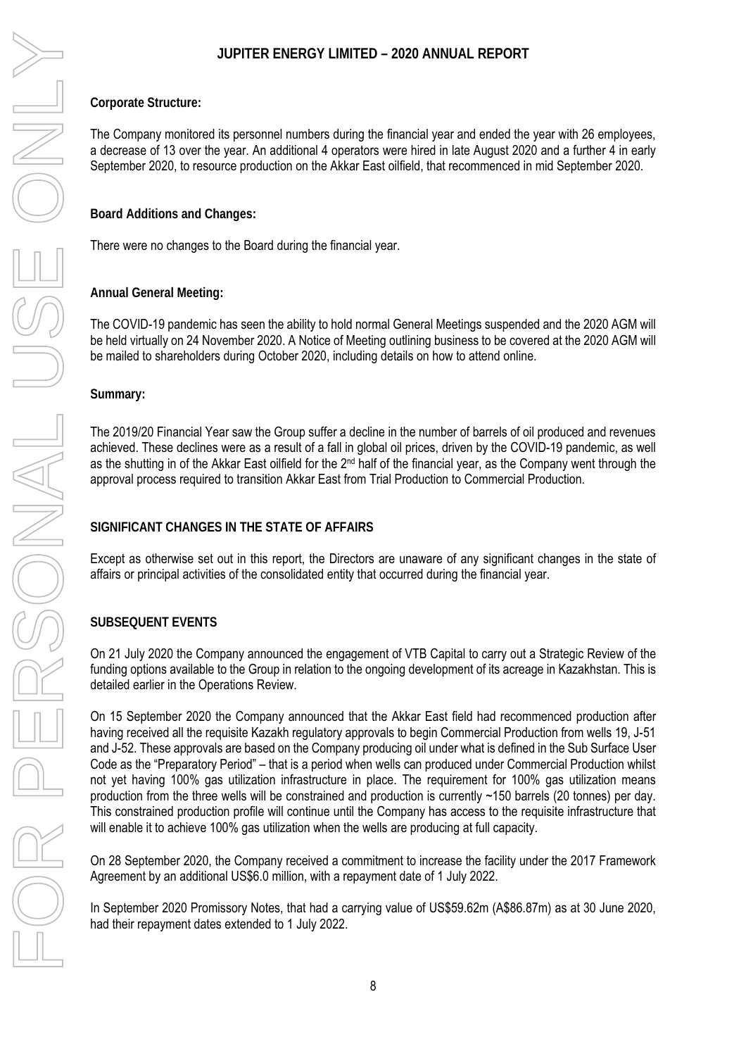**Corporate Structure:**

The Company monitored its personnel numbers during the financial year and ended the year with 26 employees, a decrease of 13 over the year. An additional 4 operators were hired in late August 2020 and a further 4 in early September 2020, to resource production on the Akkar East oilfield, that recommenced in mid September 2020.

**Board Additions and Changes:**

There were no changes to the Board during the financial year.

**Annual General Meeting:**

The COVID-19 pandemic has seen the ability to hold normal General Meetings suspended and the 2020 AGM will be held virtually on 24 November 2020. A Notice of Meeting outlining business to be covered at the 2020 AGM will be mailed to shareholders during October 2020, including details on how to attend online.

**Summary:**

The 2019/20 Financial Year saw the Group suffer a decline in the number of barrels of oil produced and revenues achieved. These declines were as a result of a fall in global oil prices, driven by the COVID-19 pandemic, as well as the shutting in of the Akkar East oilfield for the 2nd half of the financial year, as the Company went through the approval process required to transition Akkar East from Trial Production to Commercial Production.

## SIGNIFICANT CHANGES IN THE STATE OF AFFAIRS

Except as otherwise set out in this report, the Directors are unaware of any significant changes in the state of affairs or principal activities of the consolidated entity that occurred during the financial year.

## SUBSEQUENT EVENTS

On 21 July 2020 the Company announced the engagement of VTB Capital to carry out a Strategic Review of the funding options available to the Group in relation to the ongoing development of its acreage in Kazakhstan. This is detailed earlier in the Operations Review.

On 15 September 2020 the Company announced that the Akkar East field had recommenced production after having received all the requisite Kazakh regulatory approvals to begin Commercial Production from wells 19, J-51 and J-52. These approvals are based on the Company producing oil under what is defined in the Sub Surface User Code as the "Preparatory Period" – that is a period when wells can produced under Commercial Production whilst not yet having 100% gas utilization infrastructure in place. The requirement for 100% gas utilization means production from the three wells will be constrained and production is currently ~150 barrels (20 tonnes) per day. This constrained production profile will continue until the Company has access to the requisite infrastructure that will enable it to achieve 100% gas utilization when the wells are producing at full capacity.

On 28 September 2020, the Company received a commitment to increase the facility under the 2017 Framework Agreement by an additional US$6.0 million, with a repayment date of 1 July 2022.

In September 2020 Promissory Notes, that had a carrying value of US$59.62m (A$86.87m) as at 30 June 2020, had their repayment dates extended to 1 July 2022.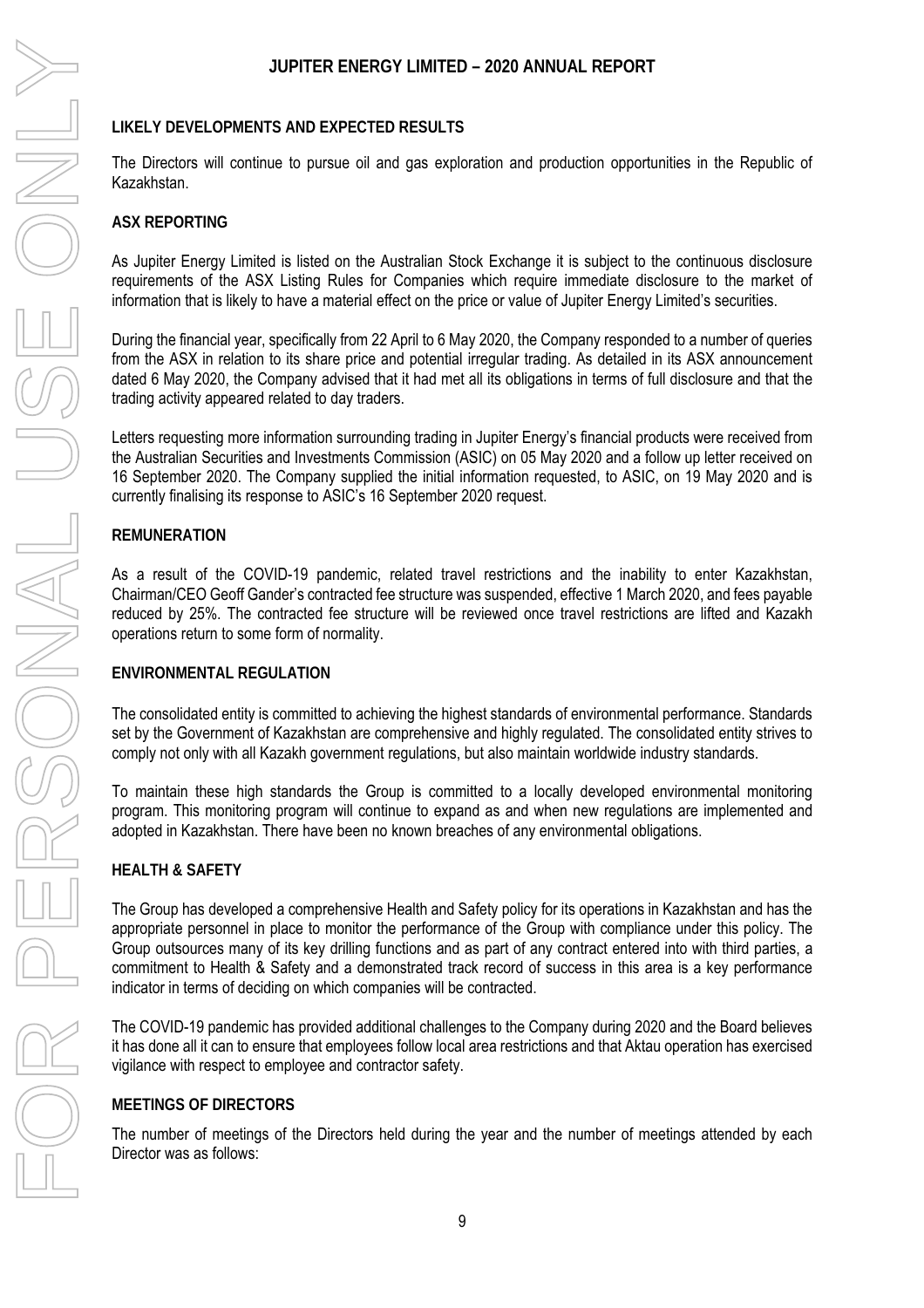## LIKELY DEVELOPMENTS AND EXPECTED RESULTS

The Directors will continue to pursue oil and gas exploration and production opportunities in the Republic of Kazakhstan.

## ASX REPORTING

As Jupiter Energy Limited is listed on the Australian Stock Exchange it is subject to the continuous disclosure requirements of the ASX Listing Rules for Companies which require immediate disclosure to the market of information that is likely to have a material effect on the price or value of Jupiter Energy Limited's securities.

During the financial year, specifically from 22 April to 6 May 2020, the Company responded to a number of queries from the ASX in relation to its share price and potential irregular trading. As detailed in its ASX announcement dated 6 May 2020, the Company advised that it had met all its obligations in terms of full disclosure and that the trading activity appeared related to day traders.

Letters requesting more information surrounding trading in Jupiter Energy's financial products were received from the Australian Securities and Investments Commission (ASIC) on 05 May 2020 and a follow up letter received on 16 September 2020. The Company supplied the initial information requested, to ASIC, on 19 May 2020 and is currently finalising its response to ASIC's 16 September 2020 request.

## REMUNERATION

As a result of the COVID-19 pandemic, related travel restrictions and the inability to enter Kazakhstan, Chairman/CEO Geoff Gander's contracted fee structure was suspended, effective 1 March 2020, and fees payable reduced by 25%. The contracted fee structure will be reviewed once travel restrictions are lifted and Kazakh operations return to some form of normality.

## ENVIRONMENTAL REGULATION

The consolidated entity is committed to achieving the highest standards of environmental performance. Standards set by the Government of Kazakhstan are comprehensive and highly regulated. The consolidated entity strives to comply not only with all Kazakh government regulations, but also maintain worldwide industry standards.

To maintain these high standards the Group is committed to a locally developed environmental monitoring program. This monitoring program will continue to expand as and when new regulations are implemented and adopted in Kazakhstan. There have been no known breaches of any environmental obligations.

## HEALTH & SAFETY

The Group has developed a comprehensive Health and Safety policy for its operations in Kazakhstan and has the appropriate personnel in place to monitor the performance of the Group with compliance under this policy. The Group outsources many of its key drilling functions and as part of any contract entered into with third parties, a commitment to Health & Safety and a demonstrated track record of success in this area is a key performance indicator in terms of deciding on which companies will be contracted.

The COVID-19 pandemic has provided additional challenges to the Company during 2020 and the Board believes it has done all it can to ensure that employees follow local area restrictions and that Aktau operation has exercised vigilance with respect to employee and contractor safety.

## MEETINGS OF DIRECTORS

The number of meetings of the Directors held during the year and the number of meetings attended by each Director was as follows: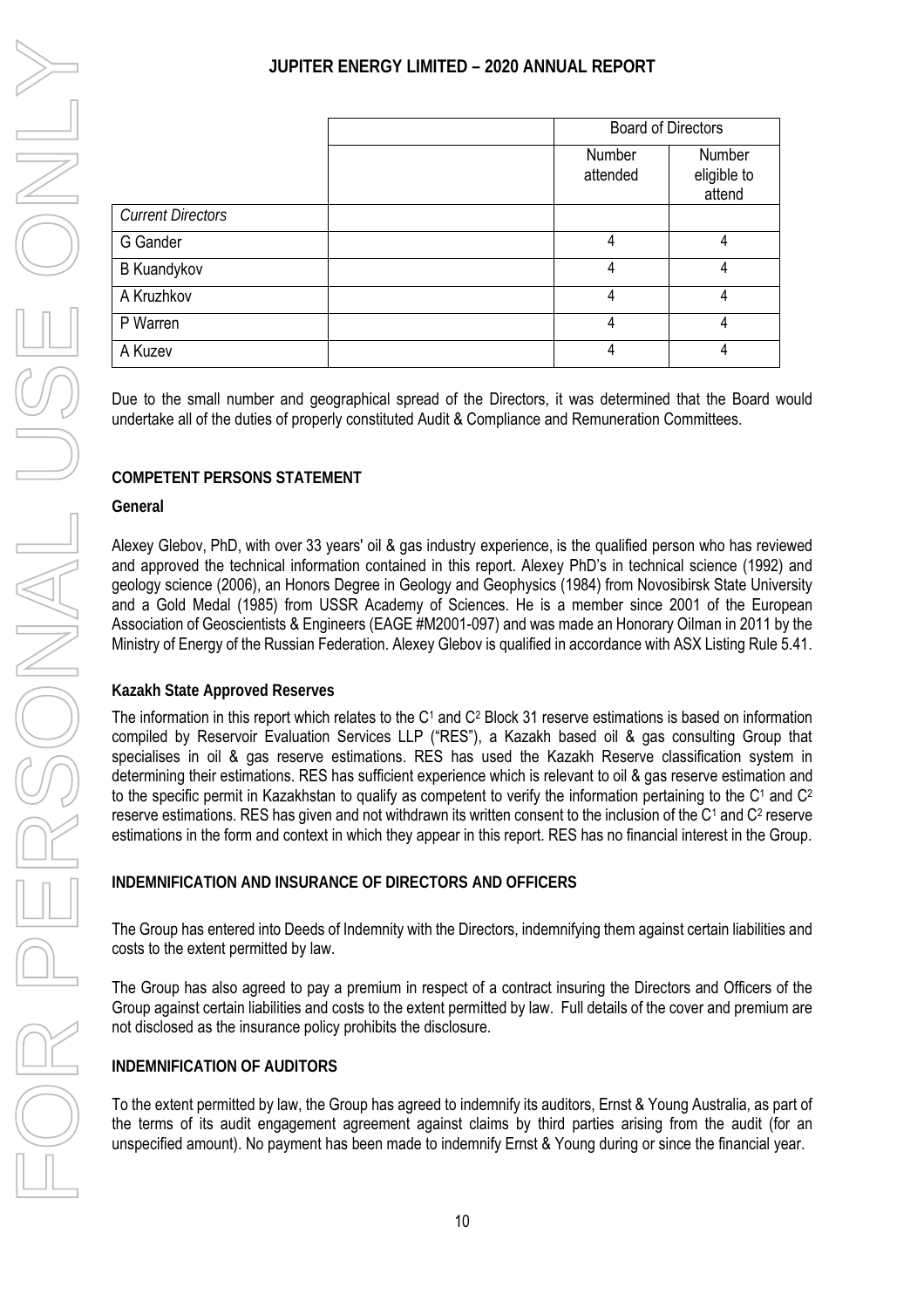| | | Board of Directors | |
|---|---|---|---|
| | | Number attended | Number eligible to attend |
| *Current Directors* | | | |
| G Gander | | 4 | 4 |
| B Kuandykov | | 4 | 4 |
| A Kruzhkov | | 4 | 4 |
| P Warren | | 4 | 4 |
| A Kuzev | | 4 | 4 |

Due to the small number and geographical spread of the Directors, it was determined that the Board would undertake all of the duties of properly constituted Audit & Compliance and Remuneration Committees.

## COMPETENT PERSONS STATEMENT

### General

Alexey Glebov, PhD, with over 33 years' oil & gas industry experience, is the qualified person who has reviewed and approved the technical information contained in this report. Alexey PhD's in technical science (1992) and geology science (2006), an Honors Degree in Geology and Geophysics (1984) from Novosibirsk State University and a Gold Medal (1985) from USSR Academy of Sciences. He is a member since 2001 of the European Association of Geoscientists & Engineers (EAGE #M2001-097) and was made an Honorary Oilman in 2011 by the Ministry of Energy of the Russian Federation. Alexey Glebov is qualified in accordance with ASX Listing Rule 5.41.

### Kazakh State Approved Reserves

The information in this report which relates to the $C^1$ and $C^2$ Block 31 reserve estimations is based on information compiled by Reservoir Evaluation Services LLP ("RES"), a Kazakh based oil & gas consulting Group that specialises in oil & gas reserve estimations. RES has used the Kazakh Reserve classification system in determining their estimations. RES has sufficient experience which is relevant to oil & gas reserve estimation and to the specific permit in Kazakhstan to qualify as competent to verify the information pertaining to the $C^1$ and $C^2$ reserve estimations. RES has given and not withdrawn its written consent to the inclusion of the $C^1$ and $C^2$ reserve estimations in the form and context in which they appear in this report. RES has no financial interest in the Group.

## INDEMNIFICATION AND INSURANCE OF DIRECTORS AND OFFICERS

The Group has entered into Deeds of Indemnity with the Directors, indemnifying them against certain liabilities and costs to the extent permitted by law.

The Group has also agreed to pay a premium in respect of a contract insuring the Directors and Officers of the Group against certain liabilities and costs to the extent permitted by law. Full details of the cover and premium are not disclosed as the insurance policy prohibits the disclosure.

## INDEMNIFICATION OF AUDITORS

To the extent permitted by law, the Group has agreed to indemnify its auditors, Ernst & Young Australia, as part of the terms of its audit engagement agreement against claims by third parties arising from the audit (for an unspecified amount). No payment has been made to indemnify Ernst & Young during or since the financial year.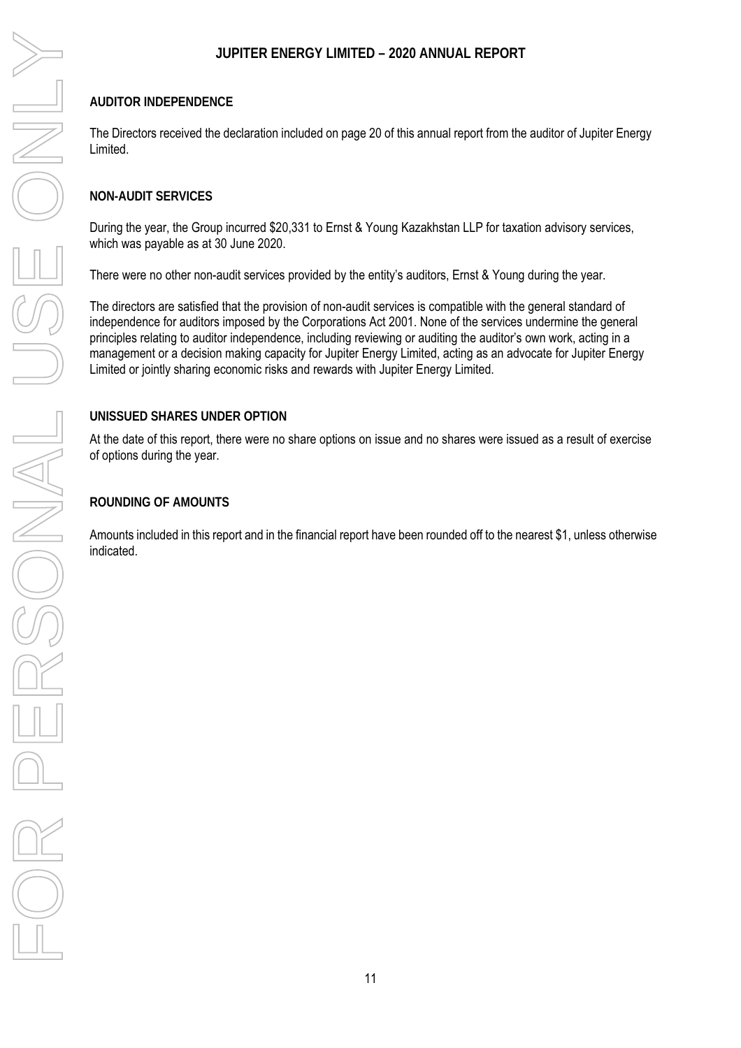## AUDITOR INDEPENDENCE

The Directors received the declaration included on page 20 of this annual report from the auditor of Jupiter Energy Limited.

## NON-AUDIT SERVICES

During the year, the Group incurred $20,331 to Ernst & Young Kazakhstan LLP for taxation advisory services, which was payable as at 30 June 2020.

There were no other non-audit services provided by the entity's auditors, Ernst & Young during the year.

The directors are satisfied that the provision of non-audit services is compatible with the general standard of independence for auditors imposed by the Corporations Act 2001. None of the services undermine the general principles relating to auditor independence, including reviewing or auditing the auditor's own work, acting in a management or a decision making capacity for Jupiter Energy Limited, acting as an advocate for Jupiter Energy Limited or jointly sharing economic risks and rewards with Jupiter Energy Limited.

## UNISSUED SHARES UNDER OPTION

At the date of this report, there were no share options on issue and no shares were issued as a result of exercise of options during the year.

## ROUNDING OF AMOUNTS

Amounts included in this report and in the financial report have been rounded off to the nearest $1, unless otherwise indicated.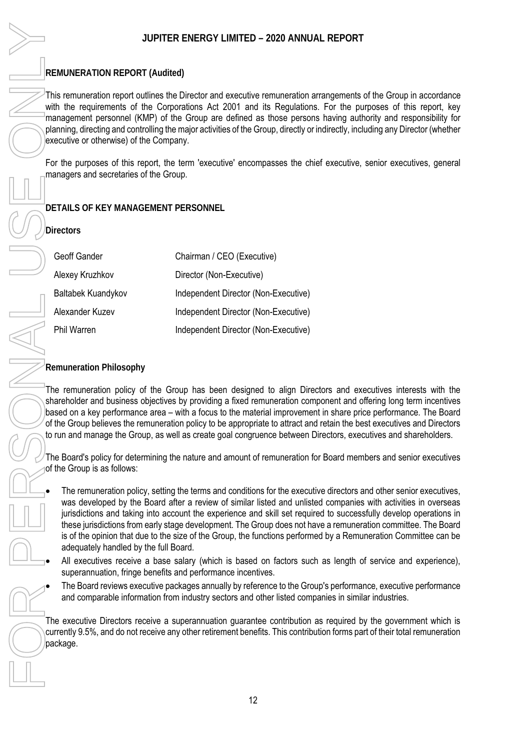## REMUNERATION REPORT (Audited)

This remuneration report outlines the Director and executive remuneration arrangements of the Group in accordance with the requirements of the Corporations Act 2001 and its Regulations. For the purposes of this report, key management personnel (KMP) of the Group are defined as those persons having authority and responsibility for planning, directing and controlling the major activities of the Group, directly or indirectly, including any Director (whether executive or otherwise) of the Company.

For the purposes of this report, the term 'executive' encompasses the chief executive, senior executives, general managers and secretaries of the Group.

## DETAILS OF KEY MANAGEMENT PERSONNEL

### Directors

| | |
|---|---|
| Geoff Gander | Chairman / CEO (Executive) |
| Alexey Kruzhkov | Director (Non-Executive) |
| Baltabek Kuandykov | Independent Director (Non-Executive) |
| Alexander Kuzev | Independent Director (Non-Executive) |
| Phil Warren | Independent Director (Non-Executive) |

### Remuneration Philosophy

The remuneration policy of the Group has been designed to align Directors and executives interests with the shareholder and business objectives by providing a fixed remuneration component and offering long term incentives based on a key performance area – with a focus to the material improvement in share price performance. The Board of the Group believes the remuneration policy to be appropriate to attract and retain the best executives and Directors to run and manage the Group, as well as create goal congruence between Directors, executives and shareholders.

The Board's policy for determining the nature and amount of remuneration for Board members and senior executives of the Group is as follows:

- The remuneration policy, setting the terms and conditions for the executive directors and other senior executives, was developed by the Board after a review of similar listed and unlisted companies with activities in overseas jurisdictions and taking into account the experience and skill set required to successfully develop operations in these jurisdictions from early stage development. The Group does not have a remuneration committee. The Board is of the opinion that due to the size of the Group, the functions performed by a Remuneration Committee can be adequately handled by the full Board.
- All executives receive a base salary (which is based on factors such as length of service and experience), superannuation, fringe benefits and performance incentives.
- The Board reviews executive packages annually by reference to the Group's performance, executive performance and comparable information from industry sectors and other listed companies in similar industries.

The executive Directors receive a superannuation guarantee contribution as required by the government which is currently 9.5%, and do not receive any other retirement benefits. This contribution forms part of their total remuneration package.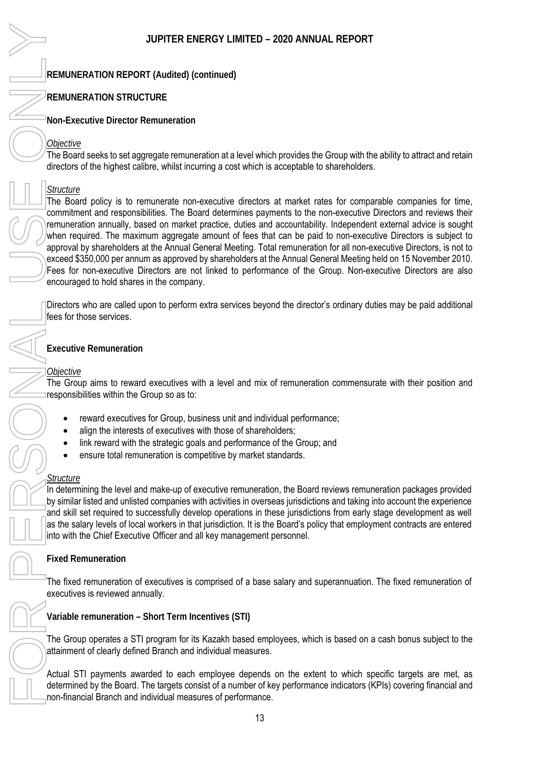## REMUNERATION REPORT (Audited) (continued)

### REMUNERATION STRUCTURE

#### Non-Executive Director Remuneration

*Objective*

The Board seeks to set aggregate remuneration at a level which provides the Group with the ability to attract and retain directors of the highest calibre, whilst incurring a cost which is acceptable to shareholders.

*Structure*

The Board policy is to remunerate non-executive directors at market rates for comparable companies for time, commitment and responsibilities. The Board determines payments to the non-executive Directors and reviews their remuneration annually, based on market practice, duties and accountability. Independent external advice is sought when required. The maximum aggregate amount of fees that can be paid to non-executive Directors is subject to approval by shareholders at the Annual General Meeting. Total remuneration for all non-executive Directors, is not to exceed $350,000 per annum as approved by shareholders at the Annual General Meeting held on 15 November 2010. Fees for non-executive Directors are not linked to performance of the Group. Non-executive Directors are also encouraged to hold shares in the company.

Directors who are called upon to perform extra services beyond the director's ordinary duties may be paid additional fees for those services.

#### Executive Remuneration

*Objective*

The Group aims to reward executives with a level and mix of remuneration commensurate with their position and responsibilities within the Group so as to:

- reward executives for Group, business unit and individual performance;
- align the interests of executives with those of shareholders;
- link reward with the strategic goals and performance of the Group; and
- ensure total remuneration is competitive by market standards.

*Structure*

In determining the level and make-up of executive remuneration, the Board reviews remuneration packages provided by similar listed and unlisted companies with activities in overseas jurisdictions and taking into account the experience and skill set required to successfully develop operations in these jurisdictions from early stage development as well as the salary levels of local workers in that jurisdiction. It is the Board's policy that employment contracts are entered into with the Chief Executive Officer and all key management personnel.

#### Fixed Remuneration

The fixed remuneration of executives is comprised of a base salary and superannuation. The fixed remuneration of executives is reviewed annually.

#### Variable remuneration – Short Term Incentives (STI)

The Group operates a STI program for its Kazakh based employees, which is based on a cash bonus subject to the attainment of clearly defined Branch and individual measures.

Actual STI payments awarded to each employee depends on the extent to which specific targets are met, as determined by the Board. The targets consist of a number of key performance indicators (KPIs) covering financial and non-financial Branch and individual measures of performance.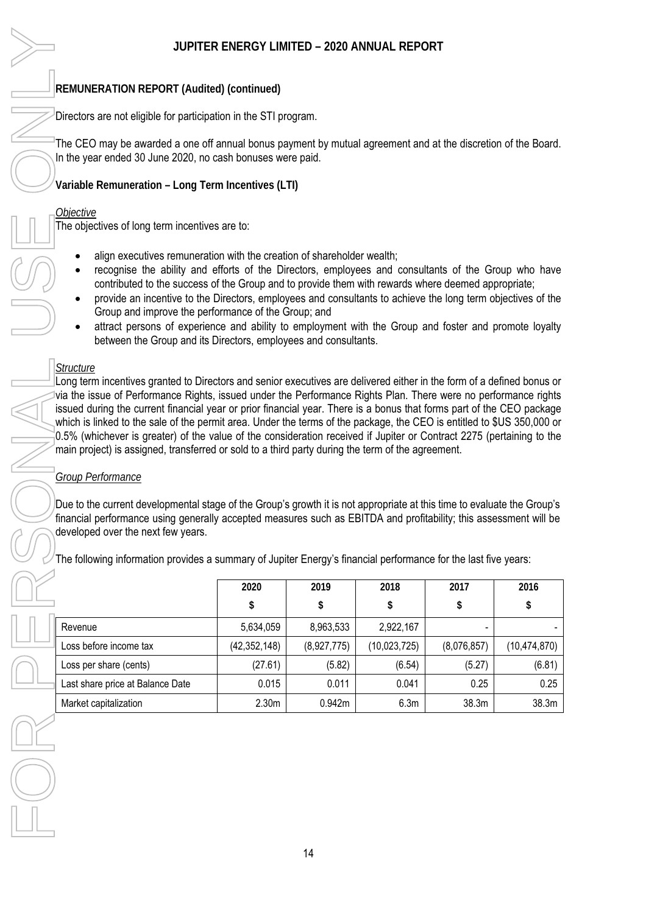## REMUNERATION REPORT (Audited) (continued)

Directors are not eligible for participation in the STI program.

The CEO may be awarded a one off annual bonus payment by mutual agreement and at the discretion of the Board. In the year ended 30 June 2020, no cash bonuses were paid.

### Variable Remuneration – Long Term Incentives (LTI)

*Objective*

The objectives of long term incentives are to:

- align executives remuneration with the creation of shareholder wealth;
- recognise the ability and efforts of the Directors, employees and consultants of the Group who have contributed to the success of the Group and to provide them with rewards where deemed appropriate;
- provide an incentive to the Directors, employees and consultants to achieve the long term objectives of the Group and improve the performance of the Group; and
- attract persons of experience and ability to employment with the Group and foster and promote loyalty between the Group and its Directors, employees and consultants.

*Structure*

Long term incentives granted to Directors and senior executives are delivered either in the form of a defined bonus or via the issue of Performance Rights, issued under the Performance Rights Plan. There were no performance rights issued during the current financial year or prior financial year. There is a bonus that forms part of the CEO package which is linked to the sale of the permit area. Under the terms of the package, the CEO is entitled to $US 350,000 or 0.5% (whichever is greater) of the value of the consideration received if Jupiter or Contract 2275 (pertaining to the main project) is assigned, transferred or sold to a third party during the term of the agreement.

*Group Performance*

Due to the current developmental stage of the Group's growth it is not appropriate at this time to evaluate the Group's financial performance using generally accepted measures such as EBITDA and profitability; this assessment will be developed over the next few years.

The following information provides a summary of Jupiter Energy's financial performance for the last five years:

| | 2020 | 2019 | 2018 | 2017 | 2016 |
|---|---|---|---|---|---|
| | $ | $ | $ | $ | $ |
| Revenue | 5,634,059 | 8,963,533 | 2,922,167 | - | - |
| Loss before income tax | (42,352,148) | (8,927,775) | (10,023,725) | (8,076,857) | (10,474,870) |
| Loss per share (cents) | (27.61) | (5.82) | (6.54) | (5.27) | (6.81) |
| Last share price at Balance Date | 0.015 | 0.011 | 0.041 | 0.25 | 0.25 |
| Market capitalization | 2.30m | 0.942m | 6.3m | 38.3m | 38.3m |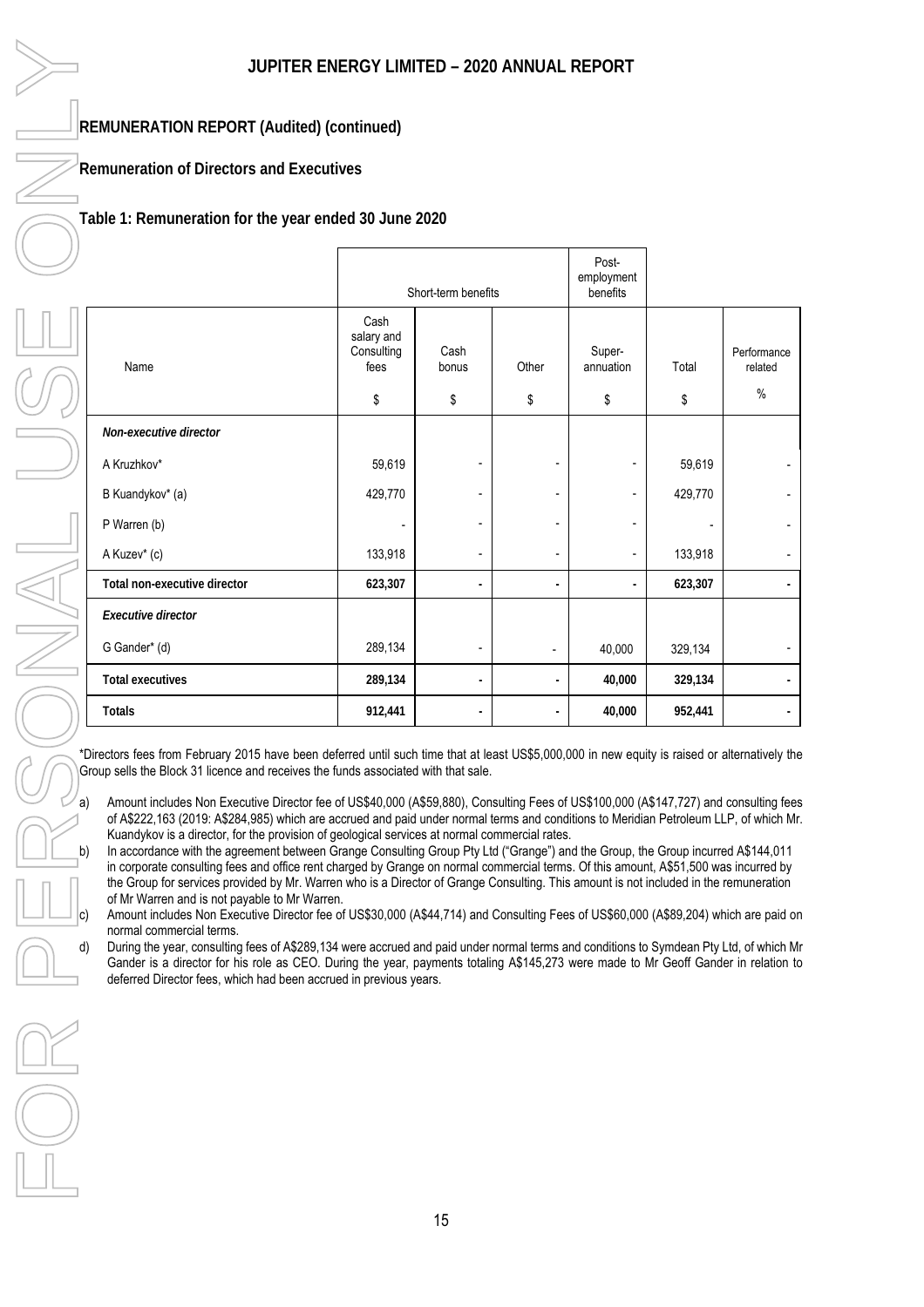## REMUNERATION REPORT (Audited) (continued)

### Remuneration of Directors and Executives

### Table 1: Remuneration for the year ended 30 June 2020

| | Short-term benefits | | | Post-employment benefits | | |
|---|---|---|---|---|---|---|
| Name | Cash salary and Consulting fees | Cash bonus | Other | Super-annuation | Total | Performance related |
| | \$ | \$ | \$ | \$ | \$ | % |
| ***Non-executive director*** | | | | | | |
| A Kruzhkov* | 59,619 | - | - | - | 59,619 | - |
| B Kuandykov* (a) | 429,770 | - | - | - | 429,770 | - |
| P Warren (b) | - | - | - | - | - | - |
| A Kuzev* (c) | 133,918 | - | - | - | 133,918 | - |
| **Total non-executive director** | **623,307** | **-** | **-** | **-** | **623,307** | **-** |
| ***Executive director*** | | | | | | |
| G Gander* (d) | 289,134 | - | - | 40,000 | 329,134 | - |
| **Total executives** | **289,134** | **-** | **-** | **40,000** | **329,134** | **-** |
| **Totals** | **912,441** | **-** | **-** | **40,000** | **952,441** | **-** |

*Directors fees from February 2015 have been deferred until such time that at least US\$5,000,000 in new equity is raised or alternatively the Group sells the Block 31 licence and receives the funds associated with that sale.

a) Amount includes Non Executive Director fee of US\$40,000 (A\$59,880), Consulting Fees of US\$100,000 (A\$147,727) and consulting fees of A\$222,163 (2019: A\$284,985) which are accrued and paid under normal terms and conditions to Meridian Petroleum LLP, of which Mr. Kuandykov is a director, for the provision of geological services at normal commercial rates.

b) In accordance with the agreement between Grange Consulting Group Pty Ltd ("Grange") and the Group, the Group incurred A\$144,011 in corporate consulting fees and office rent charged by Grange on normal commercial terms. Of this amount, A\$51,500 was incurred by the Group for services provided by Mr. Warren who is a Director of Grange Consulting. This amount is not included in the remuneration of Mr Warren and is not payable to Mr Warren.

c) Amount includes Non Executive Director fee of US\$30,000 (A\$44,714) and Consulting Fees of US\$60,000 (A\$89,204) which are paid on normal commercial terms.

d) During the year, consulting fees of A\$289,134 were accrued and paid under normal terms and conditions to Symdean Pty Ltd, of which Mr Gander is a director for his role as CEO. During the year, payments totaling A\$145,273 were made to Mr Geoff Gander in relation to deferred Director fees, which had been accrued in previous years.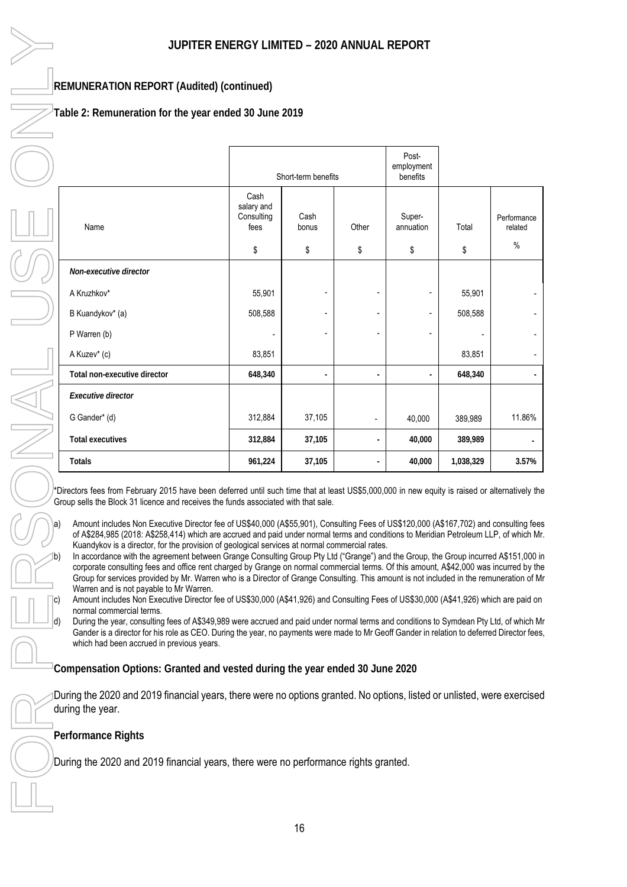## REMUNERATION REPORT (Audited) (continued)

### Table 2: Remuneration for the year ended 30 June 2019

| | Short-term benefits | | | Post-employment benefits | | |
|---|---|---|---|---|---|---|
| Name | Cash salary and Consulting fees | Cash bonus | Other | Super-annuation | Total | Performance related |
| | $ | $ | $ | $ | $ | % |
| ***Non-executive director*** | | | | | | |
| A Kruzhkov* | 55,901 | - | - | - | 55,901 | - |
| B Kuandykov* (a) | 508,588 | - | - | - | 508,588 | - |
| P Warren (b) | - | - | - | - | - | - |
| A Kuzev* (c) | 83,851 | | | | 83,851 | - |
| **Total non-executive director** | **648,340** | **-** | **-** | **-** | **648,340** | **-** |
| ***Executive director*** | | | | | | |
| G Gander* (d) | 312,884 | 37,105 | - | 40,000 | 389,989 | 11.86% |
| **Total executives** | **312,884** | **37,105** | **-** | **40,000** | **389,989** | **-** |
| **Totals** | **961,224** | **37,105** | **-** | **40,000** | **1,038,329** | **3.57%** |

*Directors fees from February 2015 have been deferred until such time that at least US$5,000,000 in new equity is raised or alternatively the Group sells the Block 31 licence and receives the funds associated with that sale.

a) Amount includes Non Executive Director fee of US$40,000 (A$55,901), Consulting Fees of US$120,000 (A$167,702) and consulting fees of A$284,985 (2018: A$258,414) which are accrued and paid under normal terms and conditions to Meridian Petroleum LLP, of which Mr. Kuandykov is a director, for the provision of geological services at normal commercial rates.

b) In accordance with the agreement between Grange Consulting Group Pty Ltd ("Grange") and the Group, the Group incurred A$151,000 in corporate consulting fees and office rent charged by Grange on normal commercial terms. Of this amount, A$42,000 was incurred by the Group for services provided by Mr. Warren who is a Director of Grange Consulting. This amount is not included in the remuneration of Mr Warren and is not payable to Mr Warren.

c) Amount includes Non Executive Director fee of US$30,000 (A$41,926) and Consulting Fees of US$30,000 (A$41,926) which are paid on normal commercial terms.

d) During the year, consulting fees of A$349,989 were accrued and paid under normal terms and conditions to Symdean Pty Ltd, of which Mr Gander is a director for his role as CEO. During the year, no payments were made to Mr Geoff Gander in relation to deferred Director fees, which had been accrued in previous years.

### Compensation Options: Granted and vested during the year ended 30 June 2020

During the 2020 and 2019 financial years, there were no options granted. No options, listed or unlisted, were exercised during the year.

### Performance Rights

During the 2020 and 2019 financial years, there were no performance rights granted.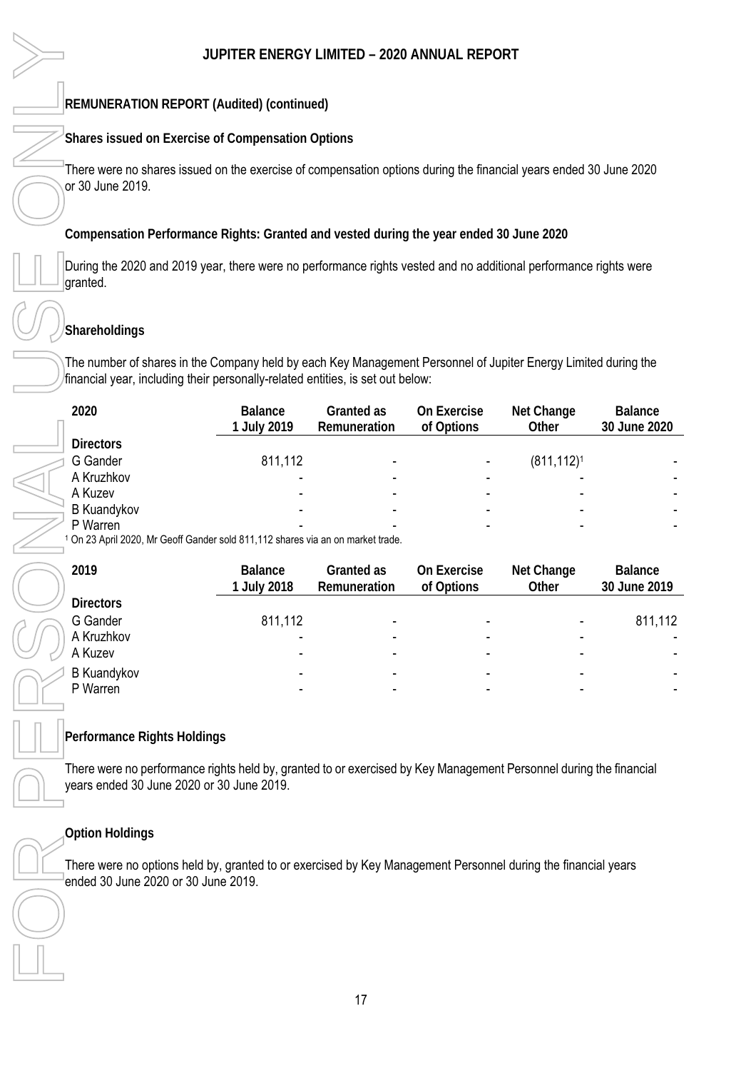## REMUNERATION REPORT (Audited) (continued)

### Shares issued on Exercise of Compensation Options

There were no shares issued on the exercise of compensation options during the financial years ended 30 June 2020 or 30 June 2019.

### Compensation Performance Rights: Granted and vested during the year ended 30 June 2020

During the 2020 and 2019 year, there were no performance rights vested and no additional performance rights were granted.

### Shareholdings

The number of shares in the Company held by each Key Management Personnel of Jupiter Energy Limited during the financial year, including their personally-related entities, is set out below:

| 2020 | Balance 1 July 2019 | Granted as Remuneration | On Exercise of Options | Net Change Other | Balance 30 June 2020 |
|---|---|---|---|---|---|
| **Directors** | | | | | |
| G Gander | 811,112 | - | - | (811,112)[1] | - |
| A Kruzhkov | - | - | - | - | - |
| A Kuzev | - | - | - | - | - |
| B Kuandykov | - | - | - | - | - |
| P Warren | - | - | - | - | - |

[1] On 23 April 2020, Mr Geoff Gander sold 811,112 shares via an on market trade.

| 2019 | Balance 1 July 2018 | Granted as Remuneration | On Exercise of Options | Net Change Other | Balance 30 June 2019 |
|---|---|---|---|---|---|
| **Directors** | | | | | |
| G Gander | 811,112 | - | - | - | 811,112 |
| A Kruzhkov | - | - | - | - | - |
| A Kuzev | - | - | - | - | - |
| B Kuandykov | - | - | - | - | - |
| P Warren | - | - | - | - | - |

### Performance Rights Holdings

There were no performance rights held by, granted to or exercised by Key Management Personnel during the financial years ended 30 June 2020 or 30 June 2019.

### Option Holdings

There were no options held by, granted to or exercised by Key Management Personnel during the financial years ended 30 June 2020 or 30 June 2019.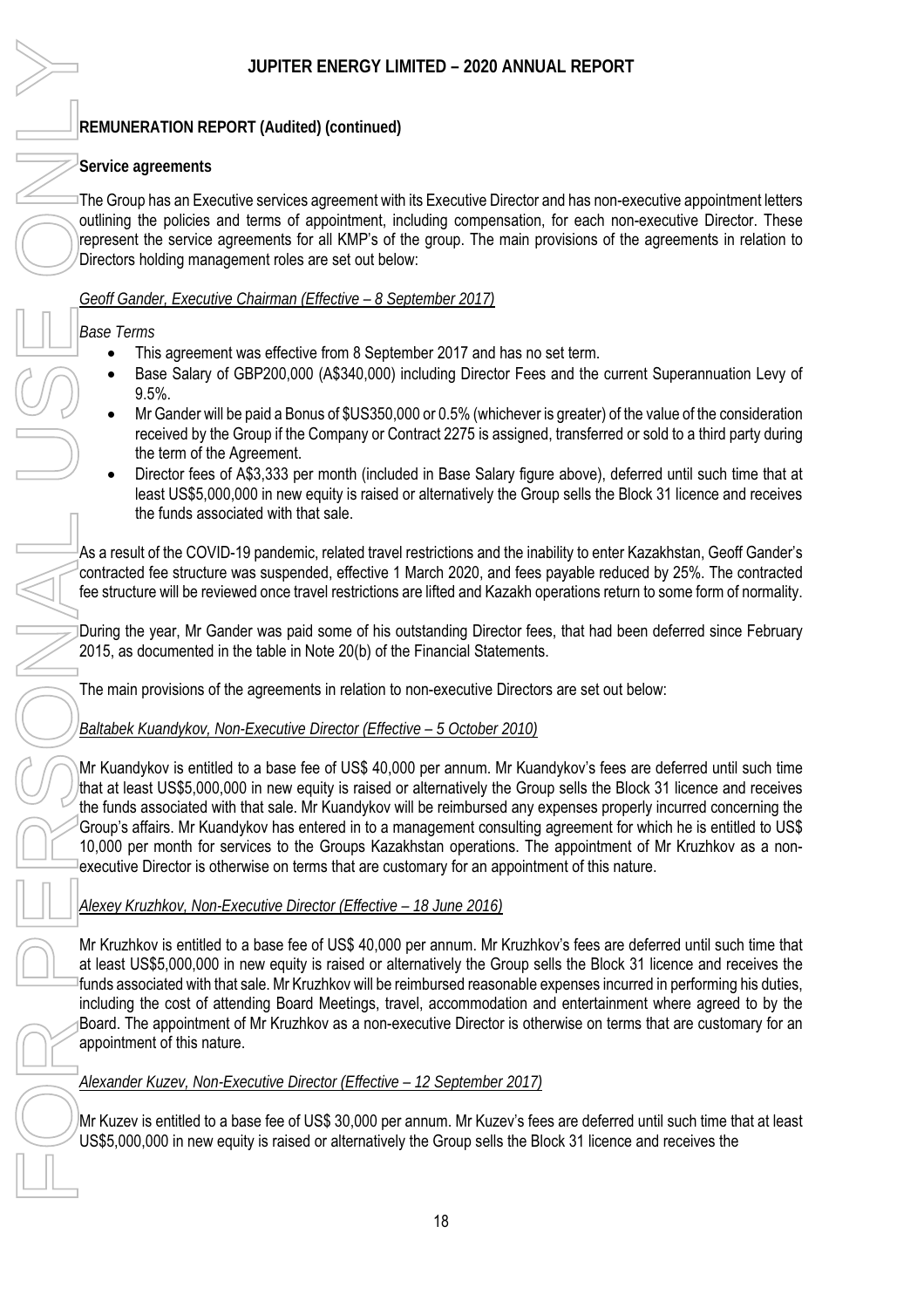## REMUNERATION REPORT (Audited) (continued)

### Service agreements

The Group has an Executive services agreement with its Executive Director and has non-executive appointment letters outlining the policies and terms of appointment, including compensation, for each non-executive Director. These represent the service agreements for all KMP's of the group. The main provisions of the agreements in relation to Directors holding management roles are set out below:

*Geoff Gander, Executive Chairman (Effective – 8 September 2017)*

*Base Terms*

- This agreement was effective from 8 September 2017 and has no set term.
- Base Salary of GBP200,000 (A$340,000) including Director Fees and the current Superannuation Levy of 9.5%.
- Mr Gander will be paid a Bonus of $US350,000 or 0.5% (whichever is greater) of the value of the consideration received by the Group if the Company or Contract 2275 is assigned, transferred or sold to a third party during the term of the Agreement.
- Director fees of A$3,333 per month (included in Base Salary figure above), deferred until such time that at least US$5,000,000 in new equity is raised or alternatively the Group sells the Block 31 licence and receives the funds associated with that sale.

As a result of the COVID-19 pandemic, related travel restrictions and the inability to enter Kazakhstan, Geoff Gander's contracted fee structure was suspended, effective 1 March 2020, and fees payable reduced by 25%. The contracted fee structure will be reviewed once travel restrictions are lifted and Kazakh operations return to some form of normality.

During the year, Mr Gander was paid some of his outstanding Director fees, that had been deferred since February 2015, as documented in the table in Note 20(b) of the Financial Statements.

The main provisions of the agreements in relation to non-executive Directors are set out below:

*Baltabek Kuandykov, Non-Executive Director (Effective – 5 October 2010)*

Mr Kuandykov is entitled to a base fee of US$ 40,000 per annum. Mr Kuandykov's fees are deferred until such time that at least US$5,000,000 in new equity is raised or alternatively the Group sells the Block 31 licence and receives the funds associated with that sale. Mr Kuandykov will be reimbursed any expenses properly incurred concerning the Group's affairs. Mr Kuandykov has entered in to a management consulting agreement for which he is entitled to US$ 10,000 per month for services to the Groups Kazakhstan operations. The appointment of Mr Kruzhkov as a non-executive Director is otherwise on terms that are customary for an appointment of this nature.

*Alexey Kruzhkov, Non-Executive Director (Effective – 18 June 2016)*

Mr Kruzhkov is entitled to a base fee of US$ 40,000 per annum. Mr Kruzhkov's fees are deferred until such time that at least US$5,000,000 in new equity is raised or alternatively the Group sells the Block 31 licence and receives the funds associated with that sale. Mr Kruzhkov will be reimbursed reasonable expenses incurred in performing his duties, including the cost of attending Board Meetings, travel, accommodation and entertainment where agreed to by the Board. The appointment of Mr Kruzhkov as a non-executive Director is otherwise on terms that are customary for an appointment of this nature.

*Alexander Kuzev, Non-Executive Director (Effective – 12 September 2017)*

Mr Kuzev is entitled to a base fee of US$ 30,000 per annum. Mr Kuzev's fees are deferred until such time that at least US$5,000,000 in new equity is raised or alternatively the Group sells the Block 31 licence and receives the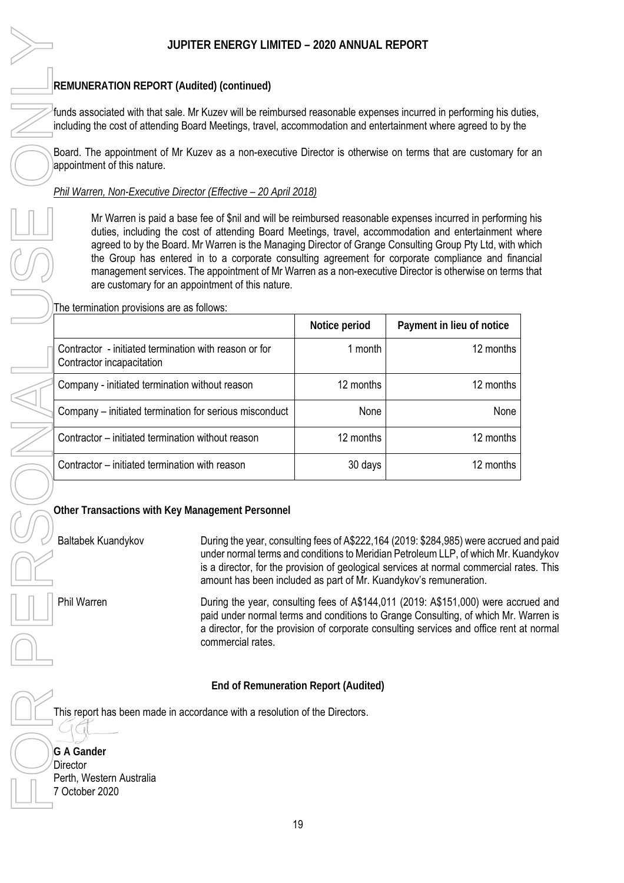## REMUNERATION REPORT (Audited) (continued)

funds associated with that sale. Mr Kuzev will be reimbursed reasonable expenses incurred in performing his duties, including the cost of attending Board Meetings, travel, accommodation and entertainment where agreed to by the

Board. The appointment of Mr Kuzev as a non-executive Director is otherwise on terms that are customary for an appointment of this nature.

*Phil Warren, Non-Executive Director (Effective – 20 April 2018)*

Mr Warren is paid a base fee of $nil and will be reimbursed reasonable expenses incurred in performing his duties, including the cost of attending Board Meetings, travel, accommodation and entertainment where agreed to by the Board. Mr Warren is the Managing Director of Grange Consulting Group Pty Ltd, with which the Group has entered in to a corporate consulting agreement for corporate compliance and financial management services. The appointment of Mr Warren as a non-executive Director is otherwise on terms that are customary for an appointment of this nature.

The termination provisions are as follows:

| | Notice period | Payment in lieu of notice |
|---|---|---|
| Contractor - initiated termination with reason or for Contractor incapacitation | 1 month | 12 months |
| Company - initiated termination without reason | 12 months | 12 months |
| Company – initiated termination for serious misconduct | None | None |
| Contractor – initiated termination without reason | 12 months | 12 months |
| Contractor – initiated termination with reason | 30 days | 12 months |

**Other Transactions with Key Management Personnel**

Baltabek Kuandykov — During the year, consulting fees of A$222,164 (2019: $284,985) were accrued and paid under normal terms and conditions to Meridian Petroleum LLP, of which Mr. Kuandykov is a director, for the provision of geological services at normal commercial rates. This amount has been included as part of Mr. Kuandykov's remuneration.

Phil Warren — During the year, consulting fees of A$144,011 (2019: A$151,000) were accrued and paid under normal terms and conditions to Grange Consulting, of which Mr. Warren is a director, for the provision of corporate consulting services and office rent at normal commercial rates.

**End of Remuneration Report (Audited)**

This report has been made in accordance with a resolution of the Directors.

**G A Gander**
Director
Perth, Western Australia
7 October 2020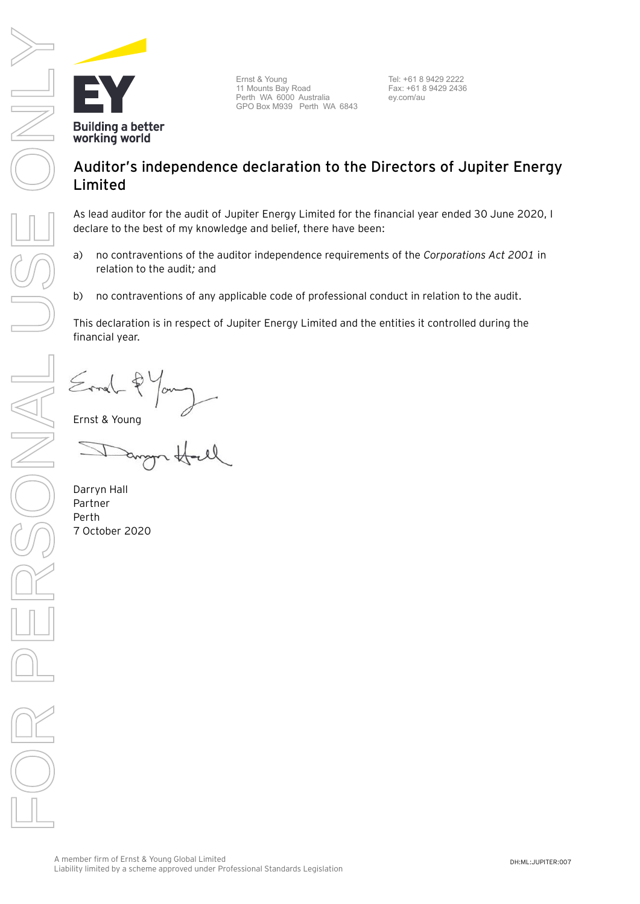Ernst & Young
11 Mounts Bay Road
Perth WA 6000 Australia
GPO Box M939 Perth WA 6843

Tel: +61 8 9429 2222
Fax: +61 8 9429 2436
ey.com/au

# Auditor's independence declaration to the Directors of Jupiter Energy Limited

As lead auditor for the audit of Jupiter Energy Limited for the financial year ended 30 June 2020, I declare to the best of my knowledge and belief, there have been:

a) no contraventions of the auditor independence requirements of the *Corporations Act 2001* in relation to the audit*;* and

b) no contraventions of any applicable code of professional conduct in relation to the audit.

This declaration is in respect of Jupiter Energy Limited and the entities it controlled during the financial year.

Ernst & Young

Darryn Hall
Partner
Perth
7 October 2020

A member firm of Ernst & Young Global Limited
Liability limited by a scheme approved under Professional Standards Legislation

DH:ML:JUPITER:007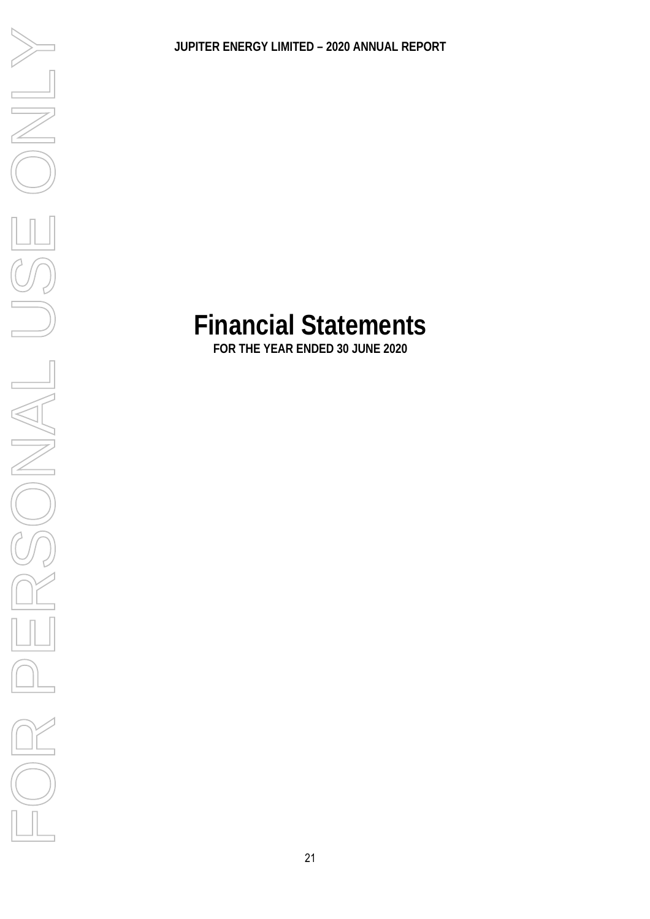# Financial Statements

**FOR THE YEAR ENDED 30 JUNE 2020**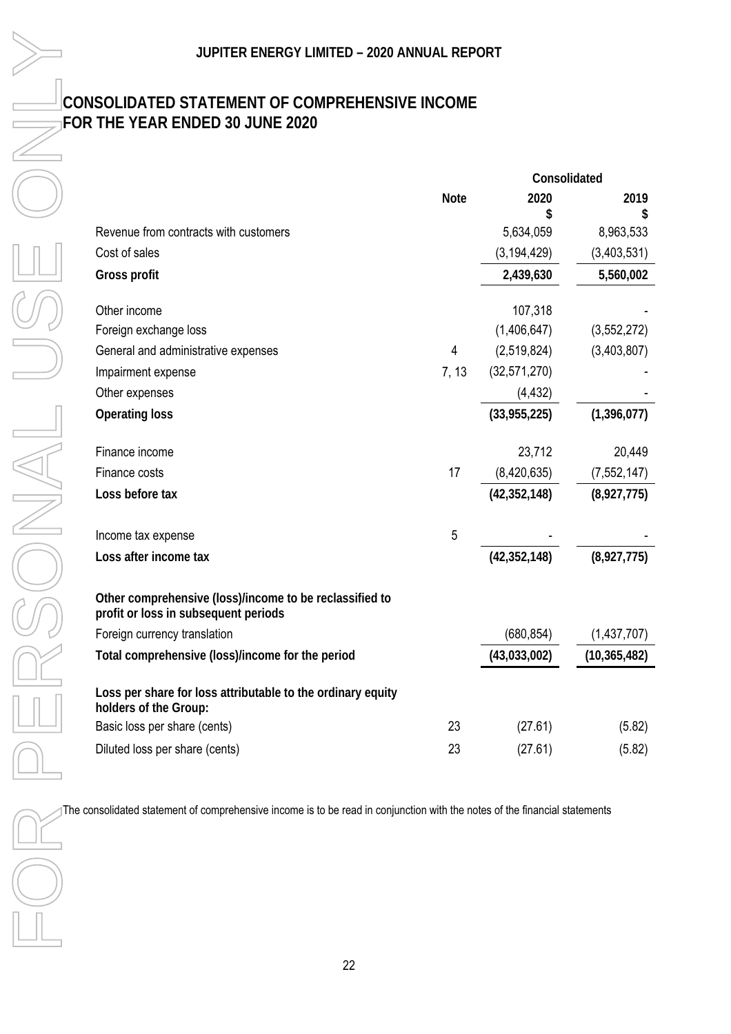# CONSOLIDATED STATEMENT OF COMPREHENSIVE INCOME
## FOR THE YEAR ENDED 30 JUNE 2020

| | Note | Consolidated 2020 $ | 2019 $ |
|---|---|---|---|
| Revenue from contracts with customers | | 5,634,059 | 8,963,533 |
| Cost of sales | | (3,194,429) | (3,403,531) |
| **Gross profit** | | **2,439,630** | **5,560,002** |
| Other income | | 107,318 | - |
| Foreign exchange loss | | (1,406,647) | (3,552,272) |
| General and administrative expenses | 4 | (2,519,824) | (3,403,807) |
| Impairment expense | 7, 13 | (32,571,270) | - |
| Other expenses | | (4,432) | - |
| **Operating loss** | | **(33,955,225)** | **(1,396,077)** |
| Finance income | | 23,712 | 20,449 |
| Finance costs | 17 | (8,420,635) | (7,552,147) |
| **Loss before tax** | | **(42,352,148)** | **(8,927,775)** |
| Income tax expense | 5 | - | - |
| **Loss after income tax** | | **(42,352,148)** | **(8,927,775)** |
| **Other comprehensive (loss)/income to be reclassified to profit or loss in subsequent periods** | | | |
| Foreign currency translation | | (680,854) | (1,437,707) |
| **Total comprehensive (loss)/income for the period** | | **(43,033,002)** | **(10,365,482)** |
| **Loss per share for loss attributable to the ordinary equity holders of the Group:** | | | |
| Basic loss per share (cents) | 23 | (27.61) | (5.82) |
| Diluted loss per share (cents) | 23 | (27.61) | (5.82) |

The consolidated statement of comprehensive income is to be read in conjunction with the notes of the financial statements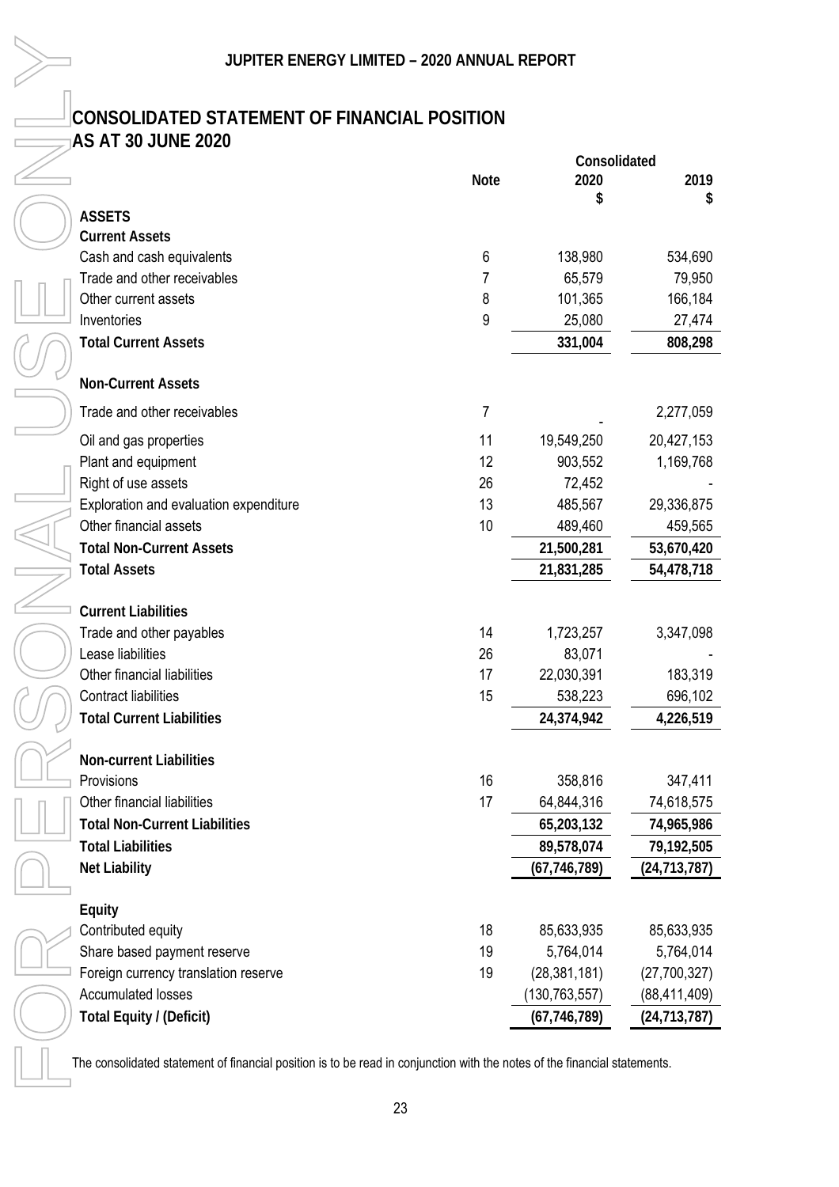# CONSOLIDATED STATEMENT OF FINANCIAL POSITION
## AS AT 30 JUNE 2020

| | Note | Consolidated 2020 $ | 2019 $ |
|---|---|---|---|
| **ASSETS** | | | |
| **Current Assets** | | | |
| Cash and cash equivalents | 6 | 138,980 | 534,690 |
| Trade and other receivables | 7 | 65,579 | 79,950 |
| Other current assets | 8 | 101,365 | 166,184 |
| Inventories | 9 | 25,080 | 27,474 |
| **Total Current Assets** | | **331,004** | **808,298** |
| **Non-Current Assets** | | | |
| Trade and other receivables | 7 | - | 2,277,059 |
| Oil and gas properties | 11 | 19,549,250 | 20,427,153 |
| Plant and equipment | 12 | 903,552 | 1,169,768 |
| Right of use assets | 26 | 72,452 | - |
| Exploration and evaluation expenditure | 13 | 485,567 | 29,336,875 |
| Other financial assets | 10 | 489,460 | 459,565 |
| **Total Non-Current Assets** | | **21,500,281** | **53,670,420** |
| **Total Assets** | | **21,831,285** | **54,478,718** |
| **Current Liabilities** | | | |
| Trade and other payables | 14 | 1,723,257 | 3,347,098 |
| Lease liabilities | 26 | 83,071 | - |
| Other financial liabilities | 17 | 22,030,391 | 183,319 |
| Contract liabilities | 15 | 538,223 | 696,102 |
| **Total Current Liabilities** | | **24,374,942** | **4,226,519** |
| **Non-current Liabilities** | | | |
| Provisions | 16 | 358,816 | 347,411 |
| Other financial liabilities | 17 | 64,844,316 | 74,618,575 |
| **Total Non-Current Liabilities** | | **65,203,132** | **74,965,986** |
| **Total Liabilities** | | **89,578,074** | **79,192,505** |
| **Net Liability** | | **(67,746,789)** | **(24,713,787)** |
| **Equity** | | | |
| Contributed equity | 18 | 85,633,935 | 85,633,935 |
| Share based payment reserve | 19 | 5,764,014 | 5,764,014 |
| Foreign currency translation reserve | 19 | (28,381,181) | (27,700,327) |
| Accumulated losses | | (130,763,557) | (88,411,409) |
| **Total Equity / (Deficit)** | | **(67,746,789)** | **(24,713,787)** |

The consolidated statement of financial position is to be read in conjunction with the notes of the financial statements.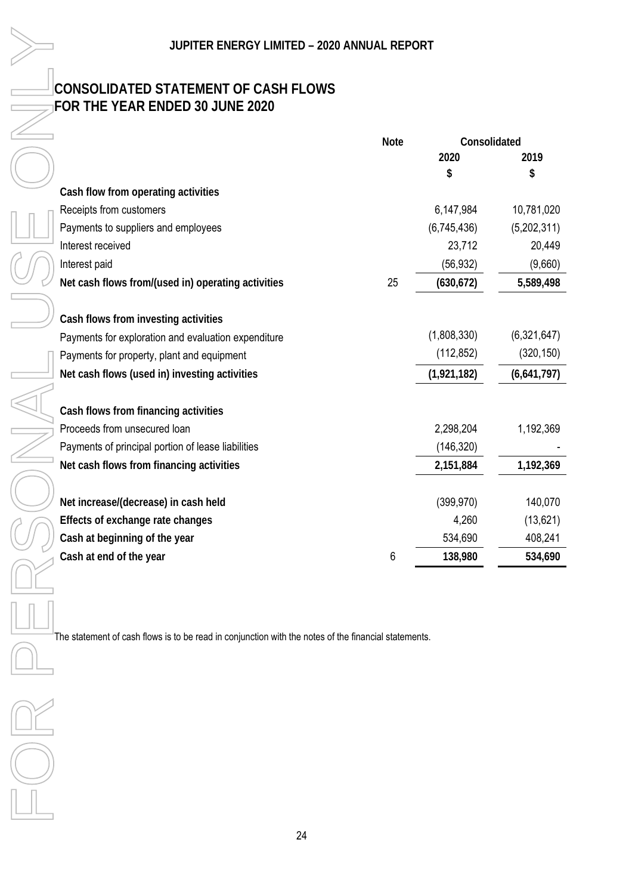# CONSOLIDATED STATEMENT OF CASH FLOWS
# FOR THE YEAR ENDED 30 JUNE 2020

| | Note | Consolidated | |
|---|---|---|---|
| | | 2020 | 2019 |
| | | $ | $ |
| **Cash flow from operating activities** | | | |
| Receipts from customers | | 6,147,984 | 10,781,020 |
| Payments to suppliers and employees | | (6,745,436) | (5,202,311) |
| Interest received | | 23,712 | 20,449 |
| Interest paid | | (56,932) | (9,660) |
| **Net cash flows from/(used in) operating activities** | 25 | **(630,672)** | **5,589,498** |
| | | | |
| **Cash flows from investing activities** | | | |
| Payments for exploration and evaluation expenditure | | (1,808,330) | (6,321,647) |
| Payments for property, plant and equipment | | (112,852) | (320,150) |
| **Net cash flows (used in) investing activities** | | **(1,921,182)** | **(6,641,797)** |
| | | | |
| **Cash flows from financing activities** | | | |
| Proceeds from unsecured loan | | 2,298,204 | 1,192,369 |
| Payments of principal portion of lease liabilities | | (146,320) | - |
| **Net cash flows from financing activities** | | **2,151,884** | **1,192,369** |
| | | | |
| **Net increase/(decrease) in cash held** | | (399,970) | 140,070 |
| **Effects of exchange rate changes** | | 4,260 | (13,621) |
| **Cash at beginning of the year** | | 534,690 | 408,241 |
| **Cash at end of the year** | 6 | **138,980** | **534,690** |

The statement of cash flows is to be read in conjunction with the notes of the financial statements.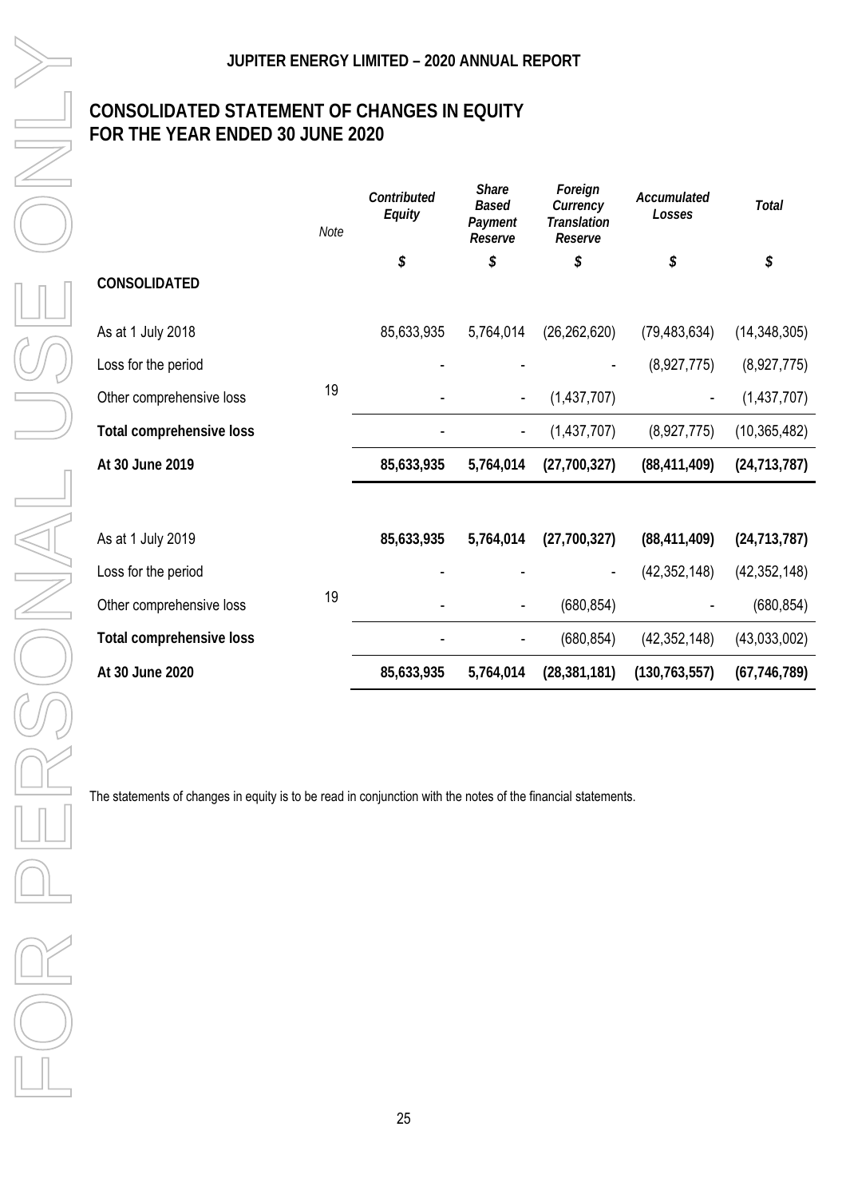# CONSOLIDATED STATEMENT OF CHANGES IN EQUITY FOR THE YEAR ENDED 30 JUNE 2020

| | *Note* | *Contributed Equity* | *Share Based Payment Reserve* | *Foreign Currency Translation Reserve* | *Accumulated Losses* | *Total* |
|---|---|---|---|---|---|---|
| | | *$* | *$* | *$* | *$* | *$* |
| **CONSOLIDATED** | | | | | | |
| As at 1 July 2018 | | 85,633,935 | 5,764,014 | (26,262,620) | (79,483,634) | (14,348,305) |
| Loss for the period | | - | - | - | (8,927,775) | (8,927,775) |
| Other comprehensive loss | 19 | - | - | (1,437,707) | - | (1,437,707) |
| **Total comprehensive loss** | | - | - | (1,437,707) | (8,927,775) | (10,365,482) |
| **At 30 June 2019** | | **85,633,935** | **5,764,014** | **(27,700,327)** | **(88,411,409)** | **(24,713,787)** |
| | | | | | | |
| As at 1 July 2019 | | **85,633,935** | **5,764,014** | **(27,700,327)** | **(88,411,409)** | **(24,713,787)** |
| Loss for the period | | - | - | - | (42,352,148) | (42,352,148) |
| Other comprehensive loss | 19 | - | - | (680,854) | - | (680,854) |
| **Total comprehensive loss** | | - | - | (680,854) | (42,352,148) | (43,033,002) |
| **At 30 June 2020** | | **85,633,935** | **5,764,014** | **(28,381,181)** | **(130,763,557)** | **(67,746,789)** |

The statements of changes in equity is to be read in conjunction with the notes of the financial statements.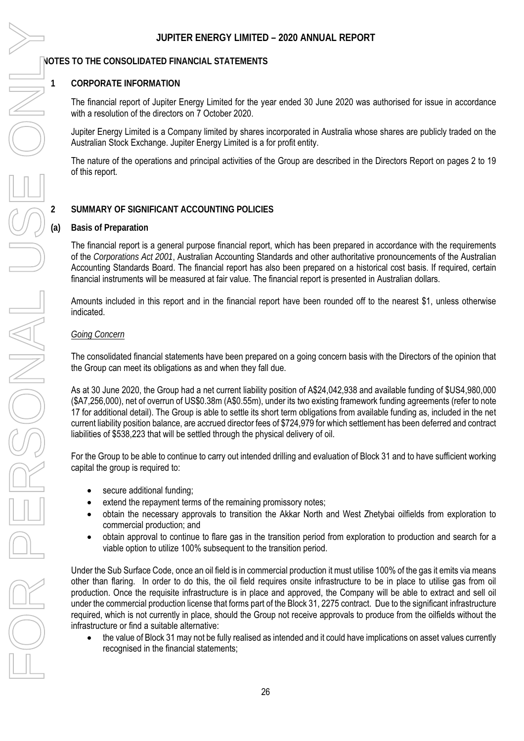## NOTES TO THE CONSOLIDATED FINANCIAL STATEMENTS

### 1 CORPORATE INFORMATION

The financial report of Jupiter Energy Limited for the year ended 30 June 2020 was authorised for issue in accordance with a resolution of the directors on 7 October 2020.

Jupiter Energy Limited is a Company limited by shares incorporated in Australia whose shares are publicly traded on the Australian Stock Exchange. Jupiter Energy Limited is a for profit entity.

The nature of the operations and principal activities of the Group are described in the Directors Report on pages 2 to 19 of this report.

### 2 SUMMARY OF SIGNIFICANT ACCOUNTING POLICIES

#### (a) Basis of Preparation

The financial report is a general purpose financial report, which has been prepared in accordance with the requirements of the *Corporations Act 2001*, Australian Accounting Standards and other authoritative pronouncements of the Australian Accounting Standards Board. The financial report has also been prepared on a historical cost basis. If required, certain financial instruments will be measured at fair value. The financial report is presented in Australian dollars.

Amounts included in this report and in the financial report have been rounded off to the nearest $1, unless otherwise indicated.

*Going Concern*

The consolidated financial statements have been prepared on a going concern basis with the Directors of the opinion that the Group can meet its obligations as and when they fall due.

As at 30 June 2020, the Group had a net current liability position of A$24,042,938 and available funding of $US4,980,000 ($A7,256,000), net of overrun of US$0.38m (A$0.55m), under its two existing framework funding agreements (refer to note 17 for additional detail). The Group is able to settle its short term obligations from available funding as, included in the net current liability position balance, are accrued director fees of $724,979 for which settlement has been deferred and contract liabilities of $538,223 that will be settled through the physical delivery of oil.

For the Group to be able to continue to carry out intended drilling and evaluation of Block 31 and to have sufficient working capital the group is required to:

- secure additional funding;
- extend the repayment terms of the remaining promissory notes;
- obtain the necessary approvals to transition the Akkar North and West Zhetybai oilfields from exploration to commercial production; and
- obtain approval to continue to flare gas in the transition period from exploration to production and search for a viable option to utilize 100% subsequent to the transition period.

Under the Sub Surface Code, once an oil field is in commercial production it must utilise 100% of the gas it emits via means other than flaring. In order to do this, the oil field requires onsite infrastructure to be in place to utilise gas from oil production. Once the requisite infrastructure is in place and approved, the Company will be able to extract and sell oil under the commercial production license that forms part of the Block 31, 2275 contract. Due to the significant infrastructure required, which is not currently in place, should the Group not receive approvals to produce from the oilfields without the infrastructure or find a suitable alternative:

- the value of Block 31 may not be fully realised as intended and it could have implications on asset values currently recognised in the financial statements;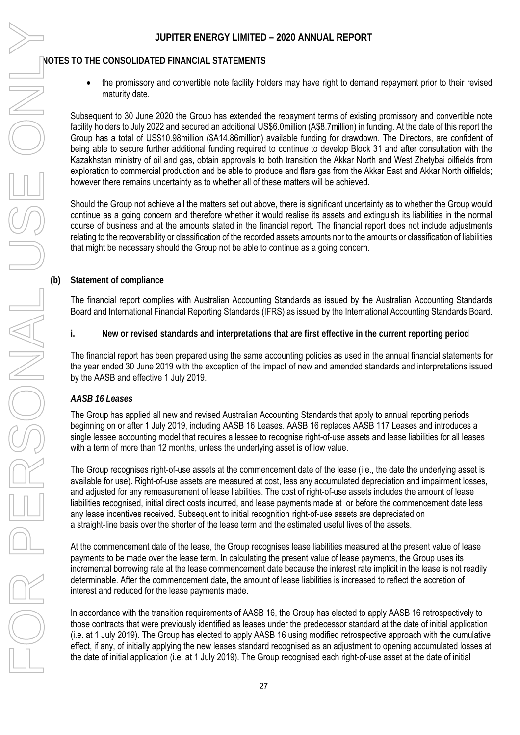## NOTES TO THE CONSOLIDATED FINANCIAL STATEMENTS

- the promissory and convertible note facility holders may have right to demand repayment prior to their revised maturity date.

Subsequent to 30 June 2020 the Group has extended the repayment terms of existing promissory and convertible note facility holders to July 2022 and secured an additional US$6.0million (A$8.7million) in funding. At the date of this report the Group has a total of US$10.98million ($A14.86million) available funding for drawdown. The Directors, are confident of being able to secure further additional funding required to continue to develop Block 31 and after consultation with the Kazakhstan ministry of oil and gas, obtain approvals to both transition the Akkar North and West Zhetybai oilfields from exploration to commercial production and be able to produce and flare gas from the Akkar East and Akkar North oilfields; however there remains uncertainty as to whether all of these matters will be achieved.

Should the Group not achieve all the matters set out above, there is significant uncertainty as to whether the Group would continue as a going concern and therefore whether it would realise its assets and extinguish its liabilities in the normal course of business and at the amounts stated in the financial report. The financial report does not include adjustments relating to the recoverability or classification of the recorded assets amounts nor to the amounts or classification of liabilities that might be necessary should the Group not be able to continue as a going concern.

### (b) Statement of compliance

The financial report complies with Australian Accounting Standards as issued by the Australian Accounting Standards Board and International Financial Reporting Standards (IFRS) as issued by the International Accounting Standards Board.

#### i. New or revised standards and interpretations that are first effective in the current reporting period

The financial report has been prepared using the same accounting policies as used in the annual financial statements for the year ended 30 June 2019 with the exception of the impact of new and amended standards and interpretations issued by the AASB and effective 1 July 2019.

***AASB 16 Leases***

The Group has applied all new and revised Australian Accounting Standards that apply to annual reporting periods beginning on or after 1 July 2019, including AASB 16 Leases. AASB 16 replaces AASB 117 Leases and introduces a single lessee accounting model that requires a lessee to recognise right-of-use assets and lease liabilities for all leases with a term of more than 12 months, unless the underlying asset is of low value.

The Group recognises right-of-use assets at the commencement date of the lease (i.e., the date the underlying asset is available for use). Right-of-use assets are measured at cost, less any accumulated depreciation and impairment losses, and adjusted for any remeasurement of lease liabilities. The cost of right-of-use assets includes the amount of lease liabilities recognised, initial direct costs incurred, and lease payments made at or before the commencement date less any lease incentives received. Subsequent to initial recognition right-of-use assets are depreciated on a straight-line basis over the shorter of the lease term and the estimated useful lives of the assets.

At the commencement date of the lease, the Group recognises lease liabilities measured at the present value of lease payments to be made over the lease term. In calculating the present value of lease payments, the Group uses its incremental borrowing rate at the lease commencement date because the interest rate implicit in the lease is not readily determinable. After the commencement date, the amount of lease liabilities is increased to reflect the accretion of interest and reduced for the lease payments made.

In accordance with the transition requirements of AASB 16, the Group has elected to apply AASB 16 retrospectively to those contracts that were previously identified as leases under the predecessor standard at the date of initial application (i.e. at 1 July 2019). The Group has elected to apply AASB 16 using modified retrospective approach with the cumulative effect, if any, of initially applying the new leases standard recognised as an adjustment to opening accumulated losses at the date of initial application (i.e. at 1 July 2019). The Group recognised each right-of-use asset at the date of initial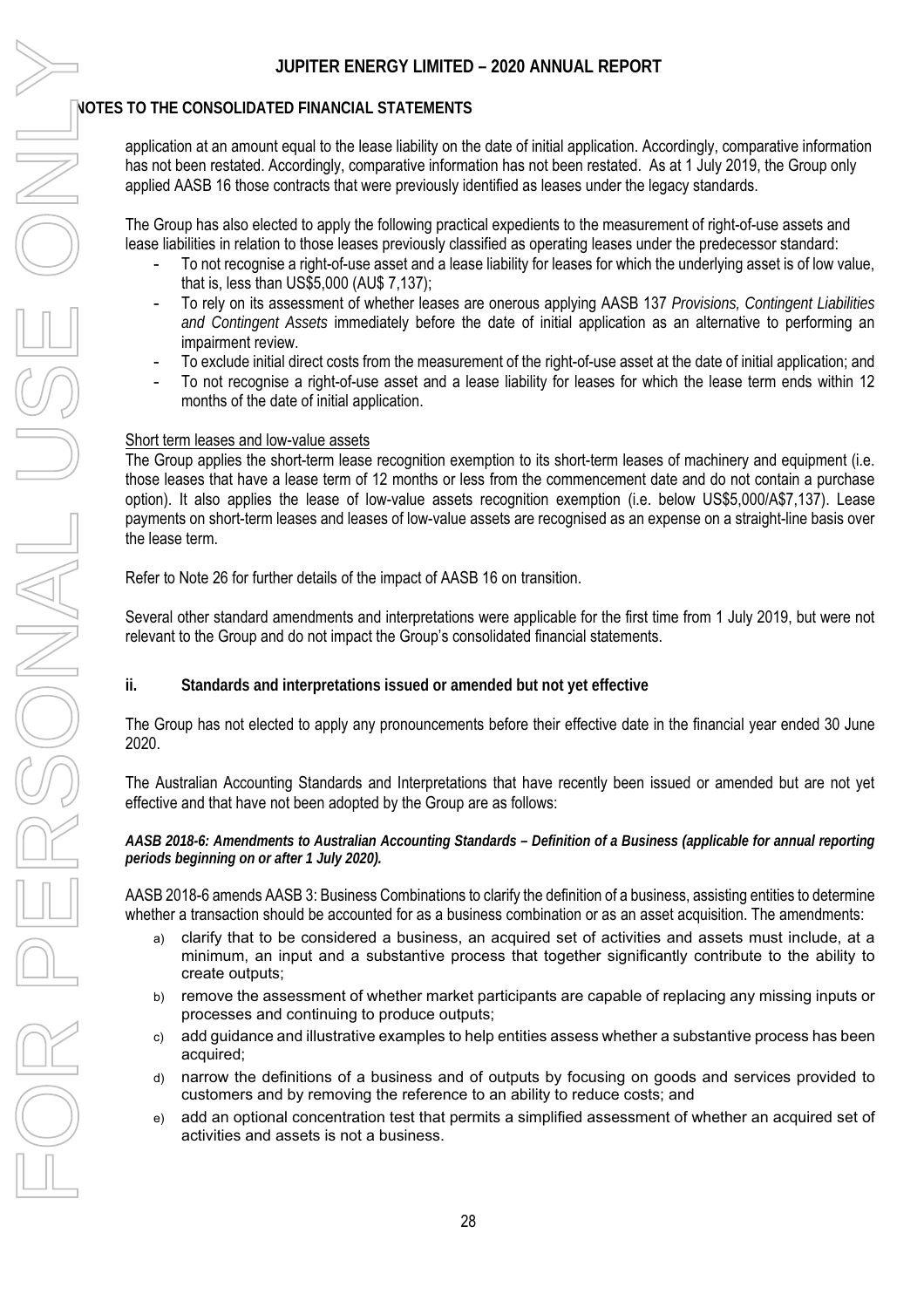## NOTES TO THE CONSOLIDATED FINANCIAL STATEMENTS

application at an amount equal to the lease liability on the date of initial application. Accordingly, comparative information has not been restated. Accordingly, comparative information has not been restated. As at 1 July 2019, the Group only applied AASB 16 those contracts that were previously identified as leases under the legacy standards.

The Group has also elected to apply the following practical expedients to the measurement of right-of-use assets and lease liabilities in relation to those leases previously classified as operating leases under the predecessor standard:

- To not recognise a right-of-use asset and a lease liability for leases for which the underlying asset is of low value, that is, less than US$5,000 (AU$ 7,137);
- To rely on its assessment of whether leases are onerous applying AASB 137 *Provisions, Contingent Liabilities and Contingent Assets* immediately before the date of initial application as an alternative to performing an impairment review.
- To exclude initial direct costs from the measurement of the right-of-use asset at the date of initial application; and
- To not recognise a right-of-use asset and a lease liability for leases for which the lease term ends within 12 months of the date of initial application.

Short term leases and low-value assets

The Group applies the short-term lease recognition exemption to its short-term leases of machinery and equipment (i.e. those leases that have a lease term of 12 months or less from the commencement date and do not contain a purchase option). It also applies the lease of low-value assets recognition exemption (i.e. below US$5,000/A$7,137). Lease payments on short-term leases and leases of low-value assets are recognised as an expense on a straight-line basis over the lease term.

Refer to Note 26 for further details of the impact of AASB 16 on transition.

Several other standard amendments and interpretations were applicable for the first time from 1 July 2019, but were not relevant to the Group and do not impact the Group's consolidated financial statements.

### ii. Standards and interpretations issued or amended but not yet effective

The Group has not elected to apply any pronouncements before their effective date in the financial year ended 30 June 2020.

The Australian Accounting Standards and Interpretations that have recently been issued or amended but are not yet effective and that have not been adopted by the Group are as follows:

***AASB 2018-6: Amendments to Australian Accounting Standards – Definition of a Business (applicable for annual reporting periods beginning on or after 1 July 2020).***

AASB 2018-6 amends AASB 3: Business Combinations to clarify the definition of a business, assisting entities to determine whether a transaction should be accounted for as a business combination or as an asset acquisition. The amendments:

a) clarify that to be considered a business, an acquired set of activities and assets must include, at a minimum, an input and a substantive process that together significantly contribute to the ability to create outputs;
b) remove the assessment of whether market participants are capable of replacing any missing inputs or processes and continuing to produce outputs;
c) add guidance and illustrative examples to help entities assess whether a substantive process has been acquired;
d) narrow the definitions of a business and of outputs by focusing on goods and services provided to customers and by removing the reference to an ability to reduce costs; and
e) add an optional concentration test that permits a simplified assessment of whether an acquired set of activities and assets is not a business.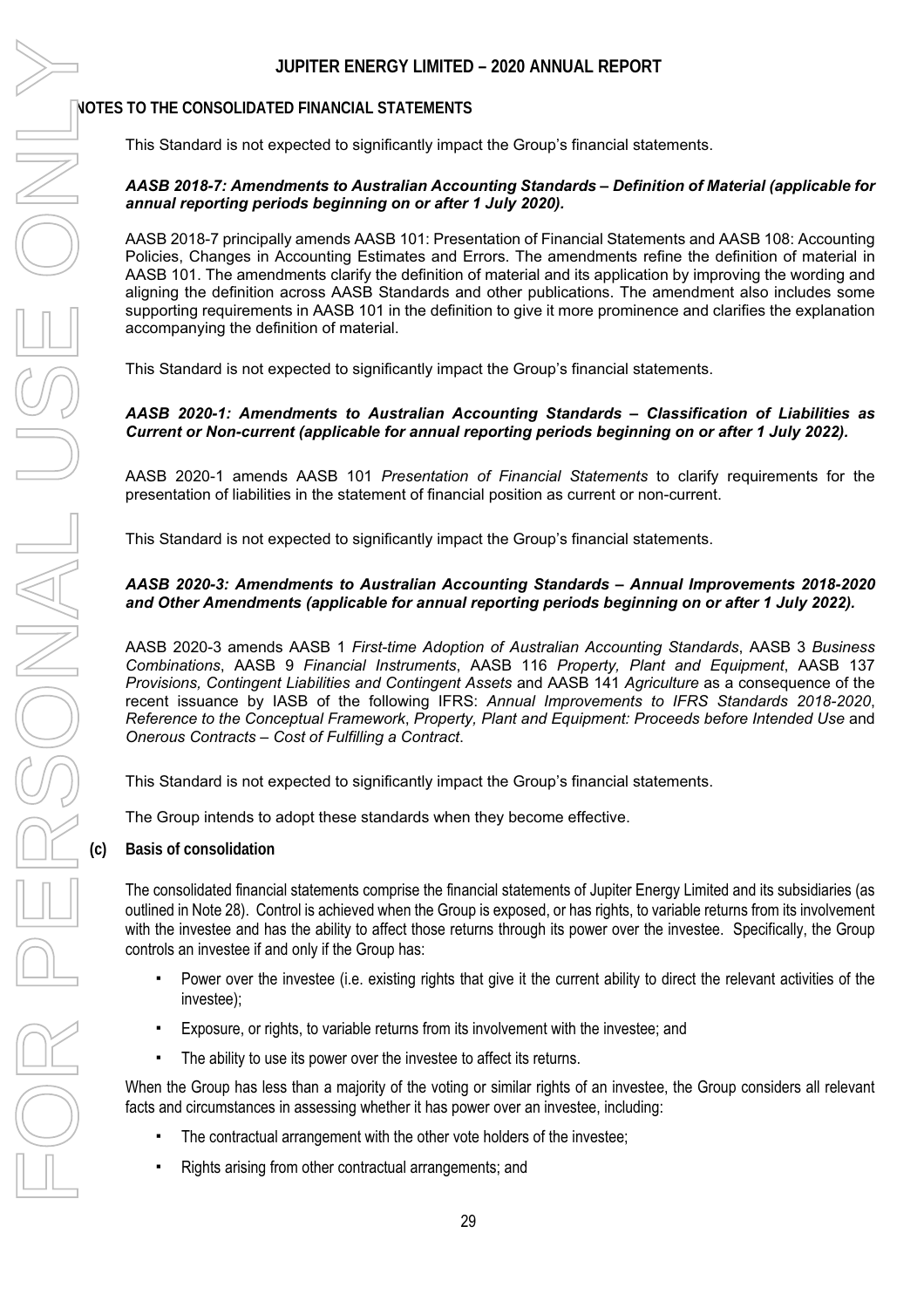## NOTES TO THE CONSOLIDATED FINANCIAL STATEMENTS

This Standard is not expected to significantly impact the Group's financial statements.

***AASB 2018-7: Amendments to Australian Accounting Standards – Definition of Material (applicable for annual reporting periods beginning on or after 1 July 2020).***

AASB 2018-7 principally amends AASB 101: Presentation of Financial Statements and AASB 108: Accounting Policies, Changes in Accounting Estimates and Errors. The amendments refine the definition of material in AASB 101. The amendments clarify the definition of material and its application by improving the wording and aligning the definition across AASB Standards and other publications. The amendment also includes some supporting requirements in AASB 101 in the definition to give it more prominence and clarifies the explanation accompanying the definition of material.

This Standard is not expected to significantly impact the Group's financial statements.

***AASB 2020-1: Amendments to Australian Accounting Standards – Classification of Liabilities as Current or Non-current (applicable for annual reporting periods beginning on or after 1 July 2022).***

AASB 2020-1 amends AASB 101 *Presentation of Financial Statements* to clarify requirements for the presentation of liabilities in the statement of financial position as current or non-current.

This Standard is not expected to significantly impact the Group's financial statements.

***AASB 2020-3: Amendments to Australian Accounting Standards – Annual Improvements 2018-2020 and Other Amendments (applicable for annual reporting periods beginning on or after 1 July 2022).***

AASB 2020-3 amends AASB 1 *First-time Adoption of Australian Accounting Standards*, AASB 3 *Business Combinations*, AASB 9 *Financial Instruments*, AASB 116 *Property, Plant and Equipment*, AASB 137 *Provisions, Contingent Liabilities and Contingent Assets* and AASB 141 *Agriculture* as a consequence of the recent issuance by IASB of the following IFRS: *Annual Improvements to IFRS Standards 2018-2020*, *Reference to the Conceptual Framework*, *Property, Plant and Equipment: Proceeds before Intended Use* and *Onerous Contracts – Cost of Fulfilling a Contract*.

This Standard is not expected to significantly impact the Group's financial statements.

The Group intends to adopt these standards when they become effective.

### (c) Basis of consolidation

The consolidated financial statements comprise the financial statements of Jupiter Energy Limited and its subsidiaries (as outlined in Note 28). Control is achieved when the Group is exposed, or has rights, to variable returns from its involvement with the investee and has the ability to affect those returns through its power over the investee. Specifically, the Group controls an investee if and only if the Group has:

- Power over the investee (i.e. existing rights that give it the current ability to direct the relevant activities of the investee);
- Exposure, or rights, to variable returns from its involvement with the investee; and
- The ability to use its power over the investee to affect its returns.

When the Group has less than a majority of the voting or similar rights of an investee, the Group considers all relevant facts and circumstances in assessing whether it has power over an investee, including:

- The contractual arrangement with the other vote holders of the investee;
- Rights arising from other contractual arrangements; and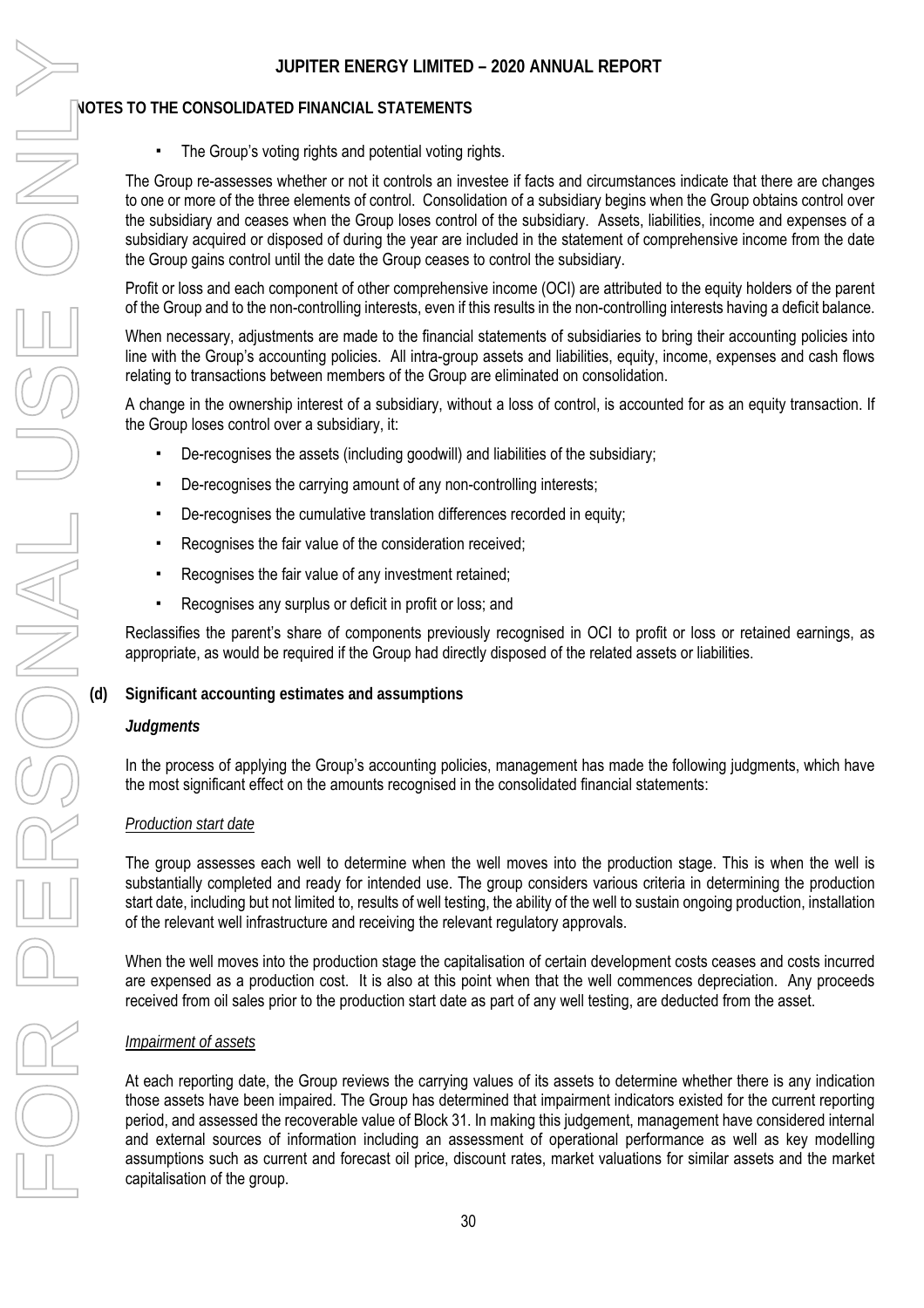## NOTES TO THE CONSOLIDATED FINANCIAL STATEMENTS

- The Group's voting rights and potential voting rights.

The Group re-assesses whether or not it controls an investee if facts and circumstances indicate that there are changes to one or more of the three elements of control. Consolidation of a subsidiary begins when the Group obtains control over the subsidiary and ceases when the Group loses control of the subsidiary. Assets, liabilities, income and expenses of a subsidiary acquired or disposed of during the year are included in the statement of comprehensive income from the date the Group gains control until the date the Group ceases to control the subsidiary.

Profit or loss and each component of other comprehensive income (OCI) are attributed to the equity holders of the parent of the Group and to the non-controlling interests, even if this results in the non-controlling interests having a deficit balance.

When necessary, adjustments are made to the financial statements of subsidiaries to bring their accounting policies into line with the Group's accounting policies. All intra-group assets and liabilities, equity, income, expenses and cash flows relating to transactions between members of the Group are eliminated on consolidation.

A change in the ownership interest of a subsidiary, without a loss of control, is accounted for as an equity transaction. If the Group loses control over a subsidiary, it:

- De-recognises the assets (including goodwill) and liabilities of the subsidiary;
- De-recognises the carrying amount of any non-controlling interests;
- De-recognises the cumulative translation differences recorded in equity;
- Recognises the fair value of the consideration received;
- Recognises the fair value of any investment retained;
- Recognises any surplus or deficit in profit or loss; and

Reclassifies the parent's share of components previously recognised in OCI to profit or loss or retained earnings, as appropriate, as would be required if the Group had directly disposed of the related assets or liabilities.

### (d) Significant accounting estimates and assumptions

***Judgments***

In the process of applying the Group's accounting policies, management has made the following judgments, which have the most significant effect on the amounts recognised in the consolidated financial statements:

*Production start date*

The group assesses each well to determine when the well moves into the production stage. This is when the well is substantially completed and ready for intended use. The group considers various criteria in determining the production start date, including but not limited to, results of well testing, the ability of the well to sustain ongoing production, installation of the relevant well infrastructure and receiving the relevant regulatory approvals.

When the well moves into the production stage the capitalisation of certain development costs ceases and costs incurred are expensed as a production cost. It is also at this point when that the well commences depreciation. Any proceeds received from oil sales prior to the production start date as part of any well testing, are deducted from the asset.

*Impairment of assets*

At each reporting date, the Group reviews the carrying values of its assets to determine whether there is any indication those assets have been impaired. The Group has determined that impairment indicators existed for the current reporting period, and assessed the recoverable value of Block 31. In making this judgement, management have considered internal and external sources of information including an assessment of operational performance as well as key modelling assumptions such as current and forecast oil price, discount rates, market valuations for similar assets and the market capitalisation of the group.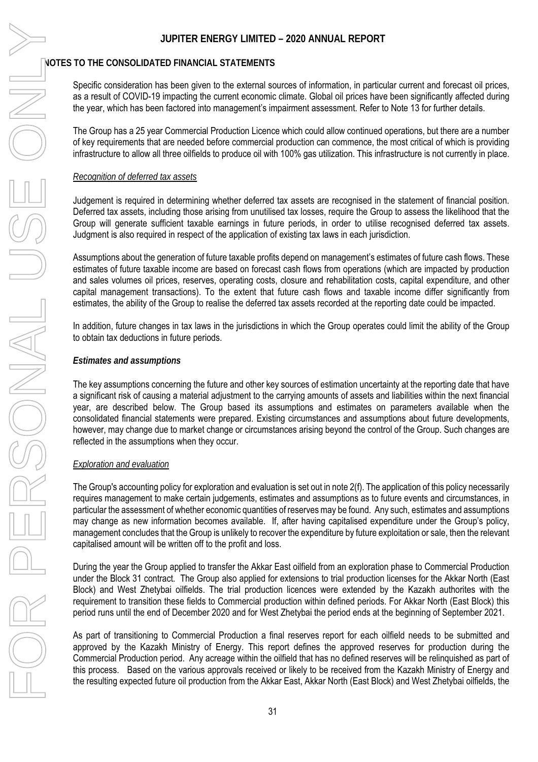## NOTES TO THE CONSOLIDATED FINANCIAL STATEMENTS

Specific consideration has been given to the external sources of information, in particular current and forecast oil prices, as a result of COVID-19 impacting the current economic climate. Global oil prices have been significantly affected during the year, which has been factored into management's impairment assessment. Refer to Note 13 for further details.

The Group has a 25 year Commercial Production Licence which could allow continued operations, but there are a number of key requirements that are needed before commercial production can commence, the most critical of which is providing infrastructure to allow all three oilfields to produce oil with 100% gas utilization. This infrastructure is not currently in place.

*Recognition of deferred tax assets*

Judgement is required in determining whether deferred tax assets are recognised in the statement of financial position. Deferred tax assets, including those arising from unutilised tax losses, require the Group to assess the likelihood that the Group will generate sufficient taxable earnings in future periods, in order to utilise recognised deferred tax assets. Judgment is also required in respect of the application of existing tax laws in each jurisdiction.

Assumptions about the generation of future taxable profits depend on management's estimates of future cash flows. These estimates of future taxable income are based on forecast cash flows from operations (which are impacted by production and sales volumes oil prices, reserves, operating costs, closure and rehabilitation costs, capital expenditure, and other capital management transactions). To the extent that future cash flows and taxable income differ significantly from estimates, the ability of the Group to realise the deferred tax assets recorded at the reporting date could be impacted.

In addition, future changes in tax laws in the jurisdictions in which the Group operates could limit the ability of the Group to obtain tax deductions in future periods.

***Estimates and assumptions***

The key assumptions concerning the future and other key sources of estimation uncertainty at the reporting date that have a significant risk of causing a material adjustment to the carrying amounts of assets and liabilities within the next financial year, are described below. The Group based its assumptions and estimates on parameters available when the consolidated financial statements were prepared. Existing circumstances and assumptions about future developments, however, may change due to market change or circumstances arising beyond the control of the Group. Such changes are reflected in the assumptions when they occur.

*Exploration and evaluation*

The Group's accounting policy for exploration and evaluation is set out in note 2(f). The application of this policy necessarily requires management to make certain judgements, estimates and assumptions as to future events and circumstances, in particular the assessment of whether economic quantities of reserves may be found. Any such, estimates and assumptions may change as new information becomes available. If, after having capitalised expenditure under the Group's policy, management concludes that the Group is unlikely to recover the expenditure by future exploitation or sale, then the relevant capitalised amount will be written off to the profit and loss.

During the year the Group applied to transfer the Akkar East oilfield from an exploration phase to Commercial Production under the Block 31 contract. The Group also applied for extensions to trial production licenses for the Akkar North (East Block) and West Zhetybai oilfields. The trial production licences were extended by the Kazakh authorites with the requirement to transition these fields to Commercial production within defined periods. For Akkar North (East Block) this period runs until the end of December 2020 and for West Zhetybai the period ends at the beginning of September 2021.

As part of transitioning to Commercial Production a final reserves report for each oilfield needs to be submitted and approved by the Kazakh Ministry of Energy. This report defines the approved reserves for production during the Commercial Production period. Any acreage within the oilfield that has no defined reserves will be relinquished as part of this process. Based on the various approvals received or likely to be received from the Kazakh Ministry of Energy and the resulting expected future oil production from the Akkar East, Akkar North (East Block) and West Zhetybai oilfields, the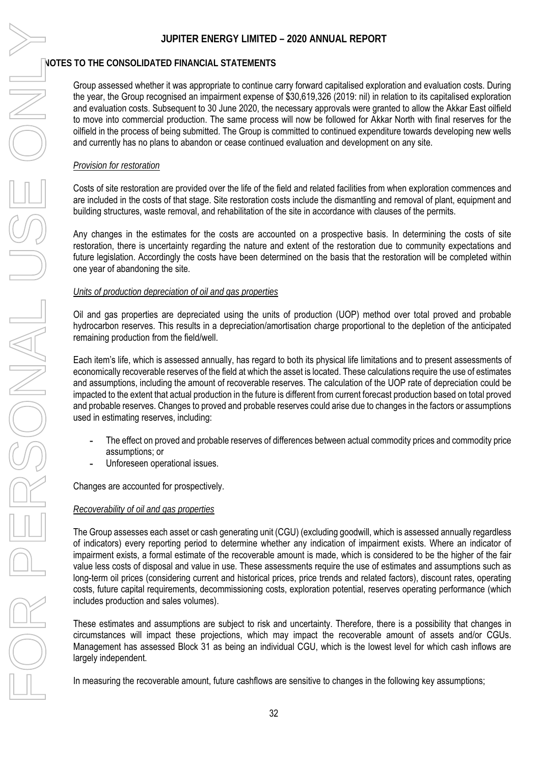## NOTES TO THE CONSOLIDATED FINANCIAL STATEMENTS

Group assessed whether it was appropriate to continue carry forward capitalised exploration and evaluation costs. During the year, the Group recognised an impairment expense of $30,619,326 (2019: nil) in relation to its capitalised exploration and evaluation costs. Subsequent to 30 June 2020, the necessary approvals were granted to allow the Akkar East oilfield to move into commercial production. The same process will now be followed for Akkar North with final reserves for the oilfield in the process of being submitted. The Group is committed to continued expenditure towards developing new wells and currently has no plans to abandon or cease continued evaluation and development on any site.

*Provision for restoration*

Costs of site restoration are provided over the life of the field and related facilities from when exploration commences and are included in the costs of that stage. Site restoration costs include the dismantling and removal of plant, equipment and building structures, waste removal, and rehabilitation of the site in accordance with clauses of the permits.

Any changes in the estimates for the costs are accounted on a prospective basis. In determining the costs of site restoration, there is uncertainty regarding the nature and extent of the restoration due to community expectations and future legislation. Accordingly the costs have been determined on the basis that the restoration will be completed within one year of abandoning the site.

*Units of production depreciation of oil and gas properties*

Oil and gas properties are depreciated using the units of production (UOP) method over total proved and probable hydrocarbon reserves. This results in a depreciation/amortisation charge proportional to the depletion of the anticipated remaining production from the field/well.

Each item's life, which is assessed annually, has regard to both its physical life limitations and to present assessments of economically recoverable reserves of the field at which the asset is located. These calculations require the use of estimates and assumptions, including the amount of recoverable reserves. The calculation of the UOP rate of depreciation could be impacted to the extent that actual production in the future is different from current forecast production based on total proved and probable reserves. Changes to proved and probable reserves could arise due to changes in the factors or assumptions used in estimating reserves, including:

- The effect on proved and probable reserves of differences between actual commodity prices and commodity price assumptions; or
- Unforeseen operational issues.

Changes are accounted for prospectively.

*Recoverability of oil and gas properties*

The Group assesses each asset or cash generating unit (CGU) (excluding goodwill, which is assessed annually regardless of indicators) every reporting period to determine whether any indication of impairment exists. Where an indicator of impairment exists, a formal estimate of the recoverable amount is made, which is considered to be the higher of the fair value less costs of disposal and value in use. These assessments require the use of estimates and assumptions such as long-term oil prices (considering current and historical prices, price trends and related factors), discount rates, operating costs, future capital requirements, decommissioning costs, exploration potential, reserves operating performance (which includes production and sales volumes).

These estimates and assumptions are subject to risk and uncertainty. Therefore, there is a possibility that changes in circumstances will impact these projections, which may impact the recoverable amount of assets and/or CGUs. Management has assessed Block 31 as being an individual CGU, which is the lowest level for which cash inflows are largely independent.

In measuring the recoverable amount, future cashflows are sensitive to changes in the following key assumptions;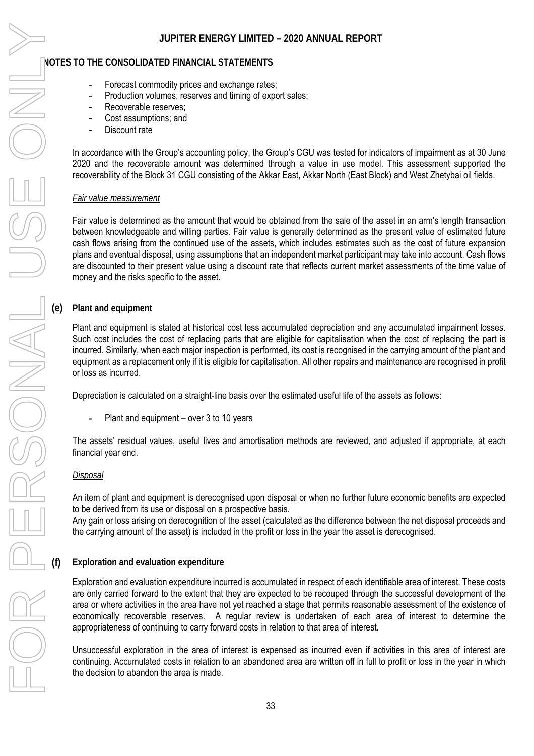## NOTES TO THE CONSOLIDATED FINANCIAL STATEMENTS

- Forecast commodity prices and exchange rates;
- Production volumes, reserves and timing of export sales;
- Recoverable reserves;
- Cost assumptions; and
- Discount rate

In accordance with the Group's accounting policy, the Group's CGU was tested for indicators of impairment as at 30 June 2020 and the recoverable amount was determined through a value in use model. This assessment supported the recoverability of the Block 31 CGU consisting of the Akkar East, Akkar North (East Block) and West Zhetybai oil fields.

*Fair value measurement*

Fair value is determined as the amount that would be obtained from the sale of the asset in an arm's length transaction between knowledgeable and willing parties. Fair value is generally determined as the present value of estimated future cash flows arising from the continued use of the assets, which includes estimates such as the cost of future expansion plans and eventual disposal, using assumptions that an independent market participant may take into account. Cash flows are discounted to their present value using a discount rate that reflects current market assessments of the time value of money and the risks specific to the asset.

### (e) Plant and equipment

Plant and equipment is stated at historical cost less accumulated depreciation and any accumulated impairment losses. Such cost includes the cost of replacing parts that are eligible for capitalisation when the cost of replacing the part is incurred. Similarly, when each major inspection is performed, its cost is recognised in the carrying amount of the plant and equipment as a replacement only if it is eligible for capitalisation. All other repairs and maintenance are recognised in profit or loss as incurred.

Depreciation is calculated on a straight-line basis over the estimated useful life of the assets as follows:

- Plant and equipment – over 3 to 10 years

The assets' residual values, useful lives and amortisation methods are reviewed, and adjusted if appropriate, at each financial year end.

*Disposal*

An item of plant and equipment is derecognised upon disposal or when no further future economic benefits are expected to be derived from its use or disposal on a prospective basis.
Any gain or loss arising on derecognition of the asset (calculated as the difference between the net disposal proceeds and the carrying amount of the asset) is included in the profit or loss in the year the asset is derecognised.

### (f) Exploration and evaluation expenditure

Exploration and evaluation expenditure incurred is accumulated in respect of each identifiable area of interest. These costs are only carried forward to the extent that they are expected to be recouped through the successful development of the area or where activities in the area have not yet reached a stage that permits reasonable assessment of the existence of economically recoverable reserves. A regular review is undertaken of each area of interest to determine the appropriateness of continuing to carry forward costs in relation to that area of interest.

Unsuccessful exploration in the area of interest is expensed as incurred even if activities in this area of interest are continuing. Accumulated costs in relation to an abandoned area are written off in full to profit or loss in the year in which the decision to abandon the area is made.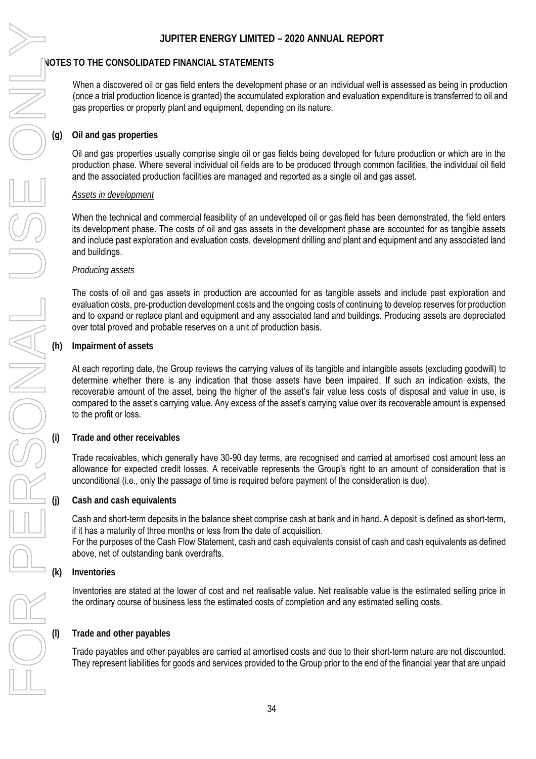## NOTES TO THE CONSOLIDATED FINANCIAL STATEMENTS

When a discovered oil or gas field enters the development phase or an individual well is assessed as being in production (once a trial production licence is granted) the accumulated exploration and evaluation expenditure is transferred to oil and gas properties or property plant and equipment, depending on its nature.

### (g) Oil and gas properties

Oil and gas properties usually comprise single oil or gas fields being developed for future production or which are in the production phase. Where several individual oil fields are to be produced through common facilities, the individual oil field and the associated production facilities are managed and reported as a single oil and gas asset.

*Assets in development*

When the technical and commercial feasibility of an undeveloped oil or gas field has been demonstrated, the field enters its development phase. The costs of oil and gas assets in the development phase are accounted for as tangible assets and include past exploration and evaluation costs, development drilling and plant and equipment and any associated land and buildings.

*Producing assets*

The costs of oil and gas assets in production are accounted for as tangible assets and include past exploration and evaluation costs, pre-production development costs and the ongoing costs of continuing to develop reserves for production and to expand or replace plant and equipment and any associated land and buildings. Producing assets are depreciated over total proved and probable reserves on a unit of production basis.

### (h) Impairment of assets

At each reporting date, the Group reviews the carrying values of its tangible and intangible assets (excluding goodwill) to determine whether there is any indication that those assets have been impaired. If such an indication exists, the recoverable amount of the asset, being the higher of the asset's fair value less costs of disposal and value in use, is compared to the asset's carrying value. Any excess of the asset's carrying value over its recoverable amount is expensed to the profit or loss.

### (i) Trade and other receivables

Trade receivables, which generally have 30-90 day terms, are recognised and carried at amortised cost amount less an allowance for expected credit losses. A receivable represents the Group's right to an amount of consideration that is unconditional (i.e., only the passage of time is required before payment of the consideration is due).

### (j) Cash and cash equivalents

Cash and short-term deposits in the balance sheet comprise cash at bank and in hand. A deposit is defined as short-term, if it has a maturity of three months or less from the date of acquisition.
For the purposes of the Cash Flow Statement, cash and cash equivalents consist of cash and cash equivalents as defined above, net of outstanding bank overdrafts.

### (k) Inventories

Inventories are stated at the lower of cost and net realisable value. Net realisable value is the estimated selling price in the ordinary course of business less the estimated costs of completion and any estimated selling costs.

### (l) Trade and other payables

Trade payables and other payables are carried at amortised costs and due to their short-term nature are not discounted. They represent liabilities for goods and services provided to the Group prior to the end of the financial year that are unpaid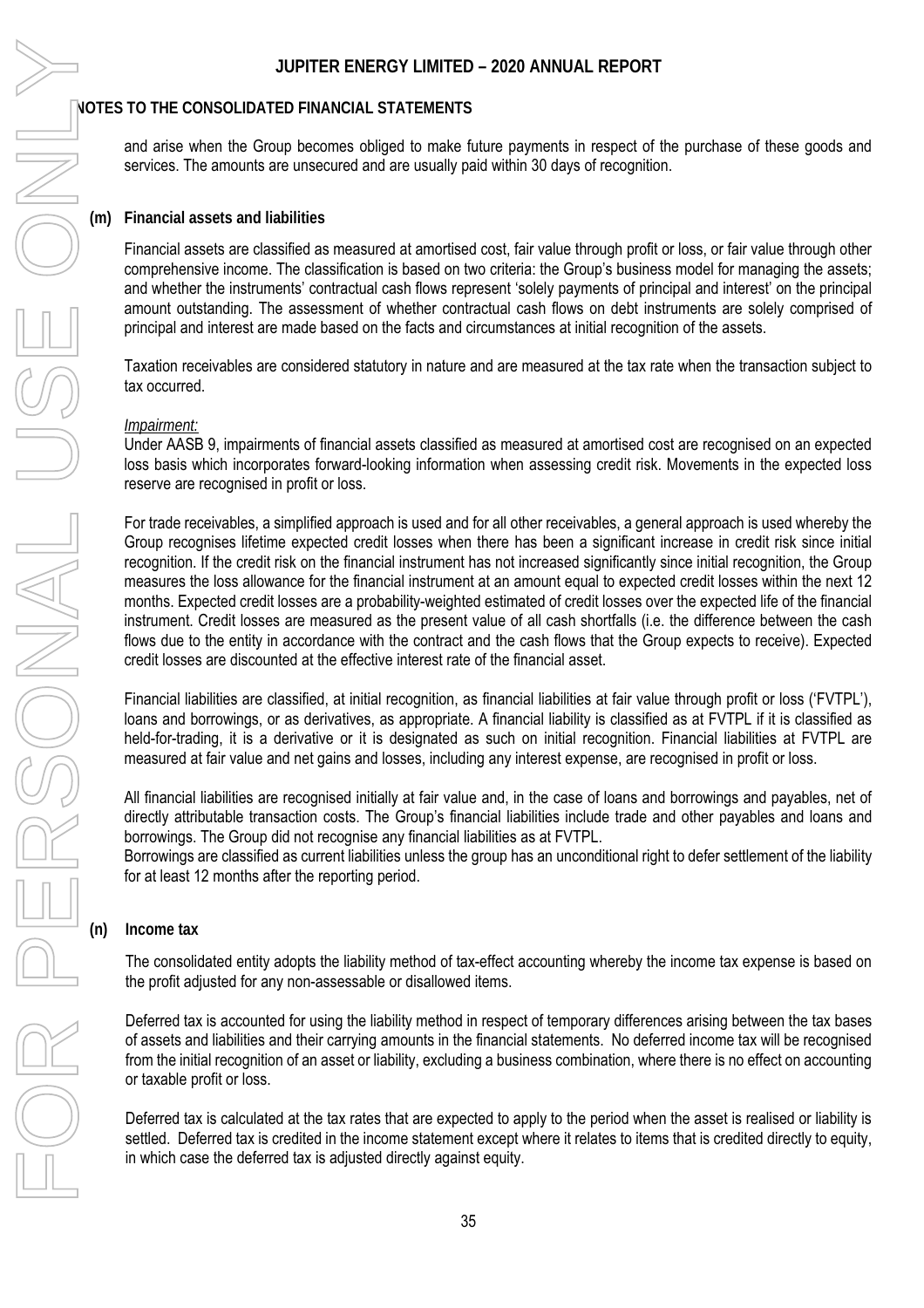## NOTES TO THE CONSOLIDATED FINANCIAL STATEMENTS

and arise when the Group becomes obliged to make future payments in respect of the purchase of these goods and services. The amounts are unsecured and are usually paid within 30 days of recognition.

### (m) Financial assets and liabilities

Financial assets are classified as measured at amortised cost, fair value through profit or loss, or fair value through other comprehensive income. The classification is based on two criteria: the Group's business model for managing the assets; and whether the instruments' contractual cash flows represent 'solely payments of principal and interest' on the principal amount outstanding. The assessment of whether contractual cash flows on debt instruments are solely comprised of principal and interest are made based on the facts and circumstances at initial recognition of the assets.

Taxation receivables are considered statutory in nature and are measured at the tax rate when the transaction subject to tax occurred.

*Impairment:*
Under AASB 9, impairments of financial assets classified as measured at amortised cost are recognised on an expected loss basis which incorporates forward-looking information when assessing credit risk. Movements in the expected loss reserve are recognised in profit or loss.

For trade receivables, a simplified approach is used and for all other receivables, a general approach is used whereby the Group recognises lifetime expected credit losses when there has been a significant increase in credit risk since initial recognition. If the credit risk on the financial instrument has not increased significantly since initial recognition, the Group measures the loss allowance for the financial instrument at an amount equal to expected credit losses within the next 12 months. Expected credit losses are a probability-weighted estimated of credit losses over the expected life of the financial instrument. Credit losses are measured as the present value of all cash shortfalls (i.e. the difference between the cash flows due to the entity in accordance with the contract and the cash flows that the Group expects to receive). Expected credit losses are discounted at the effective interest rate of the financial asset.

Financial liabilities are classified, at initial recognition, as financial liabilities at fair value through profit or loss ('FVTPL'), loans and borrowings, or as derivatives, as appropriate. A financial liability is classified as at FVTPL if it is classified as held-for-trading, it is a derivative or it is designated as such on initial recognition. Financial liabilities at FVTPL are measured at fair value and net gains and losses, including any interest expense, are recognised in profit or loss.

All financial liabilities are recognised initially at fair value and, in the case of loans and borrowings and payables, net of directly attributable transaction costs. The Group's financial liabilities include trade and other payables and loans and borrowings. The Group did not recognise any financial liabilities as at FVTPL.
Borrowings are classified as current liabilities unless the group has an unconditional right to defer settlement of the liability for at least 12 months after the reporting period.

### (n) Income tax

The consolidated entity adopts the liability method of tax-effect accounting whereby the income tax expense is based on the profit adjusted for any non-assessable or disallowed items.

Deferred tax is accounted for using the liability method in respect of temporary differences arising between the tax bases of assets and liabilities and their carrying amounts in the financial statements. No deferred income tax will be recognised from the initial recognition of an asset or liability, excluding a business combination, where there is no effect on accounting or taxable profit or loss.

Deferred tax is calculated at the tax rates that are expected to apply to the period when the asset is realised or liability is settled. Deferred tax is credited in the income statement except where it relates to items that is credited directly to equity, in which case the deferred tax is adjusted directly against equity.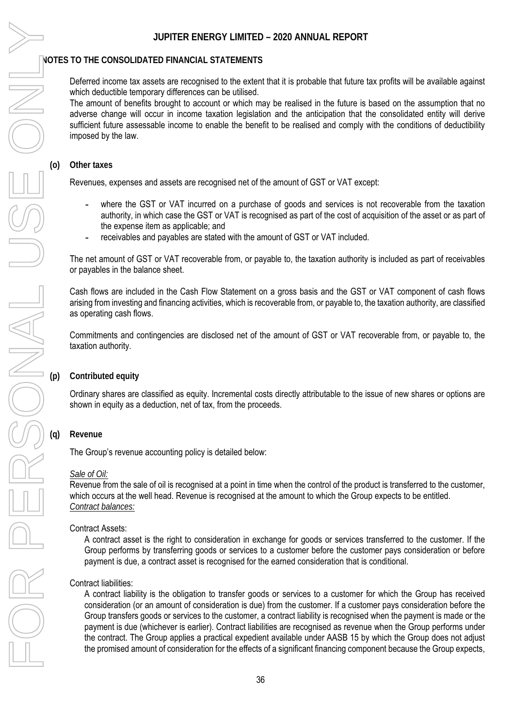## NOTES TO THE CONSOLIDATED FINANCIAL STATEMENTS

Deferred income tax assets are recognised to the extent that it is probable that future tax profits will be available against which deductible temporary differences can be utilised.

The amount of benefits brought to account or which may be realised in the future is based on the assumption that no adverse change will occur in income taxation legislation and the anticipation that the consolidated entity will derive sufficient future assessable income to enable the benefit to be realised and comply with the conditions of deductibility imposed by the law.

### (o) Other taxes

Revenues, expenses and assets are recognised net of the amount of GST or VAT except:

- where the GST or VAT incurred on a purchase of goods and services is not recoverable from the taxation authority, in which case the GST or VAT is recognised as part of the cost of acquisition of the asset or as part of the expense item as applicable; and
- receivables and payables are stated with the amount of GST or VAT included.

The net amount of GST or VAT recoverable from, or payable to, the taxation authority is included as part of receivables or payables in the balance sheet.

Cash flows are included in the Cash Flow Statement on a gross basis and the GST or VAT component of cash flows arising from investing and financing activities, which is recoverable from, or payable to, the taxation authority, are classified as operating cash flows.

Commitments and contingencies are disclosed net of the amount of GST or VAT recoverable from, or payable to, the taxation authority.

### (p) Contributed equity

Ordinary shares are classified as equity. Incremental costs directly attributable to the issue of new shares or options are shown in equity as a deduction, net of tax, from the proceeds.

### (q) Revenue

The Group's revenue accounting policy is detailed below:

*Sale of Oil:*

Revenue from the sale of oil is recognised at a point in time when the control of the product is transferred to the customer, which occurs at the well head. Revenue is recognised at the amount to which the Group expects to be entitled.

*Contract balances:*

Contract Assets:

A contract asset is the right to consideration in exchange for goods or services transferred to the customer. If the Group performs by transferring goods or services to a customer before the customer pays consideration or before payment is due, a contract asset is recognised for the earned consideration that is conditional.

Contract liabilities:

A contract liability is the obligation to transfer goods or services to a customer for which the Group has received consideration (or an amount of consideration is due) from the customer. If a customer pays consideration before the Group transfers goods or services to the customer, a contract liability is recognised when the payment is made or the payment is due (whichever is earlier). Contract liabilities are recognised as revenue when the Group performs under the contract. The Group applies a practical expedient available under AASB 15 by which the Group does not adjust the promised amount of consideration for the effects of a significant financing component because the Group expects,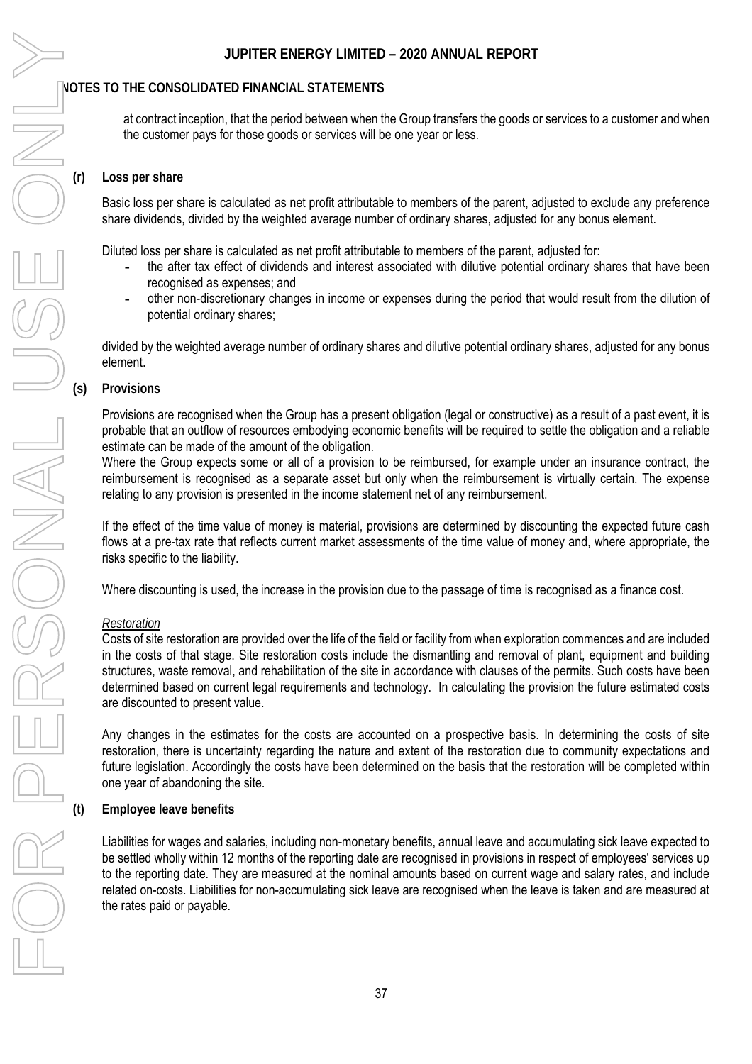## NOTES TO THE CONSOLIDATED FINANCIAL STATEMENTS

at contract inception, that the period between when the Group transfers the goods or services to a customer and when the customer pays for those goods or services will be one year or less.

### (r) Loss per share

Basic loss per share is calculated as net profit attributable to members of the parent, adjusted to exclude any preference share dividends, divided by the weighted average number of ordinary shares, adjusted for any bonus element.

Diluted loss per share is calculated as net profit attributable to members of the parent, adjusted for:

- the after tax effect of dividends and interest associated with dilutive potential ordinary shares that have been recognised as expenses; and
- other non-discretionary changes in income or expenses during the period that would result from the dilution of potential ordinary shares;

divided by the weighted average number of ordinary shares and dilutive potential ordinary shares, adjusted for any bonus element.

### (s) Provisions

Provisions are recognised when the Group has a present obligation (legal or constructive) as a result of a past event, it is probable that an outflow of resources embodying economic benefits will be required to settle the obligation and a reliable estimate can be made of the amount of the obligation.
Where the Group expects some or all of a provision to be reimbursed, for example under an insurance contract, the reimbursement is recognised as a separate asset but only when the reimbursement is virtually certain. The expense relating to any provision is presented in the income statement net of any reimbursement.

If the effect of the time value of money is material, provisions are determined by discounting the expected future cash flows at a pre-tax rate that reflects current market assessments of the time value of money and, where appropriate, the risks specific to the liability.

Where discounting is used, the increase in the provision due to the passage of time is recognised as a finance cost.

*Restoration*
Costs of site restoration are provided over the life of the field or facility from when exploration commences and are included in the costs of that stage. Site restoration costs include the dismantling and removal of plant, equipment and building structures, waste removal, and rehabilitation of the site in accordance with clauses of the permits. Such costs have been determined based on current legal requirements and technology. In calculating the provision the future estimated costs are discounted to present value.

Any changes in the estimates for the costs are accounted on a prospective basis. In determining the costs of site restoration, there is uncertainty regarding the nature and extent of the restoration due to community expectations and future legislation. Accordingly the costs have been determined on the basis that the restoration will be completed within one year of abandoning the site.

### (t) Employee leave benefits

Liabilities for wages and salaries, including non-monetary benefits, annual leave and accumulating sick leave expected to be settled wholly within 12 months of the reporting date are recognised in provisions in respect of employees' services up to the reporting date. They are measured at the nominal amounts based on current wage and salary rates, and include related on-costs. Liabilities for non-accumulating sick leave are recognised when the leave is taken and are measured at the rates paid or payable.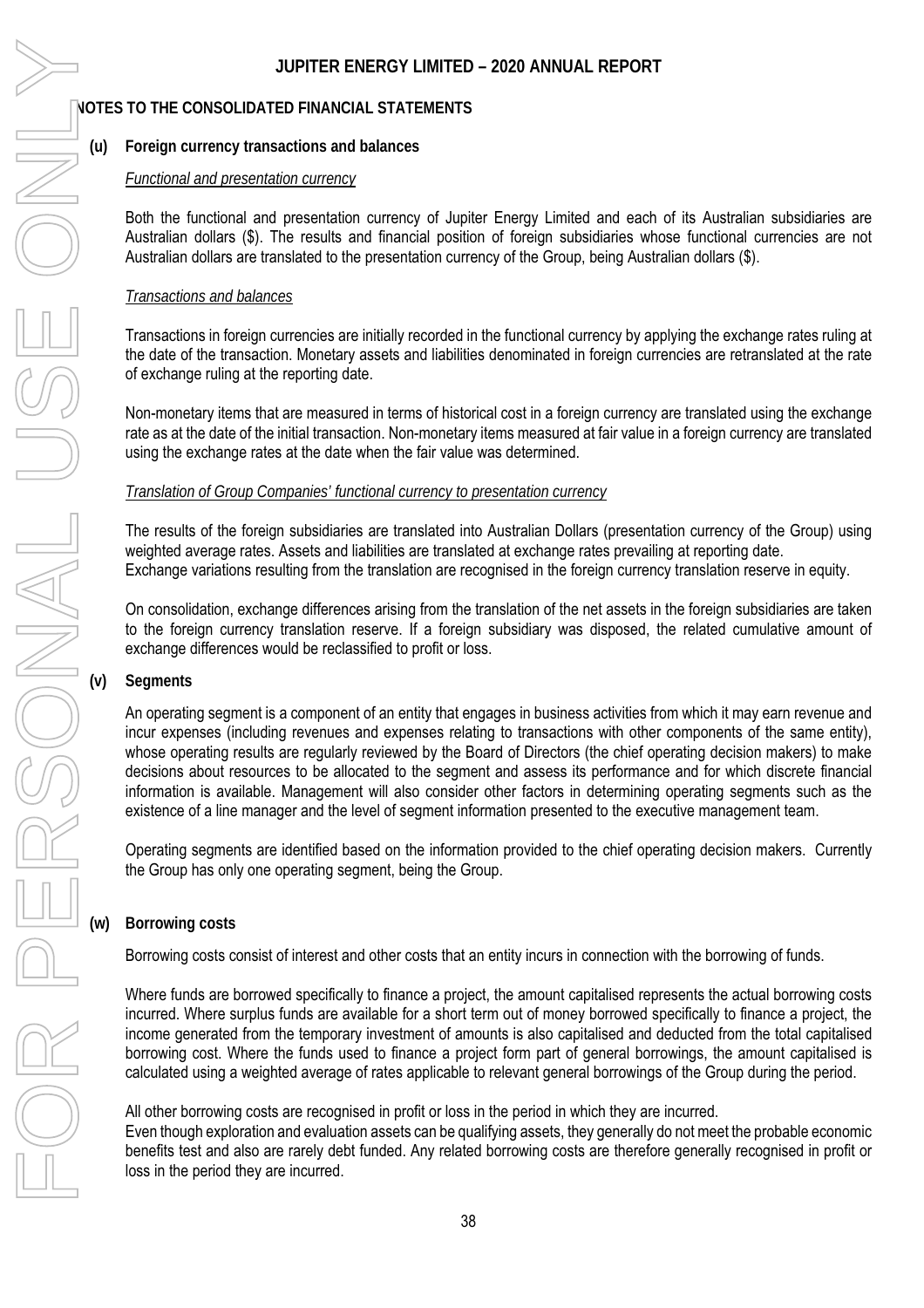## NOTES TO THE CONSOLIDATED FINANCIAL STATEMENTS

### (u) Foreign currency transactions and balances

*Functional and presentation currency*

Both the functional and presentation currency of Jupiter Energy Limited and each of its Australian subsidiaries are Australian dollars ($). The results and financial position of foreign subsidiaries whose functional currencies are not Australian dollars are translated to the presentation currency of the Group, being Australian dollars ($).

*Transactions and balances*

Transactions in foreign currencies are initially recorded in the functional currency by applying the exchange rates ruling at the date of the transaction. Monetary assets and liabilities denominated in foreign currencies are retranslated at the rate of exchange ruling at the reporting date.

Non-monetary items that are measured in terms of historical cost in a foreign currency are translated using the exchange rate as at the date of the initial transaction. Non-monetary items measured at fair value in a foreign currency are translated using the exchange rates at the date when the fair value was determined.

*Translation of Group Companies' functional currency to presentation currency*

The results of the foreign subsidiaries are translated into Australian Dollars (presentation currency of the Group) using weighted average rates. Assets and liabilities are translated at exchange rates prevailing at reporting date.
Exchange variations resulting from the translation are recognised in the foreign currency translation reserve in equity.

On consolidation, exchange differences arising from the translation of the net assets in the foreign subsidiaries are taken to the foreign currency translation reserve. If a foreign subsidiary was disposed, the related cumulative amount of exchange differences would be reclassified to profit or loss.

### (v) Segments

An operating segment is a component of an entity that engages in business activities from which it may earn revenue and incur expenses (including revenues and expenses relating to transactions with other components of the same entity), whose operating results are regularly reviewed by the Board of Directors (the chief operating decision makers) to make decisions about resources to be allocated to the segment and assess its performance and for which discrete financial information is available. Management will also consider other factors in determining operating segments such as the existence of a line manager and the level of segment information presented to the executive management team.

Operating segments are identified based on the information provided to the chief operating decision makers. Currently the Group has only one operating segment, being the Group.

### (w) Borrowing costs

Borrowing costs consist of interest and other costs that an entity incurs in connection with the borrowing of funds.

Where funds are borrowed specifically to finance a project, the amount capitalised represents the actual borrowing costs incurred. Where surplus funds are available for a short term out of money borrowed specifically to finance a project, the income generated from the temporary investment of amounts is also capitalised and deducted from the total capitalised borrowing cost. Where the funds used to finance a project form part of general borrowings, the amount capitalised is calculated using a weighted average of rates applicable to relevant general borrowings of the Group during the period.

All other borrowing costs are recognised in profit or loss in the period in which they are incurred.
Even though exploration and evaluation assets can be qualifying assets, they generally do not meet the probable economic benefits test and also are rarely debt funded. Any related borrowing costs are therefore generally recognised in profit or loss in the period they are incurred.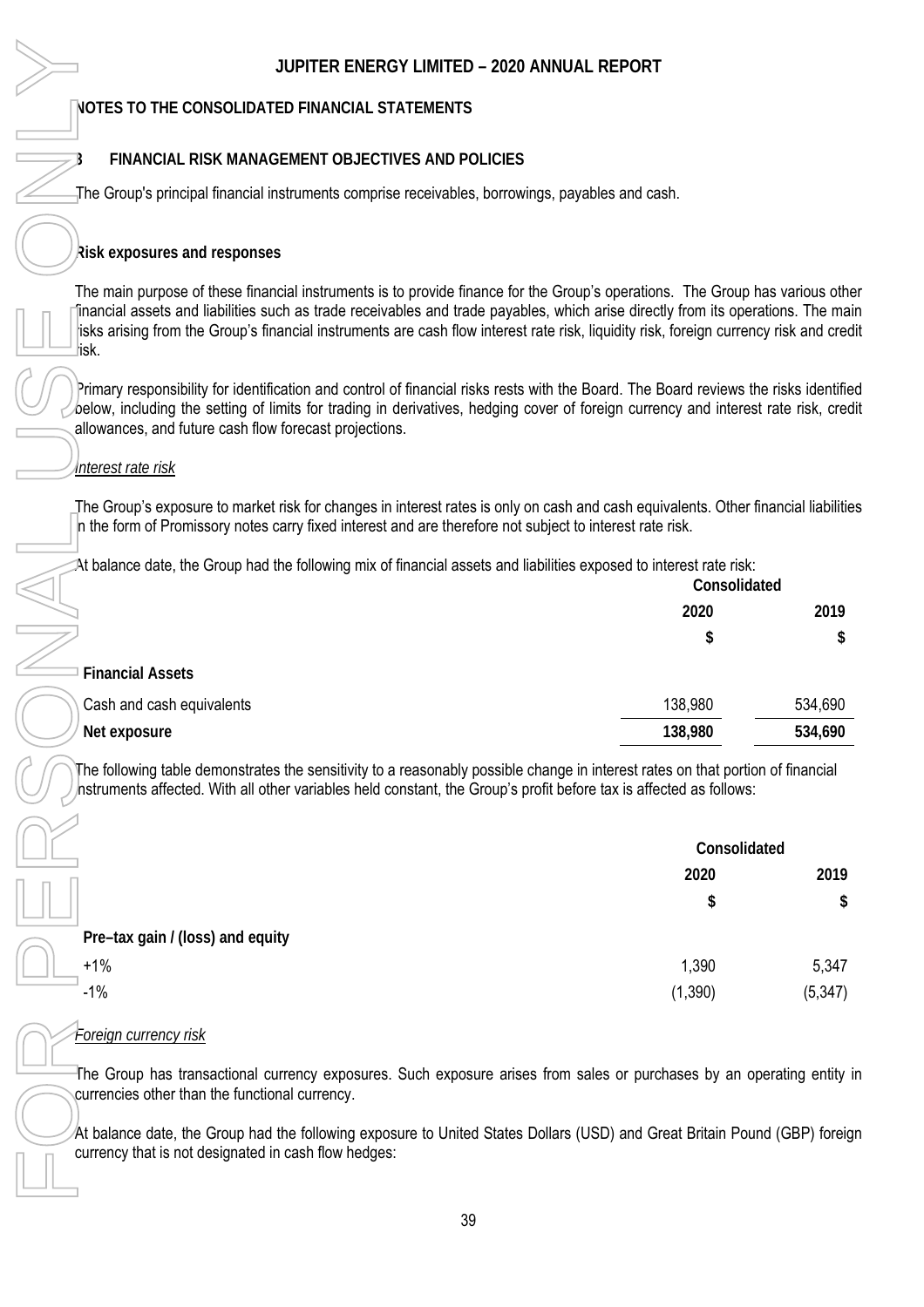## NOTES TO THE CONSOLIDATED FINANCIAL STATEMENTS

### 3 FINANCIAL RISK MANAGEMENT OBJECTIVES AND POLICIES

The Group's principal financial instruments comprise receivables, borrowings, payables and cash.

**Risk exposures and responses**

The main purpose of these financial instruments is to provide finance for the Group's operations. The Group has various other financial assets and liabilities such as trade receivables and trade payables, which arise directly from its operations. The main risks arising from the Group's financial instruments are cash flow interest rate risk, liquidity risk, foreign currency risk and credit risk.

Primary responsibility for identification and control of financial risks rests with the Board. The Board reviews the risks identified below, including the setting of limits for trading in derivatives, hedging cover of foreign currency and interest rate risk, credit allowances, and future cash flow forecast projections.

*Interest rate risk*

The Group's exposure to market risk for changes in interest rates is only on cash and cash equivalents. Other financial liabilities in the form of Promissory notes carry fixed interest and are therefore not subject to interest rate risk.

At balance date, the Group had the following mix of financial assets and liabilities exposed to interest rate risk:

| | Consolidated | |
|---|---|---|
| | 2020 | 2019 |
| | $ | $ |
| **Financial Assets** | | |
| Cash and cash equivalents | 138,980 | 534,690 |
| **Net exposure** | **138,980** | **534,690** |

The following table demonstrates the sensitivity to a reasonably possible change in interest rates on that portion of financial instruments affected. With all other variables held constant, the Group's profit before tax is affected as follows:

| | Consolidated | |
|---|---|---|
| | 2020 | 2019 |
| | $ | $ |
| **Pre–tax gain / (loss) and equity** | | |
| +1% | 1,390 | 5,347 |
| -1% | (1,390) | (5,347) |

*Foreign currency risk*

The Group has transactional currency exposures. Such exposure arises from sales or purchases by an operating entity in currencies other than the functional currency.

At balance date, the Group had the following exposure to United States Dollars (USD) and Great Britain Pound (GBP) foreign currency that is not designated in cash flow hedges: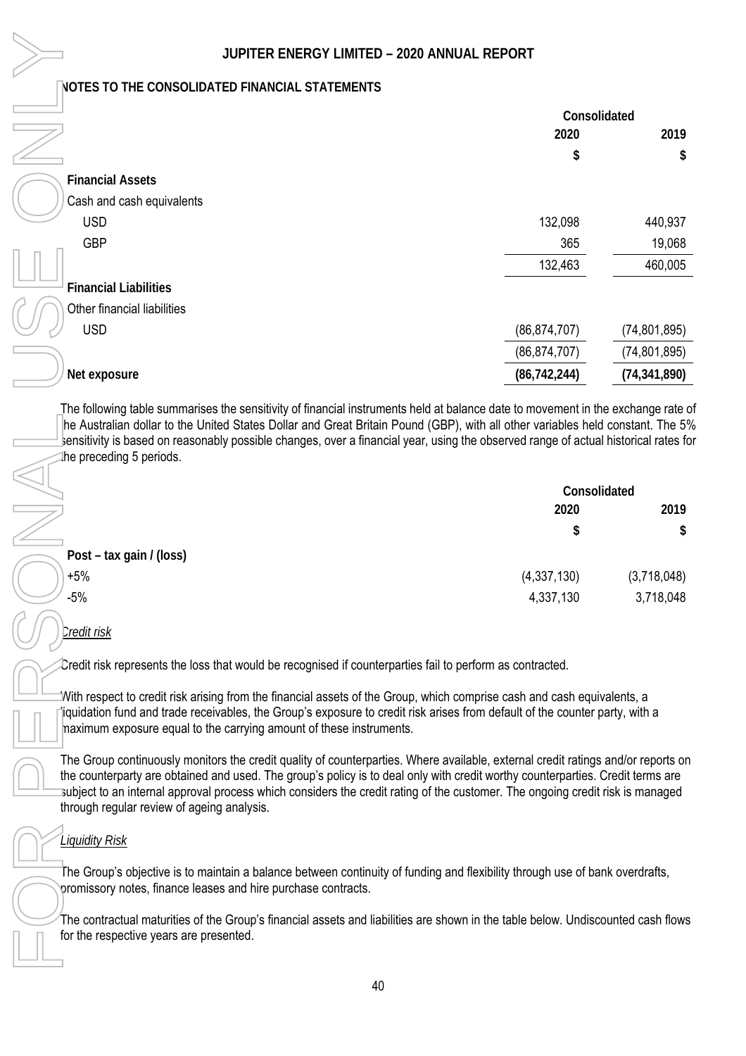## NOTES TO THE CONSOLIDATED FINANCIAL STATEMENTS

| | Consolidated | |
|---|---|---|
| | 2020 | 2019 |
| | $ | $ |
| **Financial Assets** | | |
| Cash and cash equivalents | | |
| USD | 132,098 | 440,937 |
| GBP | 365 | 19,068 |
| | 132,463 | 460,005 |
| **Financial Liabilities** | | |
| Other financial liabilities | | |
| USD | (86,874,707) | (74,801,895) |
| | (86,874,707) | (74,801,895) |
| **Net exposure** | **(86,742,244)** | **(74,341,890)** |

The following table summarises the sensitivity of financial instruments held at balance date to movement in the exchange rate of the Australian dollar to the United States Dollar and Great Britain Pound (GBP), with all other variables held constant. The 5% sensitivity is based on reasonably possible changes, over a financial year, using the observed range of actual historical rates for the preceding 5 periods.

| | Consolidated | |
|---|---|---|
| | 2020 | 2019 |
| | $ | $ |
| **Post – tax gain / (loss)** | | |
| +5% | (4,337,130) | (3,718,048) |
| -5% | 4,337,130 | 3,718,048 |

*Credit risk*

Credit risk represents the loss that would be recognised if counterparties fail to perform as contracted.

With respect to credit risk arising from the financial assets of the Group, which comprise cash and cash equivalents, a liquidation fund and trade receivables, the Group's exposure to credit risk arises from default of the counter party, with a maximum exposure equal to the carrying amount of these instruments.

The Group continuously monitors the credit quality of counterparties. Where available, external credit ratings and/or reports on the counterparty are obtained and used. The group's policy is to deal only with credit worthy counterparties. Credit terms are subject to an internal approval process which considers the credit rating of the customer. The ongoing credit risk is managed through regular review of ageing analysis.

*Liquidity Risk*

The Group's objective is to maintain a balance between continuity of funding and flexibility through use of bank overdrafts, promissory notes, finance leases and hire purchase contracts.

The contractual maturities of the Group's financial assets and liabilities are shown in the table below. Undiscounted cash flows for the respective years are presented.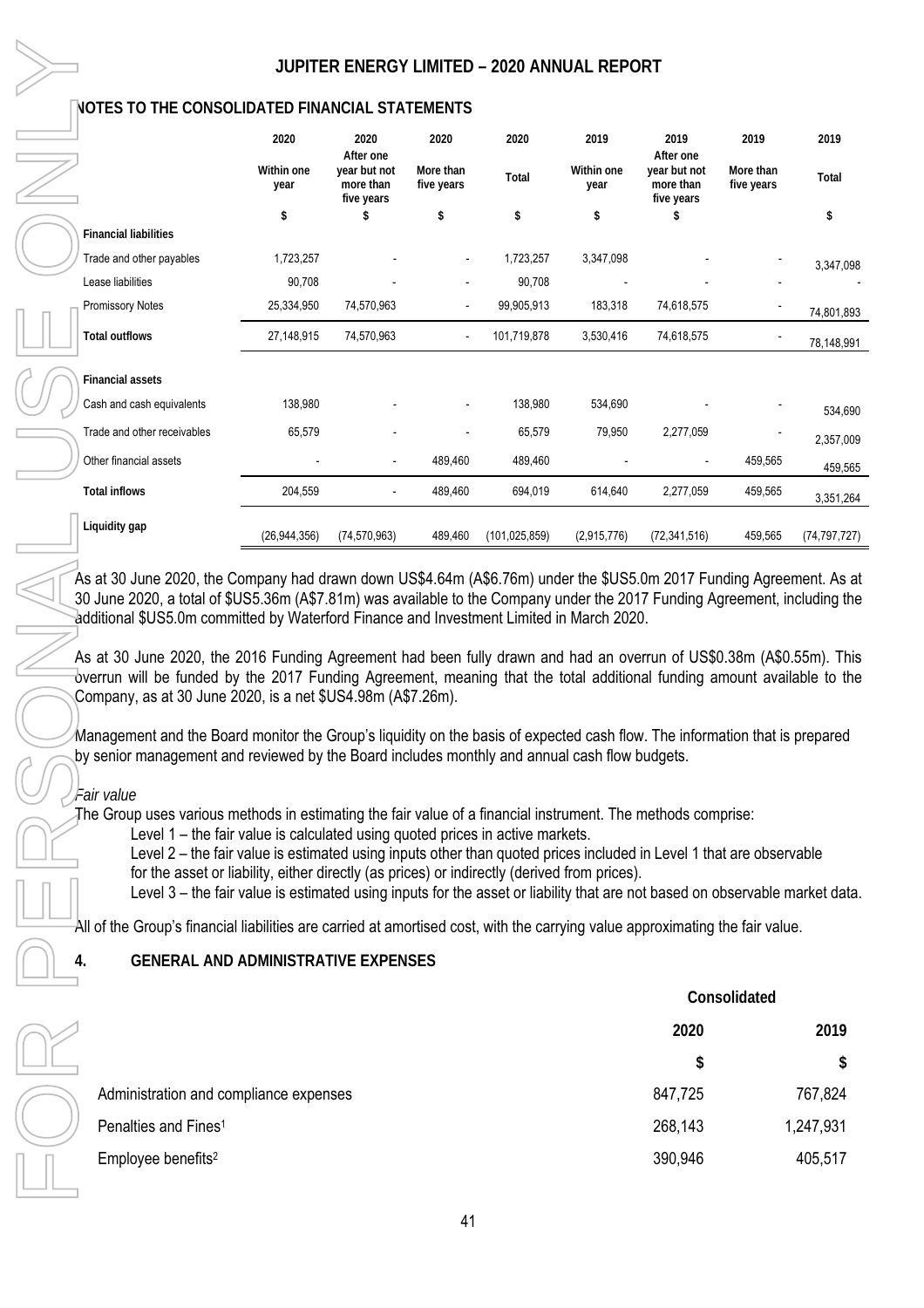## NOTES TO THE CONSOLIDATED FINANCIAL STATEMENTS

| | 2020 | 2020 | 2020 | 2020 | 2019 | 2019 | 2019 | 2019 |
|---|---|---|---|---|---|---|---|---|
| | Within one year | After one year but not more than five years | More than five years | Total | Within one year | After one year but not more than five years | More than five years | Total |
| | $ | $ | $ | $ | $ | $ | | $ |
| **Financial liabilities** | | | | | | | | |
| Trade and other payables | 1,723,257 | - | - | 1,723,257 | 3,347,098 | - | - | 3,347,098 |
| Lease liabilities | 90,708 | - | - | 90,708 | - | - | - | - |
| Promissory Notes | 25,334,950 | 74,570,963 | - | 99,905,913 | 183,318 | 74,618,575 | - | 74,801,893 |
| **Total outflows** | 27,148,915 | 74,570,963 | - | 101,719,878 | 3,530,416 | 74,618,575 | - | 78,148,991 |
| **Financial assets** | | | | | | | | |
| Cash and cash equivalents | 138,980 | - | - | 138,980 | 534,690 | - | - | 534,690 |
| Trade and other receivables | 65,579 | - | - | 65,579 | 79,950 | 2,277,059 | - | 2,357,009 |
| Other financial assets | - | - | 489,460 | 489,460 | - | - | 459,565 | 459,565 |
| **Total inflows** | 204,559 | - | 489,460 | 694,019 | 614,640 | 2,277,059 | 459,565 | 3,351,264 |
| **Liquidity gap** | (26,944,356) | (74,570,963) | 489,460 | (101,025,859) | (2,915,776) | (72,341,516) | 459,565 | (74,797,727) |

As at 30 June 2020, the Company had drawn down US$4.64m (A$6.76m) under the $US5.0m 2017 Funding Agreement. As at 30 June 2020, a total of $US5.36m (A$7.81m) was available to the Company under the 2017 Funding Agreement, including the additional $US5.0m committed by Waterford Finance and Investment Limited in March 2020.

As at 30 June 2020, the 2016 Funding Agreement had been fully drawn and had an overrun of US$0.38m (A$0.55m). This overrun will be funded by the 2017 Funding Agreement, meaning that the total additional funding amount available to the Company, as at 30 June 2020, is a net $US4.98m (A$7.26m).

Management and the Board monitor the Group's liquidity on the basis of expected cash flow. The information that is prepared by senior management and reviewed by the Board includes monthly and annual cash flow budgets.

*Fair value*

The Group uses various methods in estimating the fair value of a financial instrument. The methods comprise:

- Level 1 – the fair value is calculated using quoted prices in active markets.
- Level 2 – the fair value is estimated using inputs other than quoted prices included in Level 1 that are observable for the asset or liability, either directly (as prices) or indirectly (derived from prices).
- Level 3 – the fair value is estimated using inputs for the asset or liability that are not based on observable market data.

All of the Group's financial liabilities are carried at amortised cost, with the carrying value approximating the fair value.

## 4. GENERAL AND ADMINISTRATIVE EXPENSES

| | Consolidated | |
|---|---|---|
| | 2020 | 2019 |
| | $ | $ |
| Administration and compliance expenses | 847,725 | 767,824 |
| Penalties and Fines[1] | 268,143 | 1,247,931 |
| Employee benefits[2] | 390,946 | 405,517 |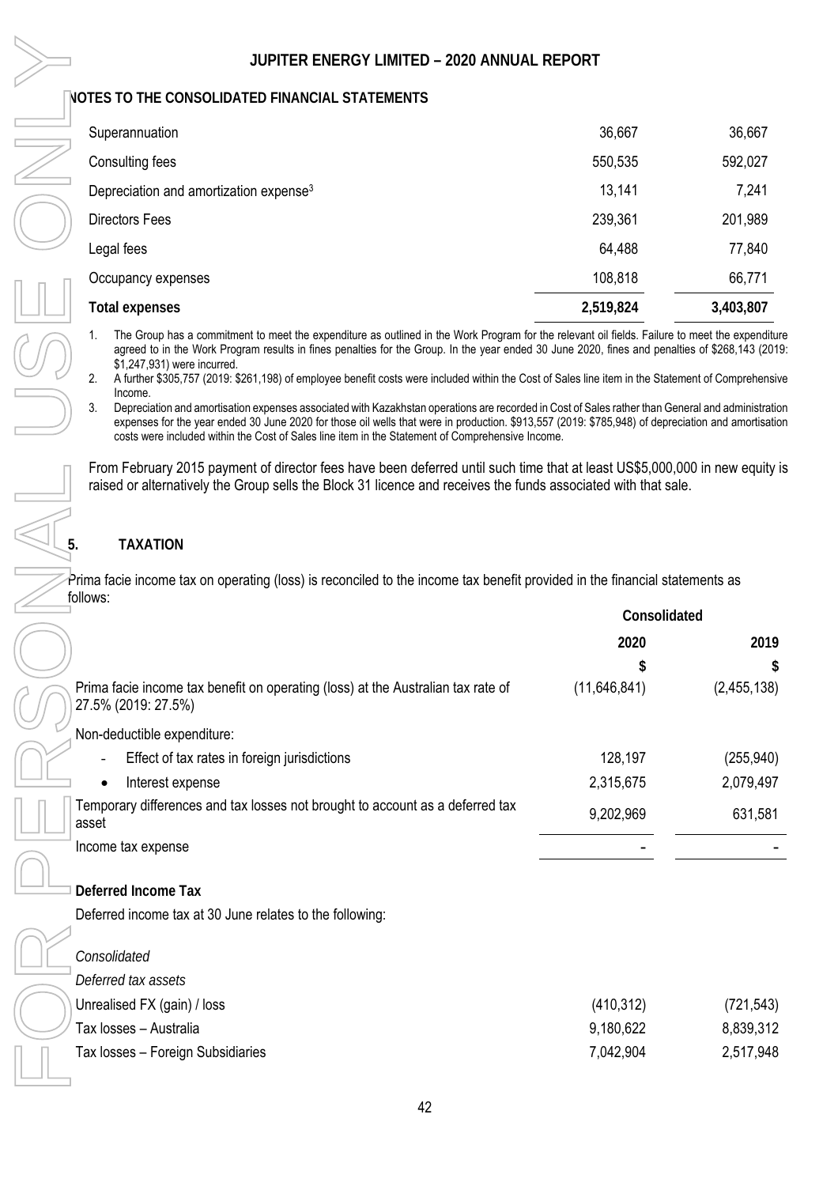## NOTES TO THE CONSOLIDATED FINANCIAL STATEMENTS

| | | |
|---|---|---|
| Superannuation | 36,667 | 36,667 |
| Consulting fees | 550,535 | 592,027 |
| Depreciation and amortization expense[3] | 13,141 | 7,241 |
| Directors Fees | 239,361 | 201,989 |
| Legal fees | 64,488 | 77,840 |
| Occupancy expenses | 108,818 | 66,771 |
| **Total expenses** | **2,519,824** | **3,403,807** |

1. The Group has a commitment to meet the expenditure as outlined in the Work Program for the relevant oil fields. Failure to meet the expenditure agreed to in the Work Program results in fines penalties for the Group. In the year ended 30 June 2020, fines and penalties of $268,143 (2019: $1,247,931) were incurred.
2. A further $305,757 (2019: $261,198) of employee benefit costs were included within the Cost of Sales line item in the Statement of Comprehensive Income.
3. Depreciation and amortisation expenses associated with Kazakhstan operations are recorded in Cost of Sales rather than General and administration expenses for the year ended 30 June 2020 for those oil wells that were in production. $913,557 (2019: $785,948) of depreciation and amortisation costs were included within the Cost of Sales line item in the Statement of Comprehensive Income.

From February 2015 payment of director fees have been deferred until such time that at least US$5,000,000 in new equity is raised or alternatively the Group sells the Block 31 licence and receives the funds associated with that sale.

## 5. TAXATION

Prima facie income tax on operating (loss) is reconciled to the income tax benefit provided in the financial statements as follows:

| | Consolidated | |
|---|---|---|
| | 2020 | 2019 |
| | $ | $ |
| Prima facie income tax benefit on operating (loss) at the Australian tax rate of 27.5% (2019: 27.5%) | (11,646,841) | (2,455,138) |
| Non-deductible expenditure: | | |
| - Effect of tax rates in foreign jurisdictions | 128,197 | (255,940) |
| • Interest expense | 2,315,675 | 2,079,497 |
| Temporary differences and tax losses not brought to account as a deferred tax asset | 9,202,969 | 631,581 |
| Income tax expense | - | - |

**Deferred Income Tax**

Deferred income tax at 30 June relates to the following:

| | | |
|---|---|---|
| *Consolidated* | | |
| *Deferred tax assets* | | |
| Unrealised FX (gain) / loss | (410,312) | (721,543) |
| Tax losses – Australia | 9,180,622 | 8,839,312 |
| Tax losses – Foreign Subsidiaries | 7,042,904 | 2,517,948 |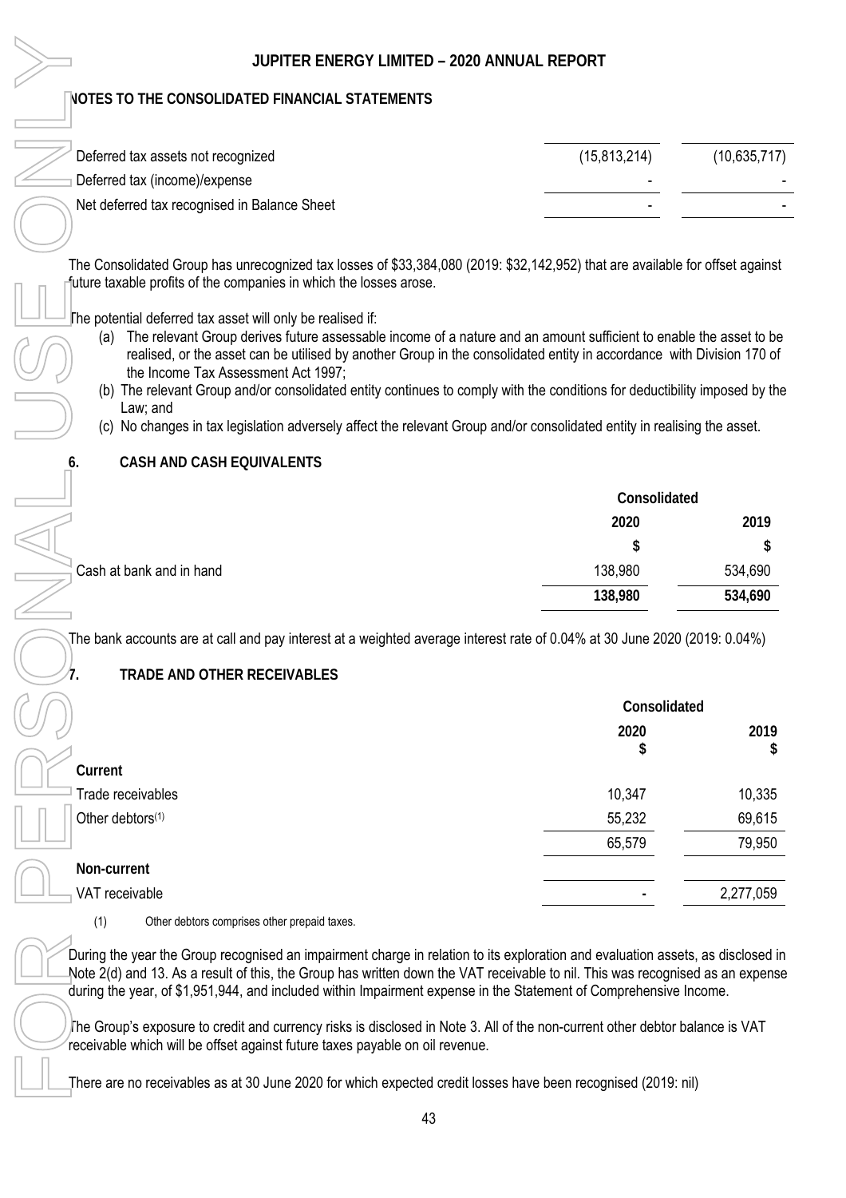## NOTES TO THE CONSOLIDATED FINANCIAL STATEMENTS

| | | |
|---|---|---|
| Deferred tax assets not recognized | (15,813,214) | (10,635,717) |
| Deferred tax (income)/expense | - | - |
| Net deferred tax recognised in Balance Sheet | - | - |

The Consolidated Group has unrecognized tax losses of $33,384,080 (2019: $32,142,952) that are available for offset against future taxable profits of the companies in which the losses arose.

The potential deferred tax asset will only be realised if:

(a) The relevant Group derives future assessable income of a nature and an amount sufficient to enable the asset to be realised, or the asset can be utilised by another Group in the consolidated entity in accordance with Division 170 of the Income Tax Assessment Act 1997;

(b) The relevant Group and/or consolidated entity continues to comply with the conditions for deductibility imposed by the Law; and

(c) No changes in tax legislation adversely affect the relevant Group and/or consolidated entity in realising the asset.

## 6. CASH AND CASH EQUIVALENTS

| | Consolidated | |
|---|---|---|
| | 2020 | 2019 |
| | $ | $ |
| Cash at bank and in hand | 138,980 | 534,690 |
| | **138,980** | **534,690** |

The bank accounts are at call and pay interest at a weighted average interest rate of 0.04% at 30 June 2020 (2019: 0.04%)

## 7. TRADE AND OTHER RECEIVABLES

| | Consolidated | |
|---|---|---|
| | 2020 $ | 2019 $ |
| **Current** | | |
| Trade receivables | 10,347 | 10,335 |
| Other debtors[(1)] | 55,232 | 69,615 |
| | 65,579 | 79,950 |
| **Non-current** | | |
| VAT receivable | - | 2,277,059 |

(1) Other debtors comprises other prepaid taxes.

During the year the Group recognised an impairment charge in relation to its exploration and evaluation assets, as disclosed in Note 2(d) and 13. As a result of this, the Group has written down the VAT receivable to nil. This was recognised as an expense during the year, of $1,951,944, and included within Impairment expense in the Statement of Comprehensive Income.

The Group's exposure to credit and currency risks is disclosed in Note 3. All of the non-current other debtor balance is VAT receivable which will be offset against future taxes payable on oil revenue.

There are no receivables as at 30 June 2020 for which expected credit losses have been recognised (2019: nil)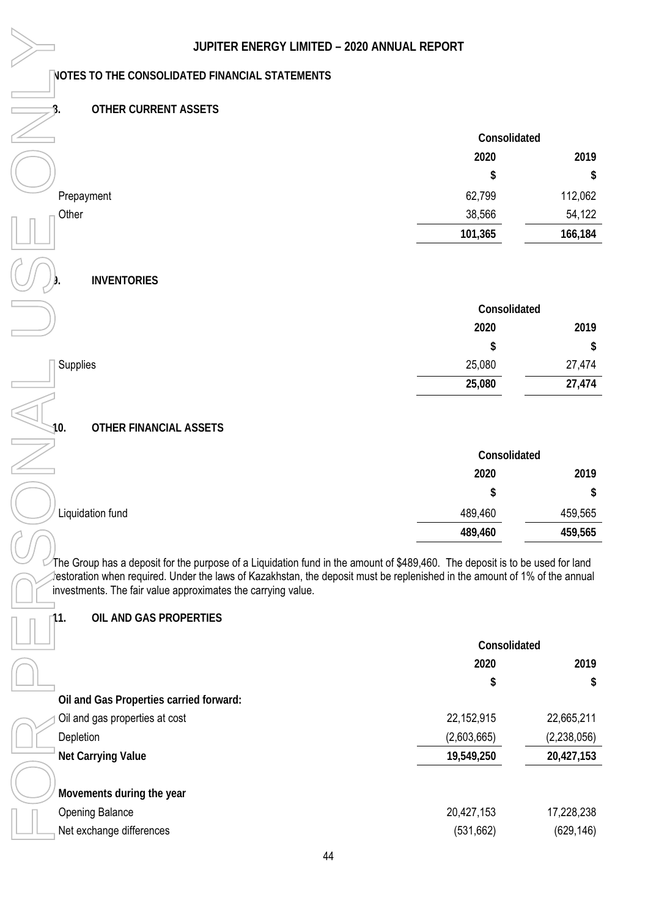## NOTES TO THE CONSOLIDATED FINANCIAL STATEMENTS

### 8. OTHER CURRENT ASSETS

| | Consolidated | |
|---|---|---|
| | 2020 | 2019 |
| | $ | $ |
| Prepayment | 62,799 | 112,062 |
| Other | 38,566 | 54,122 |
| | **101,365** | **166,184** |

### 9. INVENTORIES

| | Consolidated | |
|---|---|---|
| | 2020 | 2019 |
| | $ | $ |
| Supplies | 25,080 | 27,474 |
| | **25,080** | **27,474** |

### 10. OTHER FINANCIAL ASSETS

| | Consolidated | |
|---|---|---|
| | 2020 | 2019 |
| | $ | $ |
| Liquidation fund | 489,460 | 459,565 |
| | **489,460** | **459,565** |

The Group has a deposit for the purpose of a Liquidation fund in the amount of $489,460. The deposit is to be used for land restoration when required. Under the laws of Kazakhstan, the deposit must be replenished in the amount of 1% of the annual investments. The fair value approximates the carrying value.

### 11. OIL AND GAS PROPERTIES

| | Consolidated | |
|---|---|---|
| | 2020 | 2019 |
| | $ | $ |
| **Oil and Gas Properties carried forward:** | | |
| Oil and gas properties at cost | 22,152,915 | 22,665,211 |
| Depletion | (2,603,665) | (2,238,056) |
| **Net Carrying Value** | **19,549,250** | **20,427,153** |
| | | |
| **Movements during the year** | | |
| Opening Balance | 20,427,153 | 17,228,238 |
| Net exchange differences | (531,662) | (629,146) |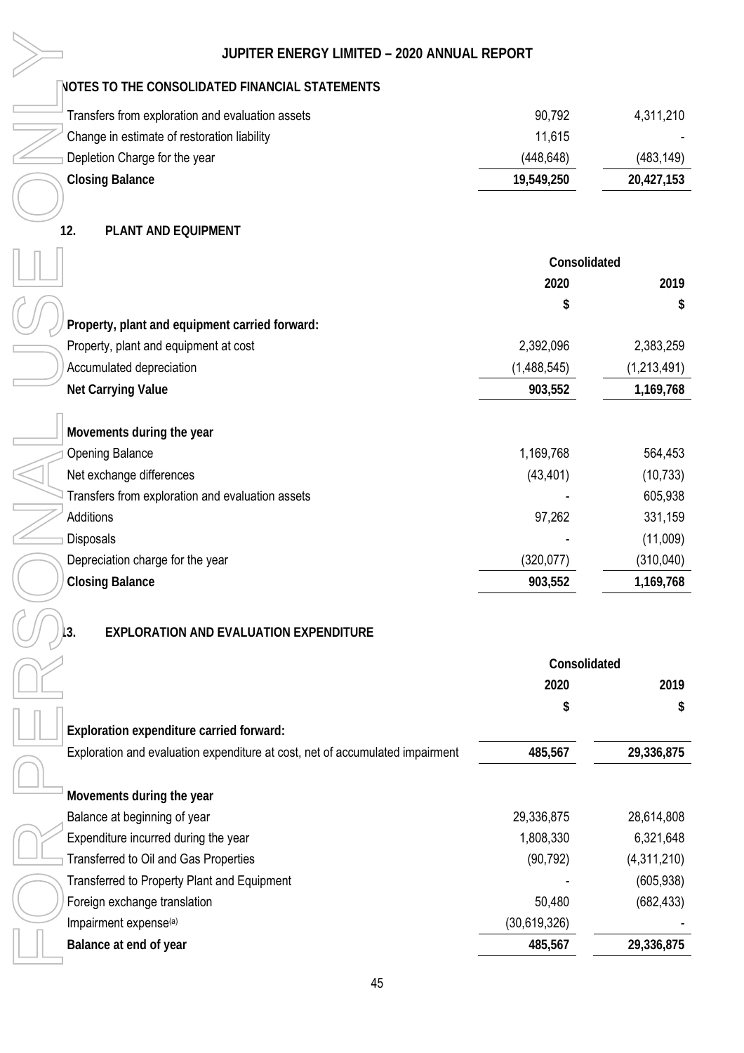## NOTES TO THE CONSOLIDATED FINANCIAL STATEMENTS

| | | |
|---|---|---|
| Transfers from exploration and evaluation assets | 90,792 | 4,311,210 |
| Change in estimate of restoration liability | 11,615 | - |
| Depletion Charge for the year | (448,648) | (483,149) |
| **Closing Balance** | **19,549,250** | **20,427,153** |

## 12. PLANT AND EQUIPMENT

| | Consolidated | |
|---|---|---|
| | 2020 | 2019 |
| | $ | $ |
| **Property, plant and equipment carried forward:** | | |
| Property, plant and equipment at cost | 2,392,096 | 2,383,259 |
| Accumulated depreciation | (1,488,545) | (1,213,491) |
| **Net Carrying Value** | **903,552** | **1,169,768** |
| | | |
| **Movements during the year** | | |
| Opening Balance | 1,169,768 | 564,453 |
| Net exchange differences | (43,401) | (10,733) |
| Transfers from exploration and evaluation assets | - | 605,938 |
| Additions | 97,262 | 331,159 |
| Disposals | - | (11,009) |
| Depreciation charge for the year | (320,077) | (310,040) |
| **Closing Balance** | **903,552** | **1,169,768** |

## 13. EXPLORATION AND EVALUATION EXPENDITURE

| | Consolidated | |
|---|---|---|
| | 2020 | 2019 |
| | $ | $ |
| **Exploration expenditure carried forward:** | | |
| Exploration and evaluation expenditure at cost, net of accumulated impairment | **485,567** | **29,336,875** |
| | | |
| **Movements during the year** | | |
| Balance at beginning of year | 29,336,875 | 28,614,808 |
| Expenditure incurred during the year | 1,808,330 | 6,321,648 |
| Transferred to Oil and Gas Properties | (90,792) | (4,311,210) |
| Transferred to Property Plant and Equipment | - | (605,938) |
| Foreign exchange translation | 50,480 | (682,433) |
| Impairment expense[(a)] | (30,619,326) | - |
| **Balance at end of year** | **485,567** | **29,336,875** |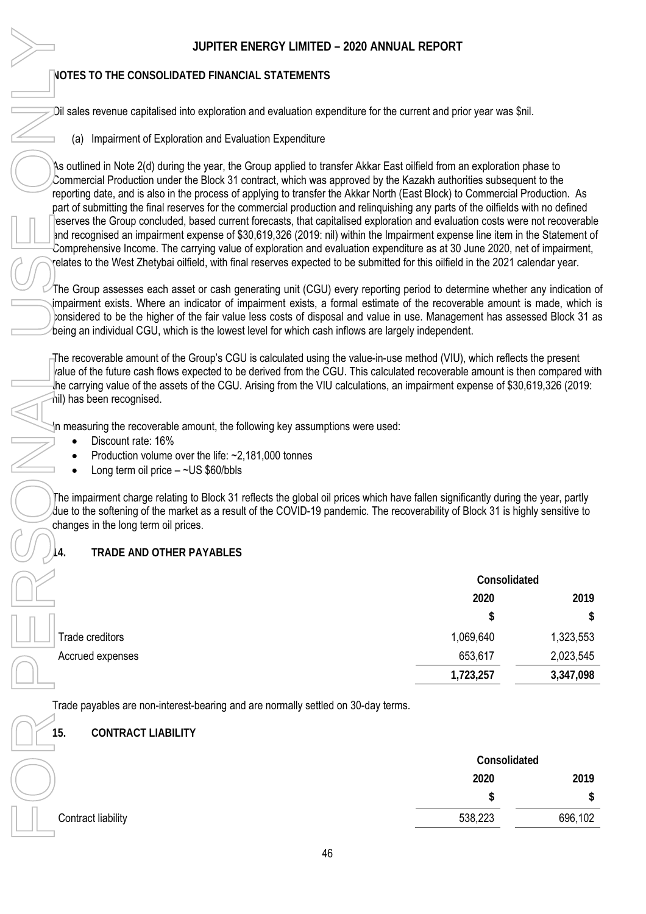## NOTES TO THE CONSOLIDATED FINANCIAL STATEMENTS

Oil sales revenue capitalised into exploration and evaluation expenditure for the current and prior year was $nil.

(a) Impairment of Exploration and Evaluation Expenditure

As outlined in Note 2(d) during the year, the Group applied to transfer Akkar East oilfield from an exploration phase to Commercial Production under the Block 31 contract, which was approved by the Kazakh authorities subsequent to the reporting date, and is also in the process of applying to transfer the Akkar North (East Block) to Commercial Production. As part of submitting the final reserves for the commercial production and relinquishing any parts of the oilfields with no defined reserves the Group concluded, based current forecasts, that capitalised exploration and evaluation costs were not recoverable and recognised an impairment expense of $30,619,326 (2019: nil) within the Impairment expense line item in the Statement of Comprehensive Income. The carrying value of exploration and evaluation expenditure as at 30 June 2020, net of impairment, relates to the West Zhetybai oilfield, with final reserves expected to be submitted for this oilfield in the 2021 calendar year.

The Group assesses each asset or cash generating unit (CGU) every reporting period to determine whether any indication of impairment exists. Where an indicator of impairment exists, a formal estimate of the recoverable amount is made, which is considered to be the higher of the fair value less costs of disposal and value in use. Management has assessed Block 31 as being an individual CGU, which is the lowest level for which cash inflows are largely independent.

The recoverable amount of the Group's CGU is calculated using the value-in-use method (VIU), which reflects the present value of the future cash flows expected to be derived from the CGU. This calculated recoverable amount is then compared with the carrying value of the assets of the CGU. Arising from the VIU calculations, an impairment expense of $30,619,326 (2019: nil) has been recognised.

In measuring the recoverable amount, the following key assumptions were used:

- Discount rate: 16%
- Production volume over the life: ~2,181,000 tonnes
- Long term oil price – ~US $60/bbls

The impairment charge relating to Block 31 reflects the global oil prices which have fallen significantly during the year, partly due to the softening of the market as a result of the COVID-19 pandemic. The recoverability of Block 31 is highly sensitive to changes in the long term oil prices.

## 14. TRADE AND OTHER PAYABLES

| | Consolidated | |
|---|---|---|
| | 2020 | 2019 |
| | $ | $ |
| Trade creditors | 1,069,640 | 1,323,553 |
| Accrued expenses | 653,617 | 2,023,545 |
| | **1,723,257** | **3,347,098** |

Trade payables are non-interest-bearing and are normally settled on 30-day terms.

## 15. CONTRACT LIABILITY

| | Consolidated | |
|---|---|---|
| | 2020 | 2019 |
| | $ | $ |
| Contract liability | 538,223 | 696,102 |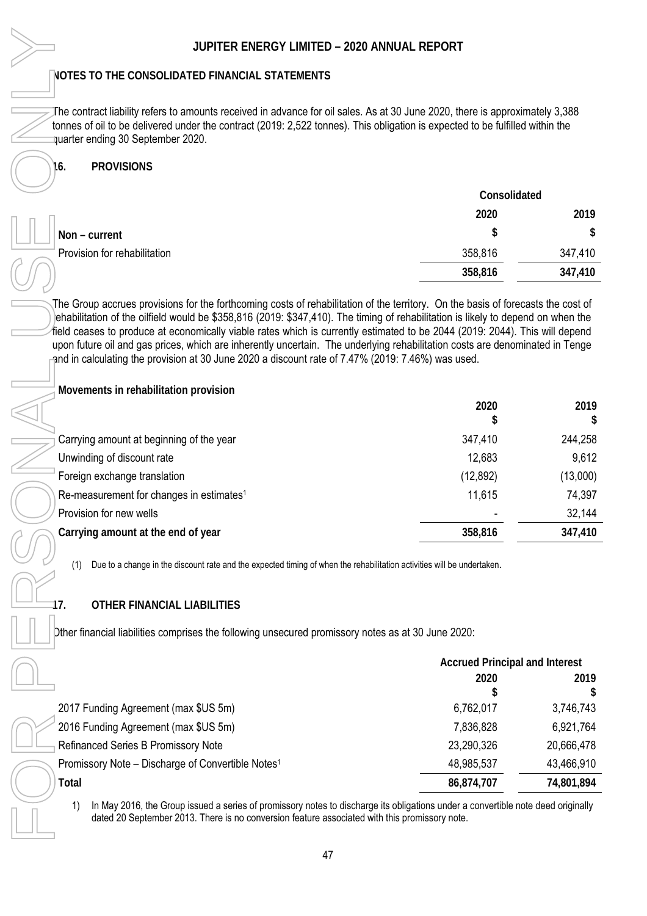## NOTES TO THE CONSOLIDATED FINANCIAL STATEMENTS

The contract liability refers to amounts received in advance for oil sales. As at 30 June 2020, there is approximately 3,388 tonnes of oil to be delivered under the contract (2019: 2,522 tonnes). This obligation is expected to be fulfilled within the quarter ending 30 September 2020.

### 16. PROVISIONS

| | Consolidated | |
|---|---|---|
| | 2020 | 2019 |
| **Non – current** | $ | $ |
| Provision for rehabilitation | 358,816 | 347,410 |
| | **358,816** | **347,410** |

The Group accrues provisions for the forthcoming costs of rehabilitation of the territory. On the basis of forecasts the cost of rehabilitation of the oilfield would be $358,816 (2019: $347,410). The timing of rehabilitation is likely to depend on when the field ceases to produce at economically viable rates which is currently estimated to be 2044 (2019: 2044). This will depend upon future oil and gas prices, which are inherently uncertain. The underlying rehabilitation costs are denominated in Tenge and in calculating the provision at 30 June 2020 a discount rate of 7.47% (2019: 7.46%) was used.

**Movements in rehabilitation provision**

| | 2020 $ | 2019 $ |
|---|---|---|
| Carrying amount at beginning of the year | 347,410 | 244,258 |
| Unwinding of discount rate | 12,683 | 9,612 |
| Foreign exchange translation | (12,892) | (13,000) |
| Re-measurement for changes in estimates[1] | 11,615 | 74,397 |
| Provision for new wells | - | 32,144 |
| **Carrying amount at the end of year** | **358,816** | **347,410** |

(1) Due to a change in the discount rate and the expected timing of when the rehabilitation activities will be undertaken.

### 17. OTHER FINANCIAL LIABILITIES

Other financial liabilities comprises the following unsecured promissory notes as at 30 June 2020:

| | Accrued Principal and Interest | |
|---|---|---|
| | 2020 $ | 2019 $ |
| 2017 Funding Agreement (max $US 5m) | 6,762,017 | 3,746,743 |
| 2016 Funding Agreement (max $US 5m) | 7,836,828 | 6,921,764 |
| Refinanced Series B Promissory Note | 23,290,326 | 20,666,478 |
| Promissory Note – Discharge of Convertible Notes[1] | 48,985,537 | 43,466,910 |
| **Total** | **86,874,707** | **74,801,894** |

1) In May 2016, the Group issued a series of promissory notes to discharge its obligations under a convertible note deed originally dated 20 September 2013. There is no conversion feature associated with this promissory note.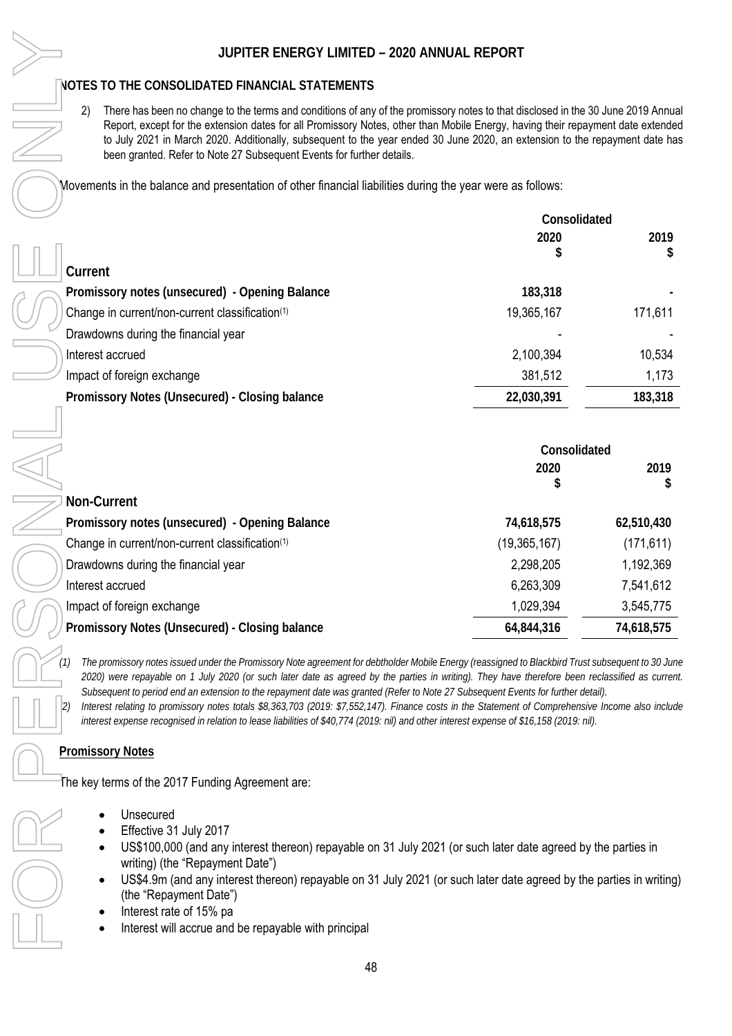## NOTES TO THE CONSOLIDATED FINANCIAL STATEMENTS

2) There has been no change to the terms and conditions of any of the promissory notes to that disclosed in the 30 June 2019 Annual Report, except for the extension dates for all Promissory Notes, other than Mobile Energy, having their repayment date extended to July 2021 in March 2020. Additionally, subsequent to the year ended 30 June 2020, an extension to the repayment date has been granted. Refer to Note 27 Subsequent Events for further details.

Movements in the balance and presentation of other financial liabilities during the year were as follows:

| | Consolidated | |
|---|---|---|
| | 2020<br>$ | 2019<br>$ |
| **Current** | | |
| **Promissory notes (unsecured) - Opening Balance** | **183,318** | **-** |
| Change in current/non-current classification(1) | 19,365,167 | 171,611 |
| Drawdowns during the financial year | - | - |
| Interest accrued | 2,100,394 | 10,534 |
| Impact of foreign exchange | 381,512 | 1,173 |
| **Promissory Notes (Unsecured) - Closing balance** | **22,030,391** | **183,318** |

| | Consolidated | |
|---|---|---|
| | 2020<br>$ | 2019<br>$ |
| **Non-Current** | | |
| **Promissory notes (unsecured) - Opening Balance** | **74,618,575** | **62,510,430** |
| Change in current/non-current classification(1) | (19,365,167) | (171,611) |
| Drawdowns during the financial year | 2,298,205 | 1,192,369 |
| Interest accrued | 6,263,309 | 7,541,612 |
| Impact of foreign exchange | 1,029,394 | 3,545,775 |
| **Promissory Notes (Unsecured) - Closing balance** | **64,844,316** | **74,618,575** |

*(1) The promissory notes issued under the Promissory Note agreement for debtholder Mobile Energy (reassigned to Blackbird Trust subsequent to 30 June 2020) were repayable on 1 July 2020 (or such later date as agreed by the parties in writing). They have therefore been reclassified as current. Subsequent to period end an extension to the repayment date was granted (Refer to Note 27 Subsequent Events for further detail).*

*(2) Interest relating to promissory notes totals $8,363,703 (2019: $7,552,147). Finance costs in the Statement of Comprehensive Income also include interest expense recognised in relation to lease liabilities of $40,774 (2019: nil) and other interest expense of $16,158 (2019: nil).*

**Promissory Notes**

The key terms of the 2017 Funding Agreement are:

- Unsecured
- Effective 31 July 2017
- US$100,000 (and any interest thereon) repayable on 31 July 2021 (or such later date agreed by the parties in writing) (the "Repayment Date")
- US$4.9m (and any interest thereon) repayable on 31 July 2021 (or such later date agreed by the parties in writing) (the "Repayment Date")
- Interest rate of 15% pa
- Interest will accrue and be repayable with principal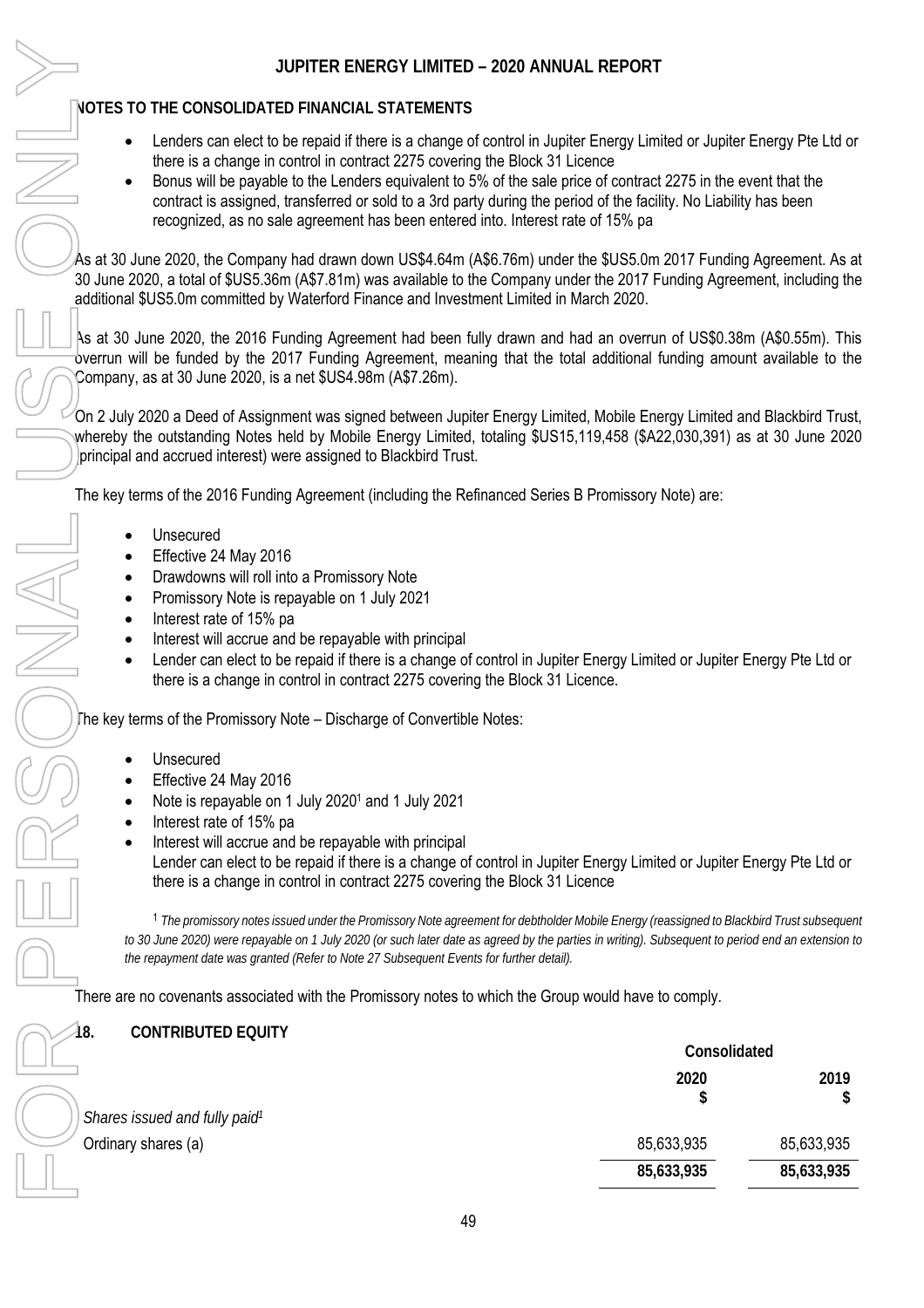## NOTES TO THE CONSOLIDATED FINANCIAL STATEMENTS

- Lenders can elect to be repaid if there is a change of control in Jupiter Energy Limited or Jupiter Energy Pte Ltd or there is a change in control in contract 2275 covering the Block 31 Licence
- Bonus will be payable to the Lenders equivalent to 5% of the sale price of contract 2275 in the event that the contract is assigned, transferred or sold to a 3rd party during the period of the facility. No Liability has been recognized, as no sale agreement has been entered into. Interest rate of 15% pa

As at 30 June 2020, the Company had drawn down US$4.64m (A$6.76m) under the $US5.0m 2017 Funding Agreement. As at 30 June 2020, a total of $US5.36m (A$7.81m) was available to the Company under the 2017 Funding Agreement, including the additional $US5.0m committed by Waterford Finance and Investment Limited in March 2020.

As at 30 June 2020, the 2016 Funding Agreement had been fully drawn and had an overrun of US$0.38m (A$0.55m). This overrun will be funded by the 2017 Funding Agreement, meaning that the total additional funding amount available to the Company, as at 30 June 2020, is a net $US4.98m (A$7.26m).

On 2 July 2020 a Deed of Assignment was signed between Jupiter Energy Limited, Mobile Energy Limited and Blackbird Trust, whereby the outstanding Notes held by Mobile Energy Limited, totaling $US15,119,458 ($A22,030,391) as at 30 June 2020 (principal and accrued interest) were assigned to Blackbird Trust.

The key terms of the 2016 Funding Agreement (including the Refinanced Series B Promissory Note) are:

- Unsecured
- Effective 24 May 2016
- Drawdowns will roll into a Promissory Note
- Promissory Note is repayable on 1 July 2021
- Interest rate of 15% pa
- Interest will accrue and be repayable with principal
- Lender can elect to be repaid if there is a change of control in Jupiter Energy Limited or Jupiter Energy Pte Ltd or there is a change in control in contract 2275 covering the Block 31 Licence.

The key terms of the Promissory Note – Discharge of Convertible Notes:

- Unsecured
- Effective 24 May 2016
- Note is repayable on 1 July 2020[1] and 1 July 2021
- Interest rate of 15% pa
- Interest will accrue and be repayable with principal
  Lender can elect to be repaid if there is a change of control in Jupiter Energy Limited or Jupiter Energy Pte Ltd or there is a change in control in contract 2275 covering the Block 31 Licence

[1] *The promissory notes issued under the Promissory Note agreement for debtholder Mobile Energy (reassigned to Blackbird Trust subsequent to 30 June 2020) were repayable on 1 July 2020 (or such later date as agreed by the parties in writing). Subsequent to period end an extension to the repayment date was granted (Refer to Note 27 Subsequent Events for further detail).*

There are no covenants associated with the Promissory notes to which the Group would have to comply.

## 18. CONTRIBUTED EQUITY

| | Consolidated | |
|---|---|---|
| | 2020 $ | 2019 $ |
| *Shares issued and fully paid[1]* | | |
| Ordinary shares (a) | 85,633,935 | 85,633,935 |
| | **85,633,935** | **85,633,935** |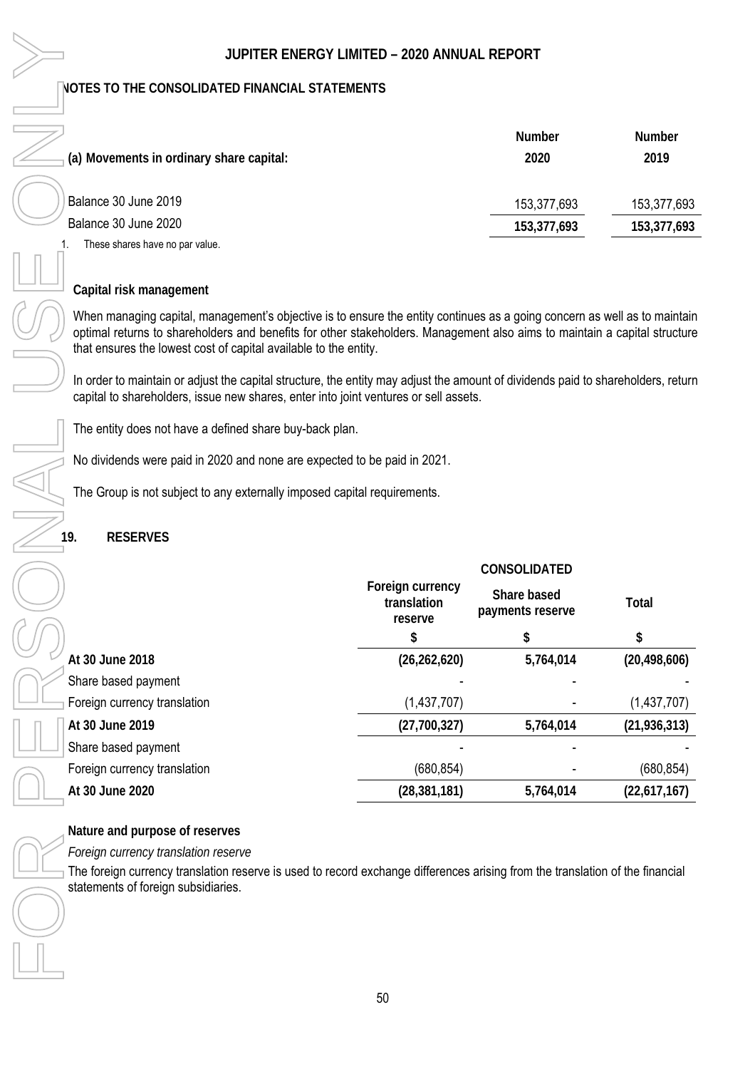## NOTES TO THE CONSOLIDATED FINANCIAL STATEMENTS

| (a) Movements in ordinary share capital: | Number 2020 | Number 2019 |
|---|---|---|
| Balance 30 June 2019 | 153,377,693 | 153,377,693 |
| Balance 30 June 2020 | **153,377,693** | **153,377,693** |

1. These shares have no par value.

### Capital risk management

When managing capital, management's objective is to ensure the entity continues as a going concern as well as to maintain optimal returns to shareholders and benefits for other stakeholders. Management also aims to maintain a capital structure that ensures the lowest cost of capital available to the entity.

In order to maintain or adjust the capital structure, the entity may adjust the amount of dividends paid to shareholders, return capital to shareholders, issue new shares, enter into joint ventures or sell assets.

The entity does not have a defined share buy-back plan.

No dividends were paid in 2020 and none are expected to be paid in 2021.

The Group is not subject to any externally imposed capital requirements.

## 19. RESERVES

| | CONSOLIDATED | | |
|---|---|---|---|
| | Foreign currency translation reserve | Share based payments reserve | Total |
| | $ | $ | $ |
| **At 30 June 2018** | **(26,262,620)** | **5,764,014** | **(20,498,606)** |
| Share based payment | - | - | - |
| Foreign currency translation | (1,437,707) | - | (1,437,707) |
| **At 30 June 2019** | **(27,700,327)** | **5,764,014** | **(21,936,313)** |
| Share based payment | - | - | - |
| Foreign currency translation | (680,854) | - | (680,854) |
| **At 30 June 2020** | **(28,381,181)** | **5,764,014** | **(22,617,167)** |

### Nature and purpose of reserves

*Foreign currency translation reserve*

The foreign currency translation reserve is used to record exchange differences arising from the translation of the financial statements of foreign subsidiaries.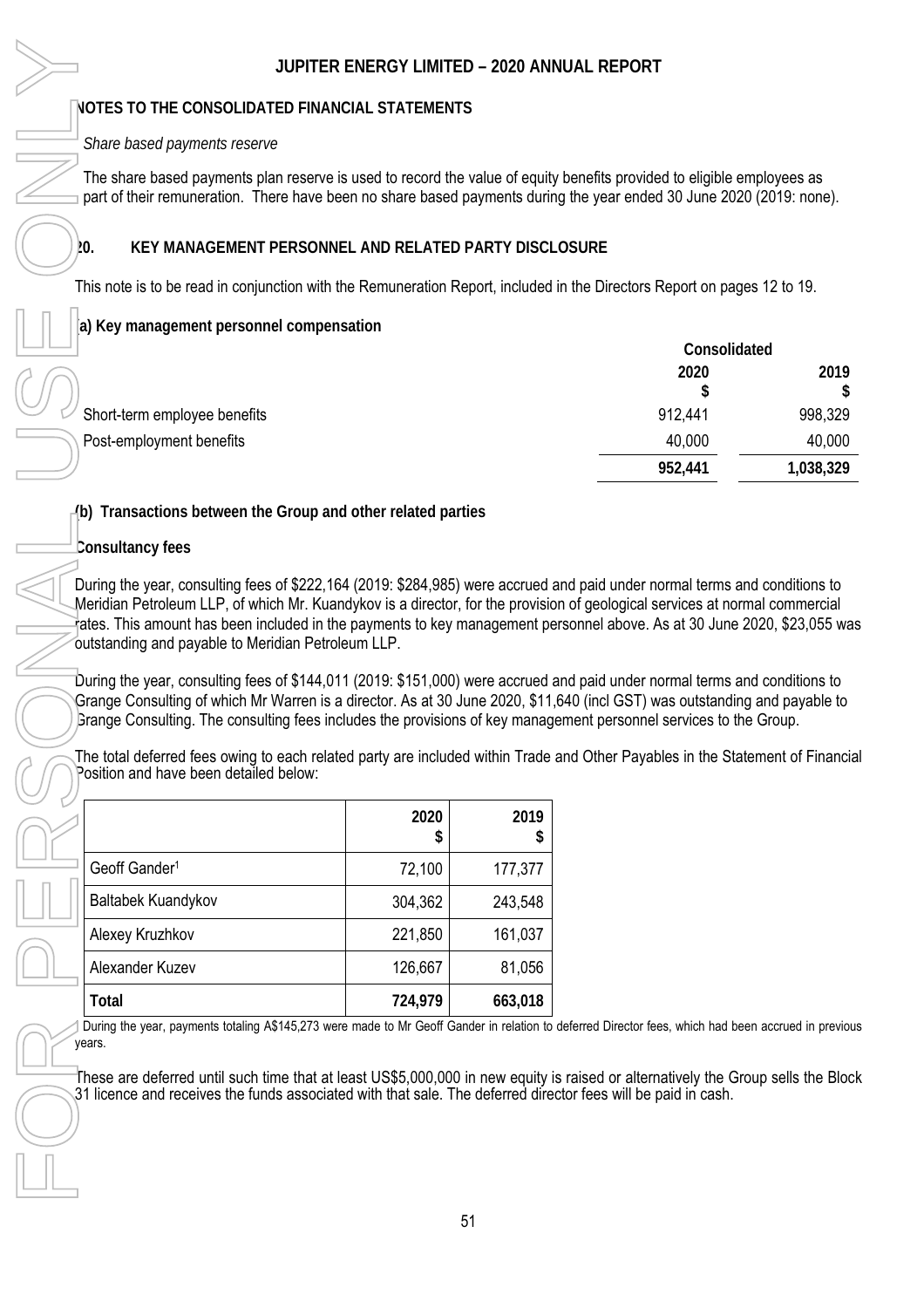## NOTES TO THE CONSOLIDATED FINANCIAL STATEMENTS

*Share based payments reserve*

The share based payments plan reserve is used to record the value of equity benefits provided to eligible employees as part of their remuneration. There have been no share based payments during the year ended 30 June 2020 (2019: none).

## 20. KEY MANAGEMENT PERSONNEL AND RELATED PARTY DISCLOSURE

This note is to be read in conjunction with the Remuneration Report, included in the Directors Report on pages 12 to 19.

### (a) Key management personnel compensation

| | Consolidated | |
|---|---|---|
| | 2020<br>$ | 2019<br>$ |
| Short-term employee benefits | 912,441 | 998,329 |
| Post-employment benefits | 40,000 | 40,000 |
| | **952,441** | **1,038,329** |

### (b) Transactions between the Group and other related parties

**Consultancy fees**

During the year, consulting fees of $222,164 (2019: $284,985) were accrued and paid under normal terms and conditions to Meridian Petroleum LLP, of which Mr. Kuandykov is a director, for the provision of geological services at normal commercial rates. This amount has been included in the payments to key management personnel above. As at 30 June 2020, $23,055 was outstanding and payable to Meridian Petroleum LLP.

During the year, consulting fees of $144,011 (2019: $151,000) were accrued and paid under normal terms and conditions to Grange Consulting of which Mr Warren is a director. As at 30 June 2020, $11,640 (incl GST) was outstanding and payable to Grange Consulting. The consulting fees includes the provisions of key management personnel services to the Group.

The total deferred fees owing to each related party are included within Trade and Other Payables in the Statement of Financial Position and have been detailed below:

| | 2020<br>$ | 2019<br>$ |
|---|---|---|
| Geoff Gander[1] | 72,100 | 177,377 |
| Baltabek Kuandykov | 304,362 | 243,548 |
| Alexey Kruzhkov | 221,850 | 161,037 |
| Alexander Kuzev | 126,667 | 81,056 |
| **Total** | **724,979** | **663,018** |

[1] During the year, payments totaling A$145,273 were made to Mr Geoff Gander in relation to deferred Director fees, which had been accrued in previous years.

These are deferred until such time that at least US$5,000,000 in new equity is raised or alternatively the Group sells the Block 31 licence and receives the funds associated with that sale. The deferred director fees will be paid in cash.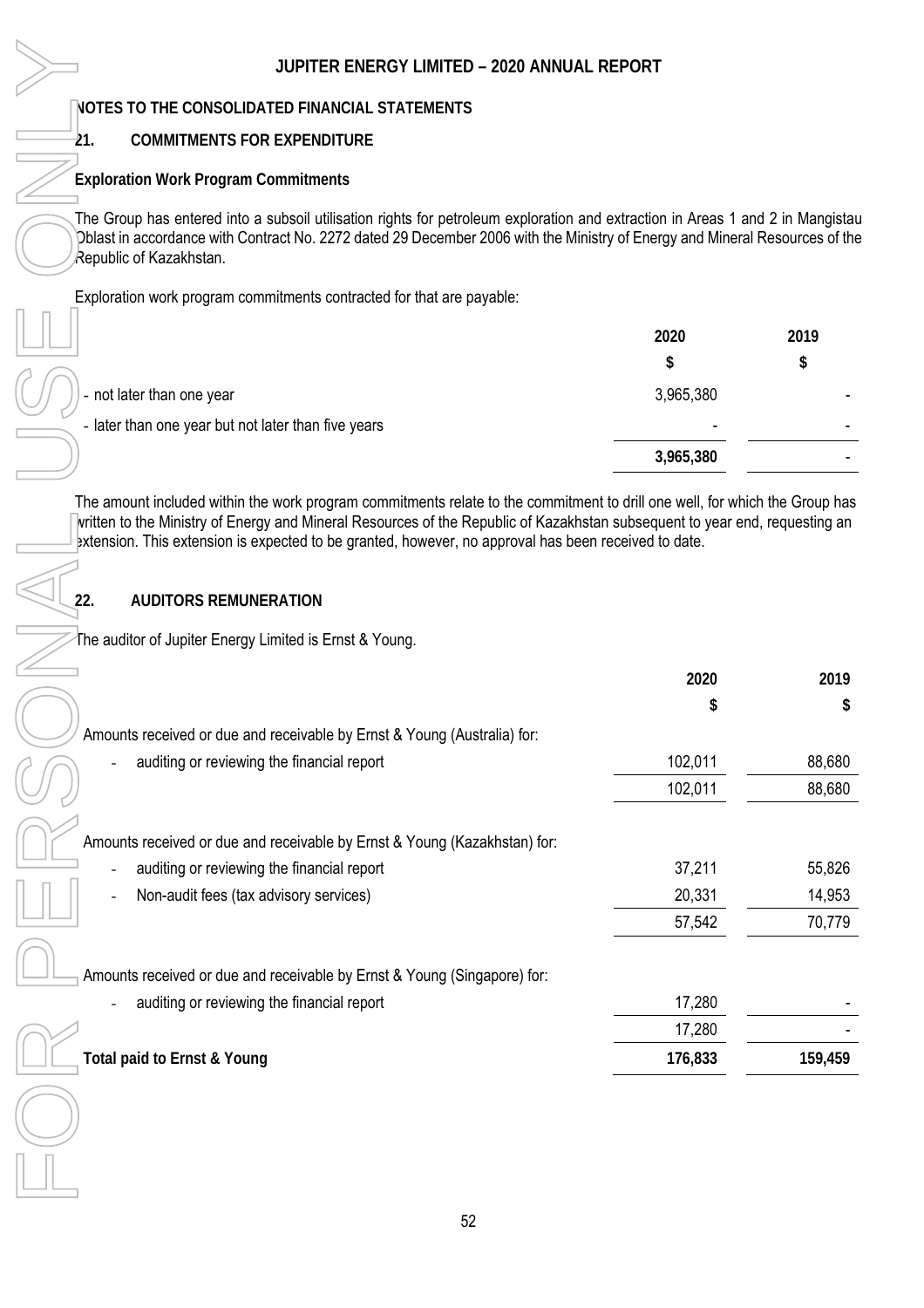## NOTES TO THE CONSOLIDATED FINANCIAL STATEMENTS

### 21. COMMITMENTS FOR EXPENDITURE

**Exploration Work Program Commitments**

The Group has entered into a subsoil utilisation rights for petroleum exploration and extraction in Areas 1 and 2 in Mangistau Oblast in accordance with Contract No. 2272 dated 29 December 2006 with the Ministry of Energy and Mineral Resources of the Republic of Kazakhstan.

Exploration work program commitments contracted for that are payable:

| | 2020 | 2019 |
|---|---|---|
| | $ | $ |
| - not later than one year | 3,965,380 | - |
| - later than one year but not later than five years | - | - |
| | **3,965,380** | - |

The amount included within the work program commitments relate to the commitment to drill one well, for which the Group has written to the Ministry of Energy and Mineral Resources of the Republic of Kazakhstan subsequent to year end, requesting an extension. This extension is expected to be granted, however, no approval has been received to date.

### 22. AUDITORS REMUNERATION

The auditor of Jupiter Energy Limited is Ernst & Young.

| | 2020 | 2019 |
|---|---|---|
| | $ | $ |
| Amounts received or due and receivable by Ernst & Young (Australia) for: | | |
| - auditing or reviewing the financial report | 102,011 | 88,680 |
| | 102,011 | 88,680 |
| Amounts received or due and receivable by Ernst & Young (Kazakhstan) for: | | |
| - auditing or reviewing the financial report | 37,211 | 55,826 |
| - Non-audit fees (tax advisory services) | 20,331 | 14,953 |
| | 57,542 | 70,779 |
| Amounts received or due and receivable by Ernst & Young (Singapore) for: | | |
| - auditing or reviewing the financial report | 17,280 | - |
| | 17,280 | - |
| **Total paid to Ernst & Young** | **176,833** | **159,459** |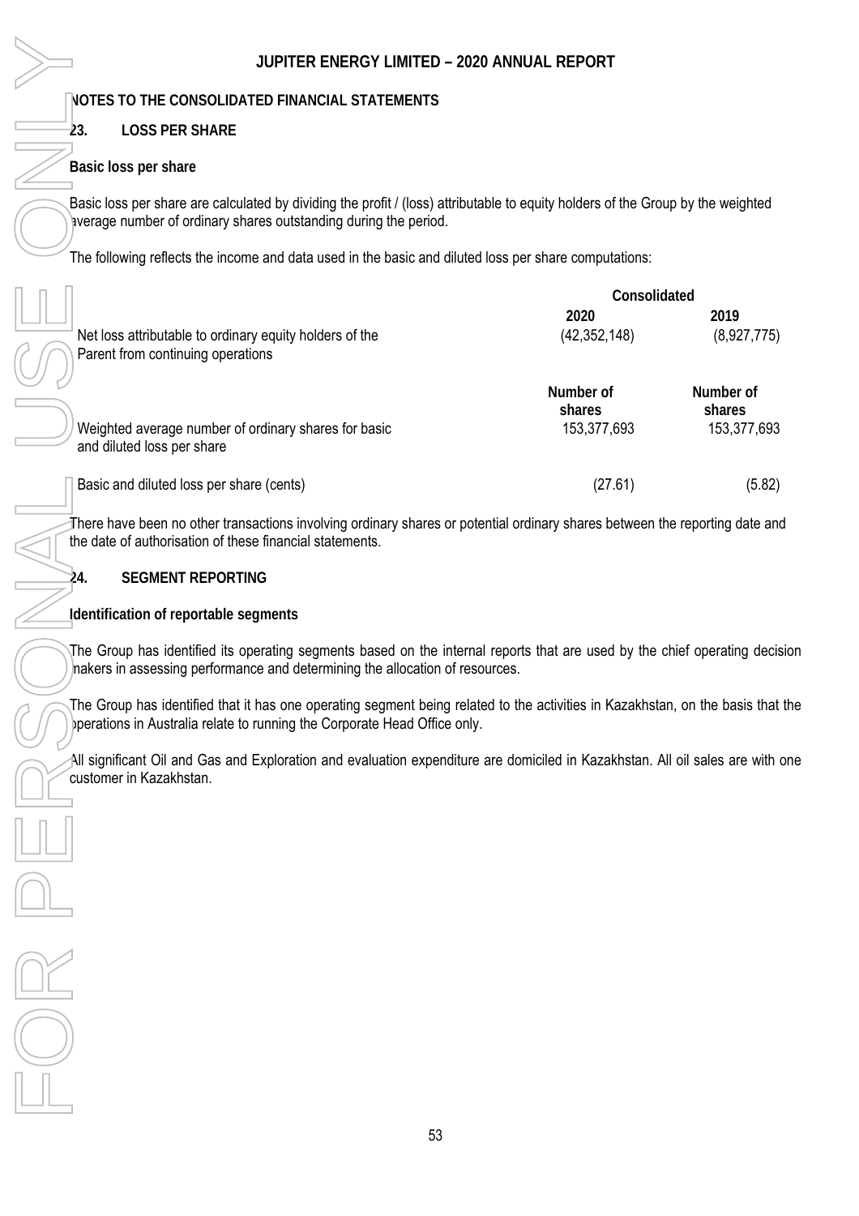## NOTES TO THE CONSOLIDATED FINANCIAL STATEMENTS

### 23. LOSS PER SHARE

**Basic loss per share**

Basic loss per share are calculated by dividing the profit / (loss) attributable to equity holders of the Group by the weighted average number of ordinary shares outstanding during the period.

The following reflects the income and data used in the basic and diluted loss per share computations:

| | Consolidated | |
|---|---|---|
| | **2020** | **2019** |
| Net loss attributable to ordinary equity holders of the Parent from continuing operations | (42,352,148) | (8,927,775) |
| | **Number of shares** | **Number of shares** |
| Weighted average number of ordinary shares for basic and diluted loss per share | 153,377,693 | 153,377,693 |
| Basic and diluted loss per share (cents) | (27.61) | (5.82) |

There have been no other transactions involving ordinary shares or potential ordinary shares between the reporting date and the date of authorisation of these financial statements.

### 24. SEGMENT REPORTING

**Identification of reportable segments**

The Group has identified its operating segments based on the internal reports that are used by the chief operating decision makers in assessing performance and determining the allocation of resources.

The Group has identified that it has one operating segment being related to the activities in Kazakhstan, on the basis that the operations in Australia relate to running the Corporate Head Office only.

All significant Oil and Gas and Exploration and evaluation expenditure are domiciled in Kazakhstan. All oil sales are with one customer in Kazakhstan.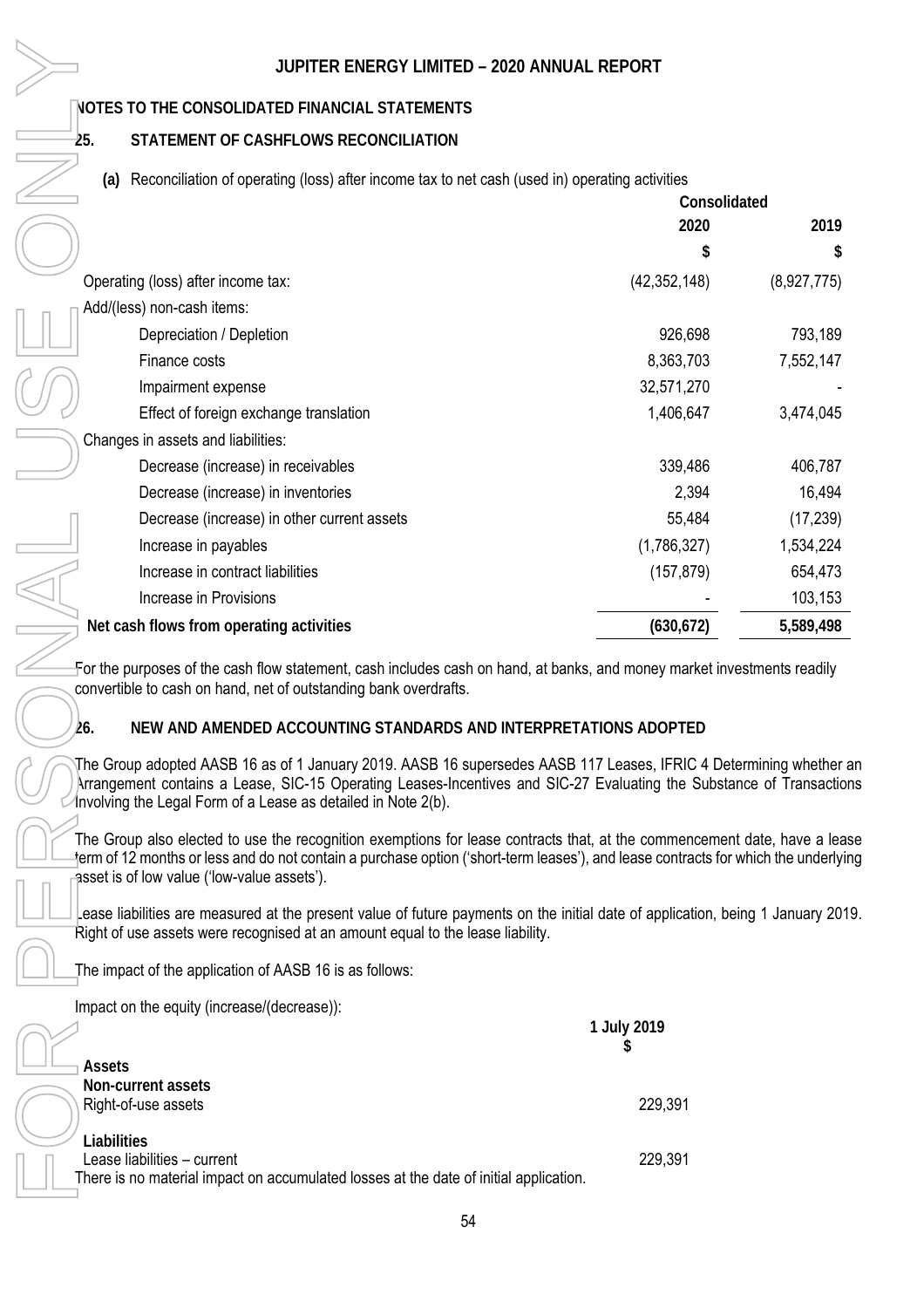## NOTES TO THE CONSOLIDATED FINANCIAL STATEMENTS

### 25. STATEMENT OF CASHFLOWS RECONCILIATION

**(a)** Reconciliation of operating (loss) after income tax to net cash (used in) operating activities

| | Consolidated | |
|---|---|---|
| | **2020** | **2019** |
| | **$** | **$** |
| Operating (loss) after income tax: | (42,352,148) | (8,927,775) |
| Add/(less) non-cash items: | | |
| Depreciation / Depletion | 926,698 | 793,189 |
| Finance costs | 8,363,703 | 7,552,147 |
| Impairment expense | 32,571,270 | - |
| Effect of foreign exchange translation | 1,406,647 | 3,474,045 |
| Changes in assets and liabilities: | | |
| Decrease (increase) in receivables | 339,486 | 406,787 |
| Decrease (increase) in inventories | 2,394 | 16,494 |
| Decrease (increase) in other current assets | 55,484 | (17,239) |
| Increase in payables | (1,786,327) | 1,534,224 |
| Increase in contract liabilities | (157,879) | 654,473 |
| Increase in Provisions | - | 103,153 |
| **Net cash flows from operating activities** | **(630,672)** | **5,589,498** |

For the purposes of the cash flow statement, cash includes cash on hand, at banks, and money market investments readily convertible to cash on hand, net of outstanding bank overdrafts.

### 26. NEW AND AMENDED ACCOUNTING STANDARDS AND INTERPRETATIONS ADOPTED

The Group adopted AASB 16 as of 1 January 2019. AASB 16 supersedes AASB 117 Leases, IFRIC 4 Determining whether an Arrangement contains a Lease, SIC-15 Operating Leases-Incentives and SIC-27 Evaluating the Substance of Transactions Involving the Legal Form of a Lease as detailed in Note 2(b).

The Group also elected to use the recognition exemptions for lease contracts that, at the commencement date, have a lease term of 12 months or less and do not contain a purchase option ('short-term leases'), and lease contracts for which the underlying asset is of low value ('low-value assets').

Lease liabilities are measured at the present value of future payments on the initial date of application, being 1 January 2019. Right of use assets were recognised at an amount equal to the lease liability.

The impact of the application of AASB 16 is as follows:

Impact on the equity (increase/(decrease)):

| | 1 July 2019 |
|---|---|
| | $ |
| **Assets** | |
| **Non-current assets** | |
| Right-of-use assets | 229,391 |
| **Liabilities** | |
| Lease liabilities – current | 229,391 |

There is no material impact on accumulated losses at the date of initial application.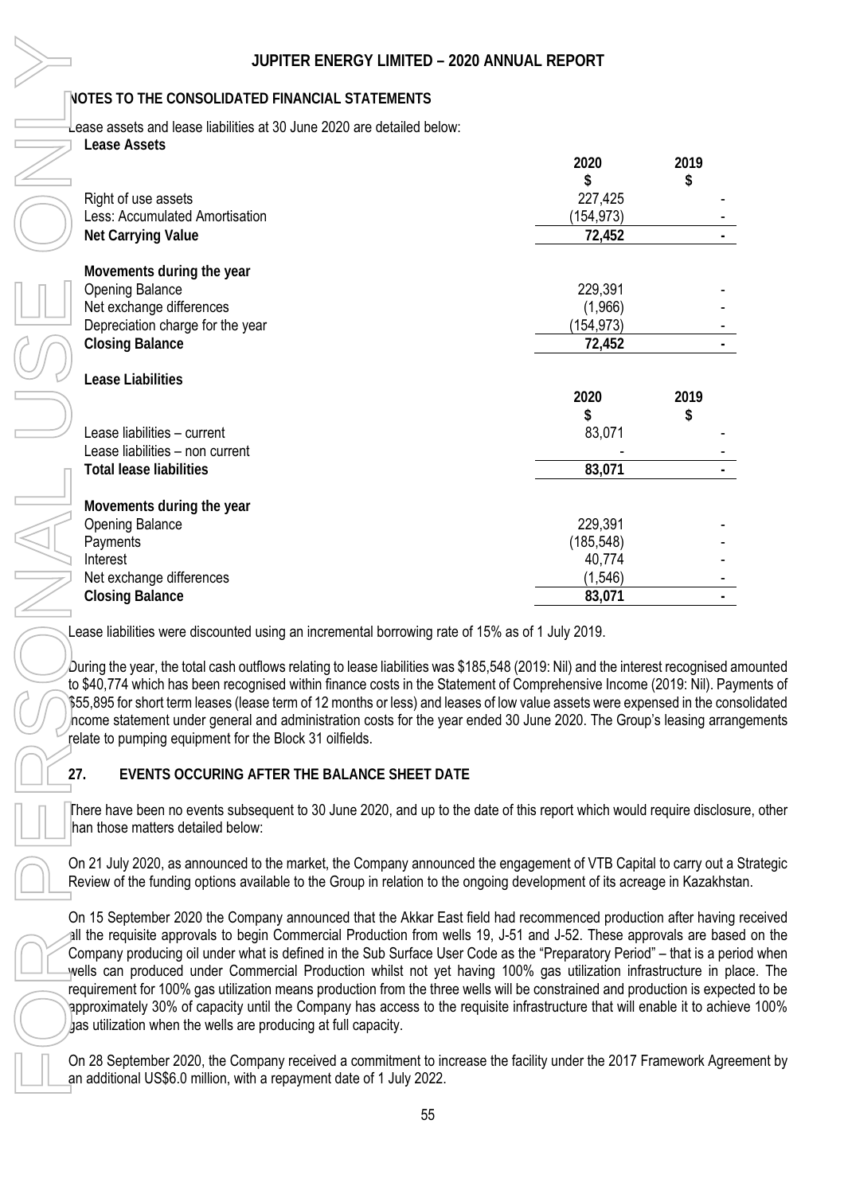## NOTES TO THE CONSOLIDATED FINANCIAL STATEMENTS

Lease assets and lease liabilities at 30 June 2020 are detailed below:

**Lease Assets**

| | 2020 $ | 2019 $ |
|---|---|---|
| Right of use assets | 227,425 | - |
| Less: Accumulated Amortisation | (154,973) | - |
| **Net Carrying Value** | **72,452** | **-** |
| | | |
| **Movements during the year** | | |
| Opening Balance | 229,391 | - |
| Net exchange differences | (1,966) | - |
| Depreciation charge for the year | (154,973) | - |
| **Closing Balance** | **72,452** | **-** |

**Lease Liabilities**

| | 2020 $ | 2019 $ |
|---|---|---|
| Lease liabilities – current | 83,071 | - |
| Lease liabilities – non current | - | - |
| **Total lease liabilities** | **83,071** | **-** |
| | | |
| **Movements during the year** | | |
| Opening Balance | 229,391 | - |
| Payments | (185,548) | - |
| Interest | 40,774 | - |
| Net exchange differences | (1,546) | - |
| **Closing Balance** | **83,071** | **-** |

Lease liabilities were discounted using an incremental borrowing rate of 15% as of 1 July 2019.

During the year, the total cash outflows relating to lease liabilities was $185,548 (2019: Nil) and the interest recognised amounted to $40,774 which has been recognised within finance costs in the Statement of Comprehensive Income (2019: Nil). Payments of $55,895 for short term leases (lease term of 12 months or less) and leases of low value assets were expensed in the consolidated income statement under general and administration costs for the year ended 30 June 2020. The Group's leasing arrangements relate to pumping equipment for the Block 31 oilfields.

## 27. EVENTS OCCURING AFTER THE BALANCE SHEET DATE

There have been no events subsequent to 30 June 2020, and up to the date of this report which would require disclosure, other than those matters detailed below:

On 21 July 2020, as announced to the market, the Company announced the engagement of VTB Capital to carry out a Strategic Review of the funding options available to the Group in relation to the ongoing development of its acreage in Kazakhstan.

On 15 September 2020 the Company announced that the Akkar East field had recommenced production after having received all the requisite approvals to begin Commercial Production from wells 19, J-51 and J-52. These approvals are based on the Company producing oil under what is defined in the Sub Surface User Code as the "Preparatory Period" – that is a period when wells can produced under Commercial Production whilst not yet having 100% gas utilization infrastructure in place. The requirement for 100% gas utilization means production from the three wells will be constrained and production is expected to be approximately 30% of capacity until the Company has access to the requisite infrastructure that will enable it to achieve 100% gas utilization when the wells are producing at full capacity.

On 28 September 2020, the Company received a commitment to increase the facility under the 2017 Framework Agreement by an additional US$6.0 million, with a repayment date of 1 July 2022.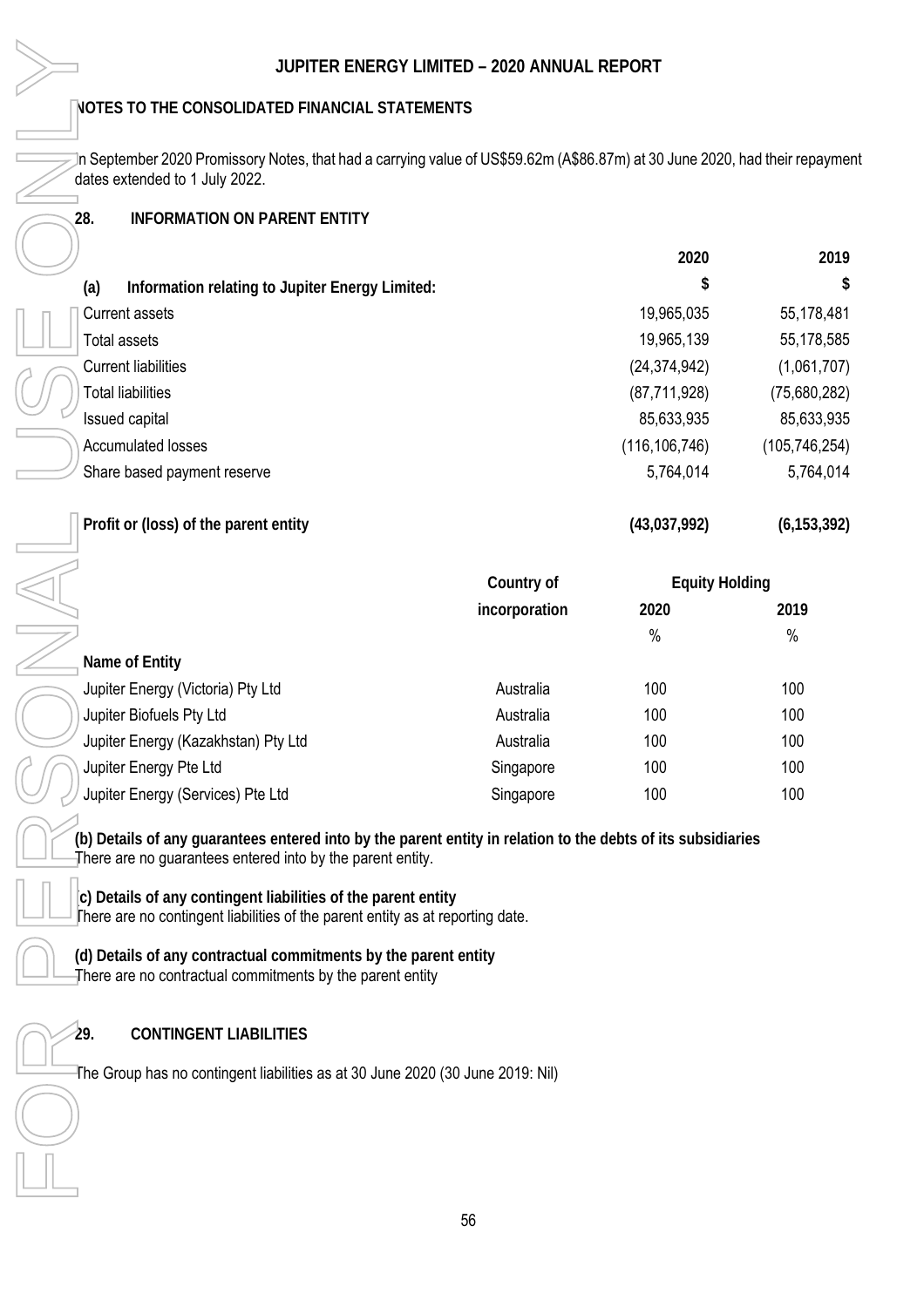## NOTES TO THE CONSOLIDATED FINANCIAL STATEMENTS

In September 2020 Promissory Notes, that had a carrying value of US$59.62m (A$86.87m) at 30 June 2020, had their repayment dates extended to 1 July 2022.

### 28. INFORMATION ON PARENT ENTITY

| (a) Information relating to Jupiter Energy Limited: | 2020<br>$ | 2019<br>$ |
|---|---|---|
| Current assets | 19,965,035 | 55,178,481 |
| Total assets | 19,965,139 | 55,178,585 |
| Current liabilities | (24,374,942) | (1,061,707) |
| Total liabilities | (87,711,928) | (75,680,282) |
| Issued capital | 85,633,935 | 85,633,935 |
| Accumulated losses | (116,106,746) | (105,746,254) |
| Share based payment reserve | 5,764,014 | 5,764,014 |
| **Profit or (loss) of the parent entity** | **(43,037,992)** | **(6,153,392)** |

| Name of Entity | Country of incorporation | Equity Holding 2020 % | Equity Holding 2019 % |
|---|---|---|---|
| Jupiter Energy (Victoria) Pty Ltd | Australia | 100 | 100 |
| Jupiter Biofuels Pty Ltd | Australia | 100 | 100 |
| Jupiter Energy (Kazakhstan) Pty Ltd | Australia | 100 | 100 |
| Jupiter Energy Pte Ltd | Singapore | 100 | 100 |
| Jupiter Energy (Services) Pte Ltd | Singapore | 100 | 100 |

**(b) Details of any guarantees entered into by the parent entity in relation to the debts of its subsidiaries**
There are no guarantees entered into by the parent entity.

**(c) Details of any contingent liabilities of the parent entity**
There are no contingent liabilities of the parent entity as at reporting date.

**(d) Details of any contractual commitments by the parent entity**
There are no contractual commitments by the parent entity

### 29. CONTINGENT LIABILITIES

The Group has no contingent liabilities as at 30 June 2020 (30 June 2019: Nil)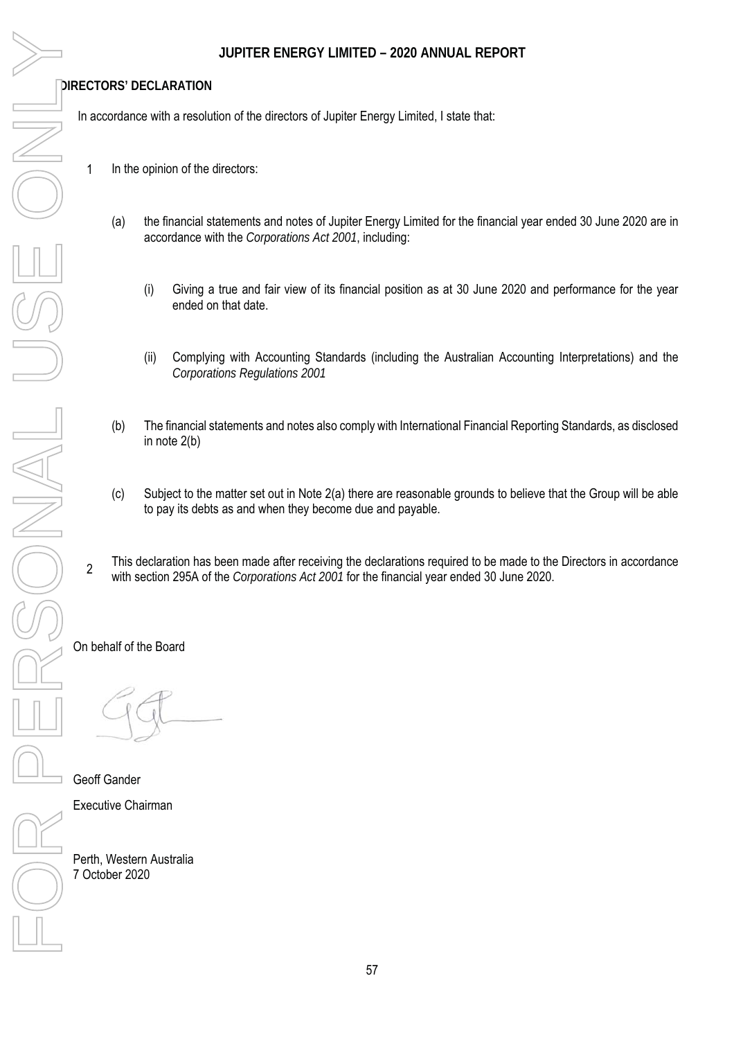## DIRECTORS' DECLARATION

In accordance with a resolution of the directors of Jupiter Energy Limited, I state that:

1. In the opinion of the directors:

   (a) the financial statements and notes of Jupiter Energy Limited for the financial year ended 30 June 2020 are in accordance with the *Corporations Act 2001*, including:

      (i) Giving a true and fair view of its financial position as at 30 June 2020 and performance for the year ended on that date.

      (ii) Complying with Accounting Standards (including the Australian Accounting Interpretations) and the *Corporations Regulations 2001*

   (b) The financial statements and notes also comply with International Financial Reporting Standards, as disclosed in note 2(b)

   (c) Subject to the matter set out in Note 2(a) there are reasonable grounds to believe that the Group will be able to pay its debts as and when they become due and payable.

2. This declaration has been made after receiving the declarations required to be made to the Directors in accordance with section 295A of the *Corporations Act 2001* for the financial year ended 30 June 2020.

On behalf of the Board

Geoff Gander

Executive Chairman

Perth, Western Australia
7 October 2020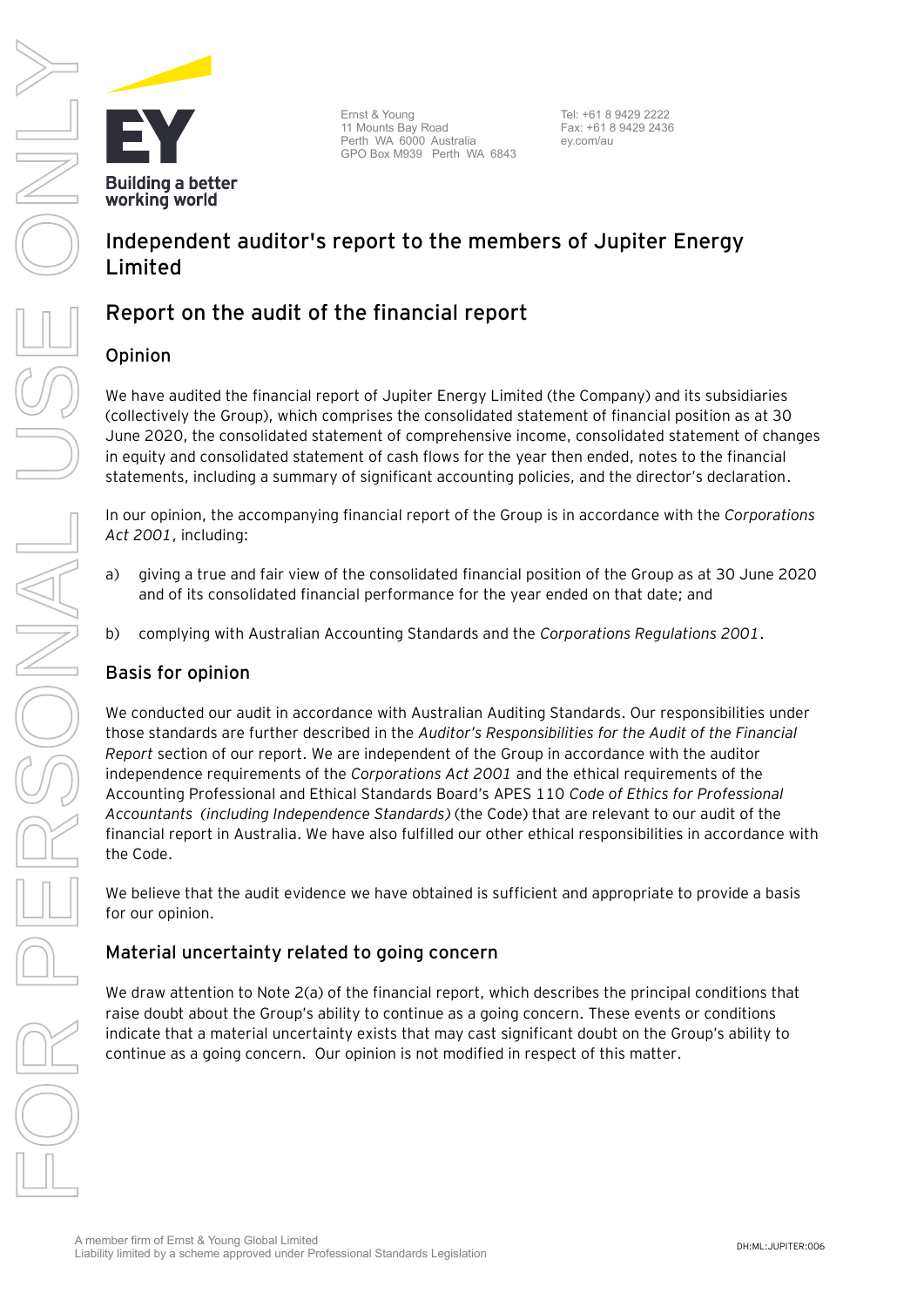Ernst & Young
11 Mounts Bay Road
Perth WA 6000 Australia
GPO Box M939 Perth WA 6843

Tel: +61 8 9429 2222
Fax: +61 8 9429 2436
ey.com/au

# Independent auditor's report to the members of Jupiter Energy Limited

## Report on the audit of the financial report

### Opinion

We have audited the financial report of Jupiter Energy Limited (the Company) and its subsidiaries (collectively the Group), which comprises the consolidated statement of financial position as at 30 June 2020, the consolidated statement of comprehensive income, consolidated statement of changes in equity and consolidated statement of cash flows for the year then ended, notes to the financial statements, including a summary of significant accounting policies, and the director's declaration.

In our opinion, the accompanying financial report of the Group is in accordance with the *Corporations Act 2001*, including:

a) giving a true and fair view of the consolidated financial position of the Group as at 30 June 2020 and of its consolidated financial performance for the year ended on that date; and

b) complying with Australian Accounting Standards and the *Corporations Regulations 2001*.

### Basis for opinion

We conducted our audit in accordance with Australian Auditing Standards. Our responsibilities under those standards are further described in the *Auditor's Responsibilities for the Audit of the Financial Report* section of our report. We are independent of the Group in accordance with the auditor independence requirements of the *Corporations Act 2001* and the ethical requirements of the Accounting Professional and Ethical Standards Board's APES 110 *Code of Ethics for Professional Accountants (including Independence Standards)* (the Code) that are relevant to our audit of the financial report in Australia. We have also fulfilled our other ethical responsibilities in accordance with the Code.

We believe that the audit evidence we have obtained is sufficient and appropriate to provide a basis for our opinion.

### Material uncertainty related to going concern

We draw attention to Note 2(a) of the financial report, which describes the principal conditions that raise doubt about the Group's ability to continue as a going concern. These events or conditions indicate that a material uncertainty exists that may cast significant doubt on the Group's ability to continue as a going concern. Our opinion is not modified in respect of this matter.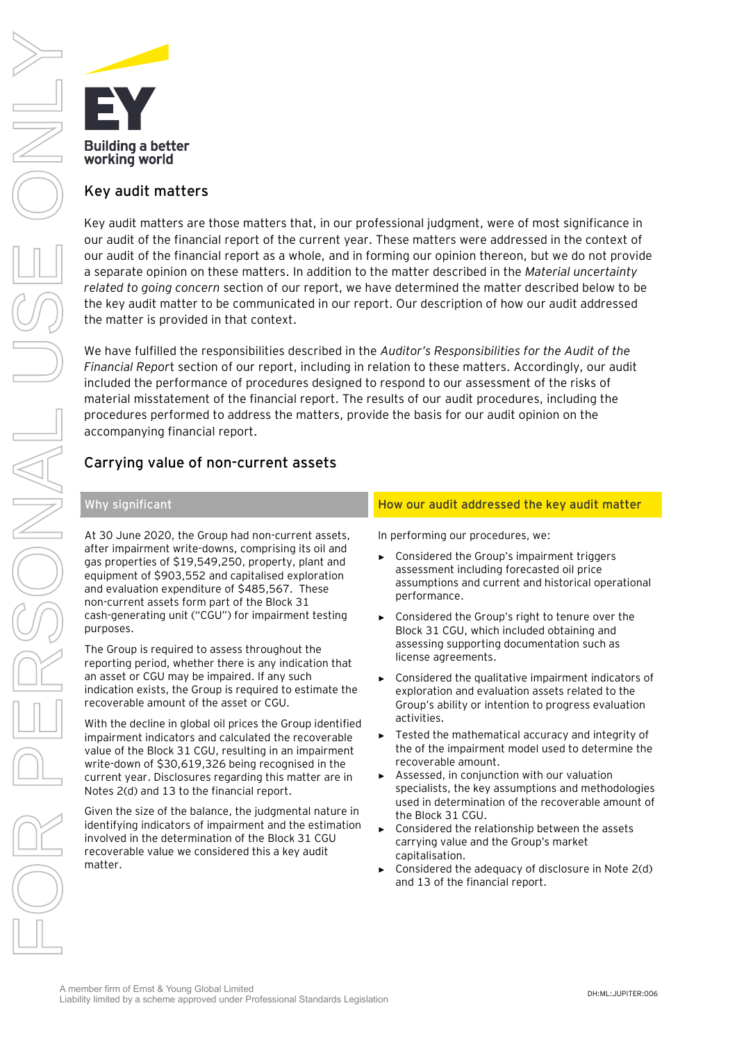## Key audit matters

Key audit matters are those matters that, in our professional judgment, were of most significance in our audit of the financial report of the current year. These matters were addressed in the context of our audit of the financial report as a whole, and in forming our opinion thereon, but we do not provide a separate opinion on these matters. In addition to the matter described in the *Material uncertainty related to going concern* section of our report, we have determined the matter described below to be the key audit matter to be communicated in our report. Our description of how our audit addressed the matter is provided in that context.

We have fulfilled the responsibilities described in the *Auditor's Responsibilities for the Audit of the Financial Report* section of our report, including in relation to these matters. Accordingly, our audit included the performance of procedures designed to respond to our assessment of the risks of material misstatement of the financial report. The results of our audit procedures, including the procedures performed to address the matters, provide the basis for our audit opinion on the accompanying financial report.

## Carrying value of non-current assets

### Why significant

At 30 June 2020, the Group had non-current assets, after impairment write-downs, comprising its oil and gas properties of $19,549,250, property, plant and equipment of $903,552 and capitalised exploration and evaluation expenditure of $485,567. These non-current assets form part of the Block 31 cash-generating unit ("CGU") for impairment testing purposes.

The Group is required to assess throughout the reporting period, whether there is any indication that an asset or CGU may be impaired. If any such indication exists, the Group is required to estimate the recoverable amount of the asset or CGU.

With the decline in global oil prices the Group identified impairment indicators and calculated the recoverable value of the Block 31 CGU, resulting in an impairment write-down of $30,619,326 being recognised in the current year. Disclosures regarding this matter are in Notes 2(d) and 13 to the financial report.

Given the size of the balance, the judgmental nature in identifying indicators of impairment and the estimation involved in the determination of the Block 31 CGU recoverable value we considered this a key audit matter.

### How our audit addressed the key audit matter

In performing our procedures, we:

- Considered the Group's impairment triggers assessment including forecasted oil price assumptions and current and historical operational performance.
- Considered the Group's right to tenure over the Block 31 CGU, which included obtaining and assessing supporting documentation such as license agreements.
- Considered the qualitative impairment indicators of exploration and evaluation assets related to the Group's ability or intention to progress evaluation activities.
- Tested the mathematical accuracy and integrity of the of the impairment model used to determine the recoverable amount.
- Assessed, in conjunction with our valuation specialists, the key assumptions and methodologies used in determination of the recoverable amount of the Block 31 CGU.
- Considered the relationship between the assets carrying value and the Group's market capitalisation.
- Considered the adequacy of disclosure in Note 2(d) and 13 of the financial report.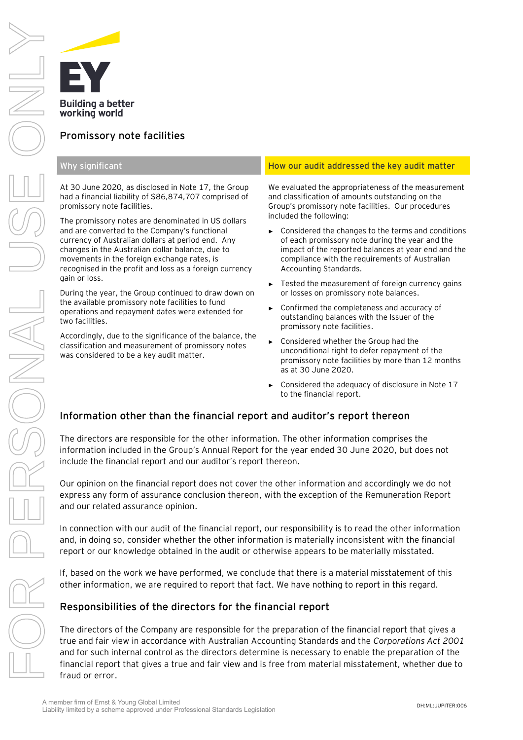## Promissory note facilities

| Why significant | How our audit addressed the key audit matter |
|---|---|
| At 30 June 2020, as disclosed in Note 17, the Group had a financial liability of $86,874,707 comprised of promissory note facilities.<br><br>The promissory notes are denominated in US dollars and are converted to the Company's functional currency of Australian dollars at period end. Any changes in the Australian dollar balance, due to movements in the foreign exchange rates, is recognised in the profit and loss as a foreign currency gain or loss.<br><br>During the year, the Group continued to draw down on the available promissory note facilities to fund operations and repayment dates were extended for two facilities.<br><br>Accordingly, due to the significance of the balance, the classification and measurement of promissory notes was considered to be a key audit matter. | We evaluated the appropriateness of the measurement and classification of amounts outstanding on the Group's promissory note facilities. Our procedures included the following:<br><br>► Considered the changes to the terms and conditions of each promissory note during the year and the impact of the reported balances at year end and the compliance with the requirements of Australian Accounting Standards.<br><br>► Tested the measurement of foreign currency gains or losses on promissory note balances.<br><br>► Confirmed the completeness and accuracy of outstanding balances with the Issuer of the promissory note facilities.<br><br>► Considered whether the Group had the unconditional right to defer repayment of the promissory note facilities by more than 12 months as at 30 June 2020.<br><br>► Considered the adequacy of disclosure in Note 17 to the financial report. |

## Information other than the financial report and auditor's report thereon

The directors are responsible for the other information. The other information comprises the information included in the Group's Annual Report for the year ended 30 June 2020, but does not include the financial report and our auditor's report thereon.

Our opinion on the financial report does not cover the other information and accordingly we do not express any form of assurance conclusion thereon, with the exception of the Remuneration Report and our related assurance opinion.

In connection with our audit of the financial report, our responsibility is to read the other information and, in doing so, consider whether the other information is materially inconsistent with the financial report or our knowledge obtained in the audit or otherwise appears to be materially misstated.

If, based on the work we have performed, we conclude that there is a material misstatement of this other information, we are required to report that fact. We have nothing to report in this regard.

## Responsibilities of the directors for the financial report

The directors of the Company are responsible for the preparation of the financial report that gives a true and fair view in accordance with Australian Accounting Standards and the *Corporations Act 2001* and for such internal control as the directors determine is necessary to enable the preparation of the financial report that gives a true and fair view and is free from material misstatement, whether due to fraud or error.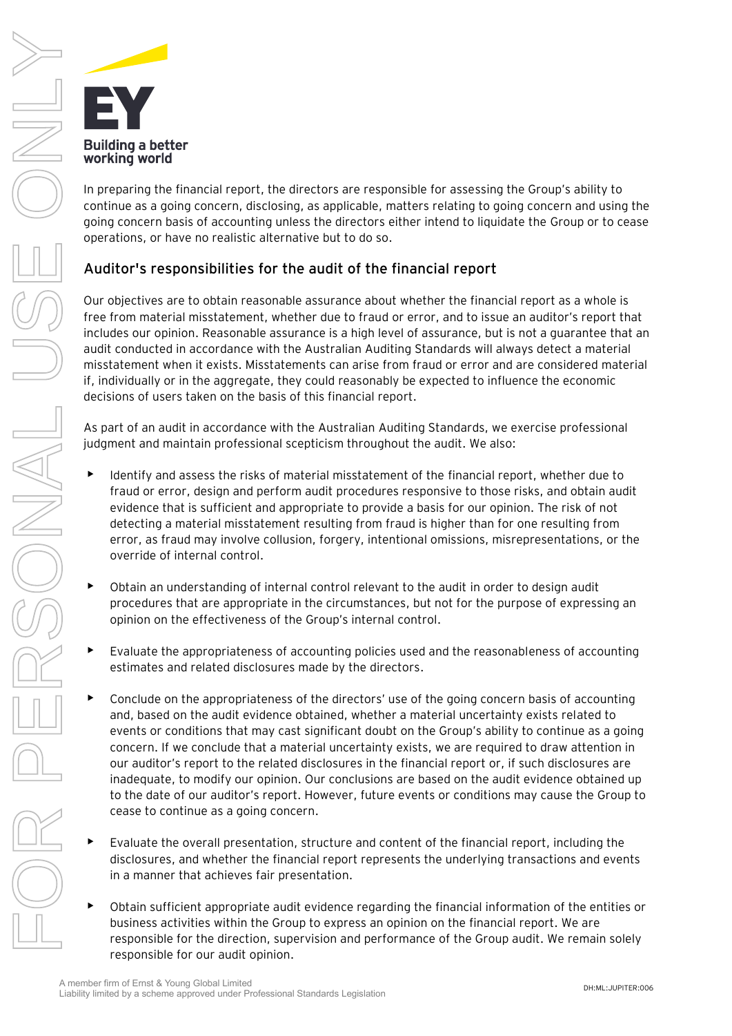In preparing the financial report, the directors are responsible for assessing the Group's ability to continue as a going concern, disclosing, as applicable, matters relating to going concern and using the going concern basis of accounting unless the directors either intend to liquidate the Group or to cease operations, or have no realistic alternative but to do so.

## Auditor's responsibilities for the audit of the financial report

Our objectives are to obtain reasonable assurance about whether the financial report as a whole is free from material misstatement, whether due to fraud or error, and to issue an auditor's report that includes our opinion. Reasonable assurance is a high level of assurance, but is not a guarantee that an audit conducted in accordance with the Australian Auditing Standards will always detect a material misstatement when it exists. Misstatements can arise from fraud or error and are considered material if, individually or in the aggregate, they could reasonably be expected to influence the economic decisions of users taken on the basis of this financial report.

As part of an audit in accordance with the Australian Auditing Standards, we exercise professional judgment and maintain professional scepticism throughout the audit. We also:

- Identify and assess the risks of material misstatement of the financial report, whether due to fraud or error, design and perform audit procedures responsive to those risks, and obtain audit evidence that is sufficient and appropriate to provide a basis for our opinion. The risk of not detecting a material misstatement resulting from fraud is higher than for one resulting from error, as fraud may involve collusion, forgery, intentional omissions, misrepresentations, or the override of internal control.
- Obtain an understanding of internal control relevant to the audit in order to design audit procedures that are appropriate in the circumstances, but not for the purpose of expressing an opinion on the effectiveness of the Group's internal control.
- Evaluate the appropriateness of accounting policies used and the reasonableness of accounting estimates and related disclosures made by the directors.
- Conclude on the appropriateness of the directors' use of the going concern basis of accounting and, based on the audit evidence obtained, whether a material uncertainty exists related to events or conditions that may cast significant doubt on the Group's ability to continue as a going concern. If we conclude that a material uncertainty exists, we are required to draw attention in our auditor's report to the related disclosures in the financial report or, if such disclosures are inadequate, to modify our opinion. Our conclusions are based on the audit evidence obtained up to the date of our auditor's report. However, future events or conditions may cause the Group to cease to continue as a going concern.
- Evaluate the overall presentation, structure and content of the financial report, including the disclosures, and whether the financial report represents the underlying transactions and events in a manner that achieves fair presentation.
- Obtain sufficient appropriate audit evidence regarding the financial information of the entities or business activities within the Group to express an opinion on the financial report. We are responsible for the direction, supervision and performance of the Group audit. We remain solely responsible for our audit opinion.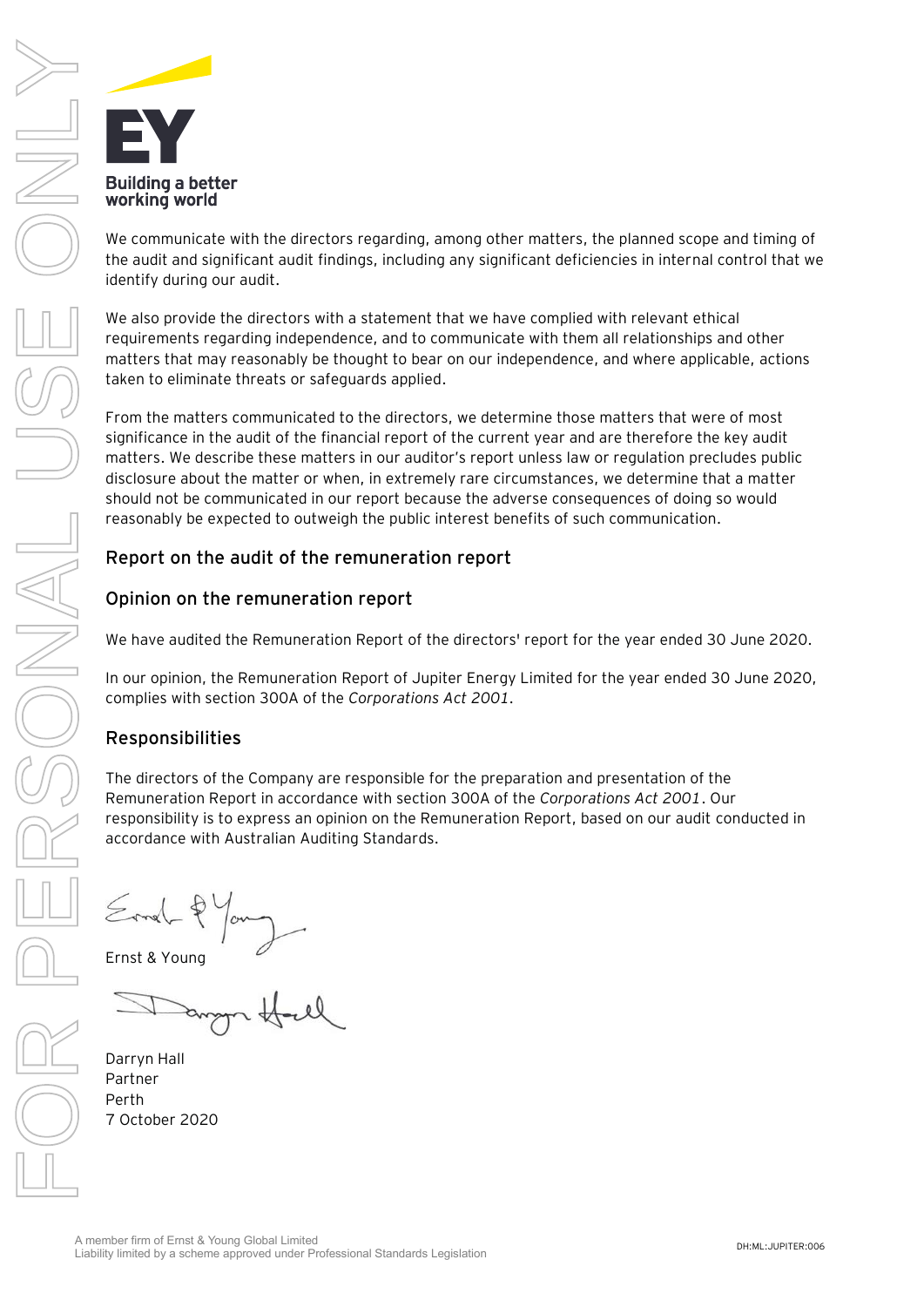We communicate with the directors regarding, among other matters, the planned scope and timing of the audit and significant audit findings, including any significant deficiencies in internal control that we identify during our audit.

We also provide the directors with a statement that we have complied with relevant ethical requirements regarding independence, and to communicate with them all relationships and other matters that may reasonably be thought to bear on our independence, and where applicable, actions taken to eliminate threats or safeguards applied.

From the matters communicated to the directors, we determine those matters that were of most significance in the audit of the financial report of the current year and are therefore the key audit matters. We describe these matters in our auditor's report unless law or regulation precludes public disclosure about the matter or when, in extremely rare circumstances, we determine that a matter should not be communicated in our report because the adverse consequences of doing so would reasonably be expected to outweigh the public interest benefits of such communication.

## Report on the audit of the remuneration report

## Opinion on the remuneration report

We have audited the Remuneration Report of the directors' report for the year ended 30 June 2020.

In our opinion, the Remuneration Report of Jupiter Energy Limited for the year ended 30 June 2020, complies with section 300A of the *Corporations Act 2001*.

## Responsibilities

The directors of the Company are responsible for the preparation and presentation of the Remuneration Report in accordance with section 300A of the *Corporations Act 2001*. Our responsibility is to express an opinion on the Remuneration Report, based on our audit conducted in accordance with Australian Auditing Standards.

Ernst & Young

Darryn Hall
Partner
Perth
7 October 2020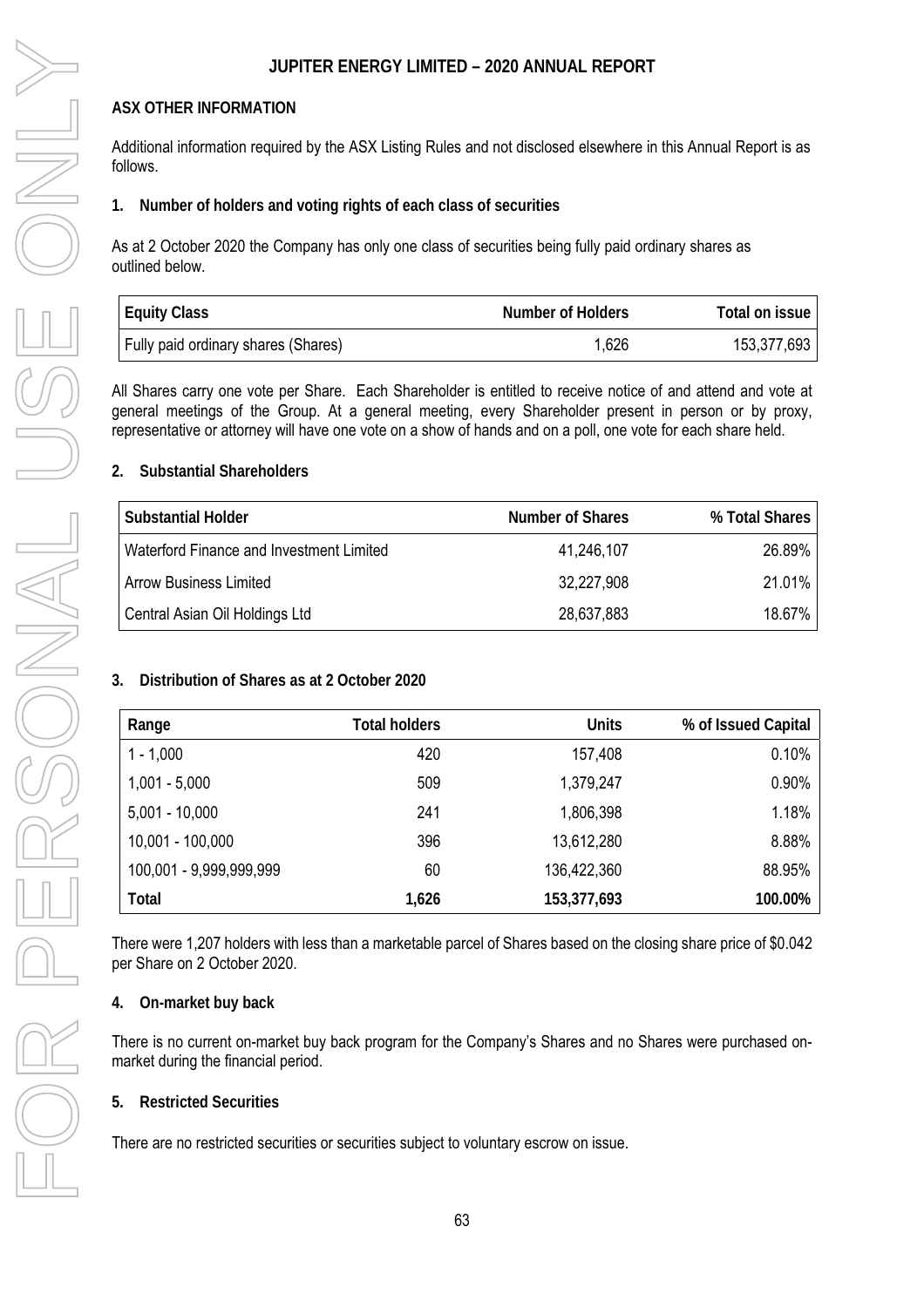## ASX OTHER INFORMATION

Additional information required by the ASX Listing Rules and not disclosed elsewhere in this Annual Report is as follows.

### 1. Number of holders and voting rights of each class of securities

As at 2 October 2020 the Company has only one class of securities being fully paid ordinary shares as outlined below.

| Equity Class | Number of Holders | Total on issue |
|---|---|---|
| Fully paid ordinary shares (Shares) | 1,626 | 153,377,693 |

All Shares carry one vote per Share. Each Shareholder is entitled to receive notice of and attend and vote at general meetings of the Group. At a general meeting, every Shareholder present in person or by proxy, representative or attorney will have one vote on a show of hands and on a poll, one vote for each share held.

### 2. Substantial Shareholders

| Substantial Holder | Number of Shares | % Total Shares |
|---|---|---|
| Waterford Finance and Investment Limited | 41,246,107 | 26.89% |
| Arrow Business Limited | 32,227,908 | 21.01% |
| Central Asian Oil Holdings Ltd | 28,637,883 | 18.67% |

### 3. Distribution of Shares as at 2 October 2020

| Range | Total holders | Units | % of Issued Capital |
|---|---|---|---|
| 1 - 1,000 | 420 | 157,408 | 0.10% |
| 1,001 - 5,000 | 509 | 1,379,247 | 0.90% |
| 5,001 - 10,000 | 241 | 1,806,398 | 1.18% |
| 10,001 - 100,000 | 396 | 13,612,280 | 8.88% |
| 100,001 - 9,999,999,999 | 60 | 136,422,360 | 88.95% |
| **Total** | **1,626** | **153,377,693** | **100.00%** |

There were 1,207 holders with less than a marketable parcel of Shares based on the closing share price of $0.042 per Share on 2 October 2020.

### 4. On-market buy back

There is no current on-market buy back program for the Company's Shares and no Shares were purchased on-market during the financial period.

### 5. Restricted Securities

There are no restricted securities or securities subject to voluntary escrow on issue.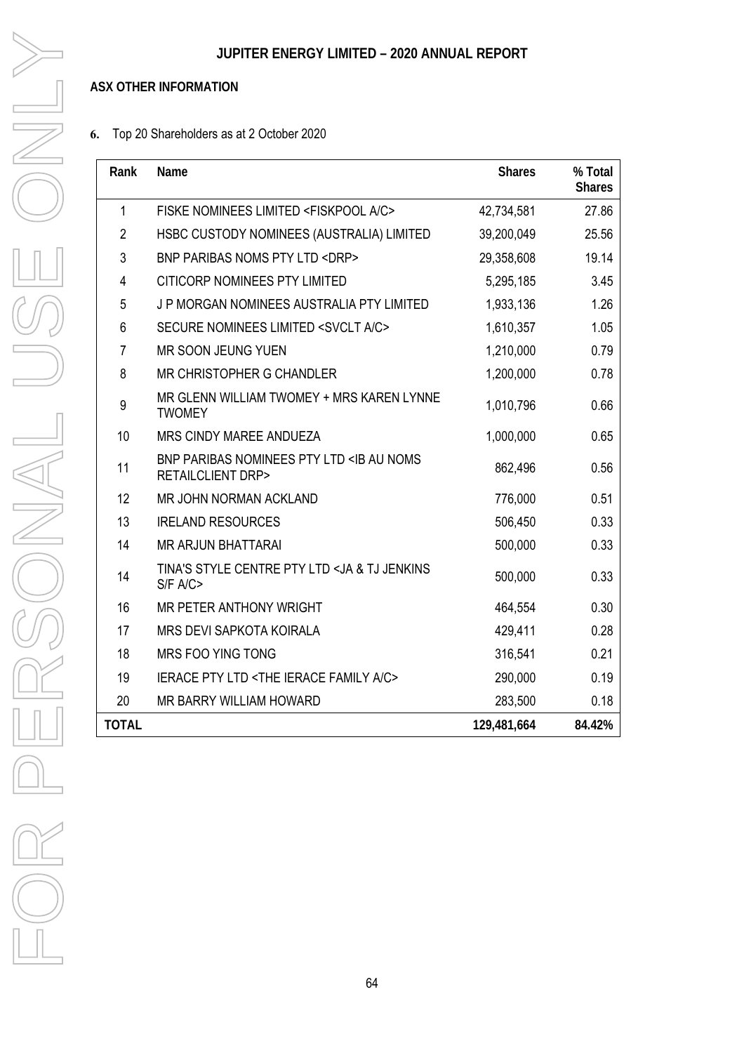## ASX OTHER INFORMATION

**6.** Top 20 Shareholders as at 2 October 2020

| Rank | Name | Shares | % Total Shares |
|---|---|---|---|
| 1 | FISKE NOMINEES LIMITED <FISKPOOL A/C> | 42,734,581 | 27.86 |
| 2 | HSBC CUSTODY NOMINEES (AUSTRALIA) LIMITED | 39,200,049 | 25.56 |
| 3 | BNP PARIBAS NOMS PTY LTD <DRP> | 29,358,608 | 19.14 |
| 4 | CITICORP NOMINEES PTY LIMITED | 5,295,185 | 3.45 |
| 5 | J P MORGAN NOMINEES AUSTRALIA PTY LIMITED | 1,933,136 | 1.26 |
| 6 | SECURE NOMINEES LIMITED <SVCLT A/C> | 1,610,357 | 1.05 |
| 7 | MR SOON JEUNG YUEN | 1,210,000 | 0.79 |
| 8 | MR CHRISTOPHER G CHANDLER | 1,200,000 | 0.78 |
| 9 | MR GLENN WILLIAM TWOMEY + MRS KAREN LYNNE TWOMEY | 1,010,796 | 0.66 |
| 10 | MRS CINDY MAREE ANDUEZA | 1,000,000 | 0.65 |
| 11 | BNP PARIBAS NOMINEES PTY LTD <IB AU NOMS RETAILCLIENT DRP> | 862,496 | 0.56 |
| 12 | MR JOHN NORMAN ACKLAND | 776,000 | 0.51 |
| 13 | IRELAND RESOURCES | 506,450 | 0.33 |
| 14 | MR ARJUN BHATTARAI | 500,000 | 0.33 |
| 14 | TINA'S STYLE CENTRE PTY LTD <JA & TJ JENKINS S/F A/C> | 500,000 | 0.33 |
| 16 | MR PETER ANTHONY WRIGHT | 464,554 | 0.30 |
| 17 | MRS DEVI SAPKOTA KOIRALA | 429,411 | 0.28 |
| 18 | MRS FOO YING TONG | 316,541 | 0.21 |
| 19 | IERACE PTY LTD <THE IERACE FAMILY A/C> | 290,000 | 0.19 |
| 20 | MR BARRY WILLIAM HOWARD | 283,500 | 0.18 |
| **TOTAL** | | **129,481,664** | **84.42%** |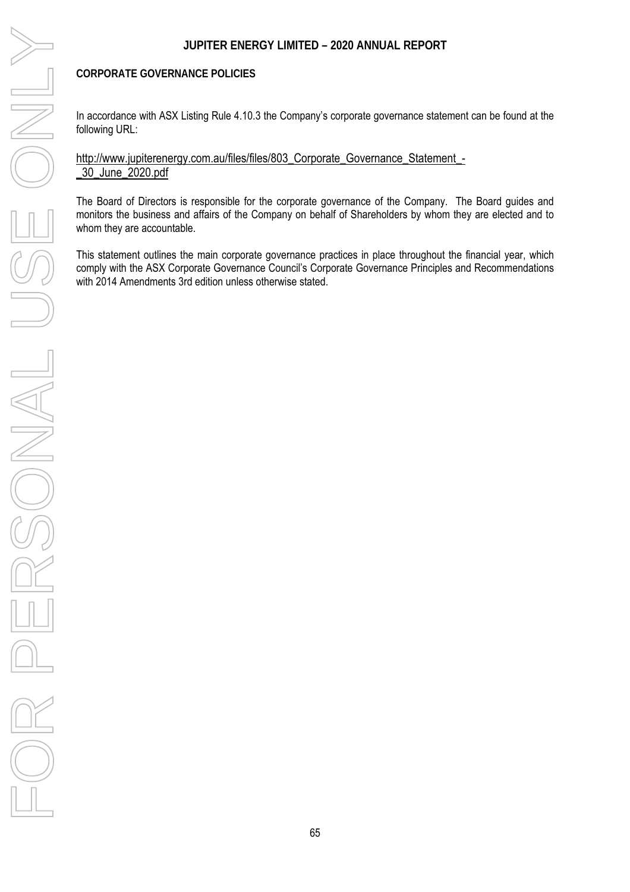## CORPORATE GOVERNANCE POLICIES

In accordance with ASX Listing Rule 4.10.3 the Company's corporate governance statement can be found at the following URL:

http://www.jupiterenergy.com.au/files/files/803_Corporate_Governance_Statement_-_30_June_2020.pdf

The Board of Directors is responsible for the corporate governance of the Company. The Board guides and monitors the business and affairs of the Company on behalf of Shareholders by whom they are elected and to whom they are accountable.

This statement outlines the main corporate governance practices in place throughout the financial year, which comply with the ASX Corporate Governance Council's Corporate Governance Principles and Recommendations with 2014 Amendments 3rd edition unless otherwise stated.